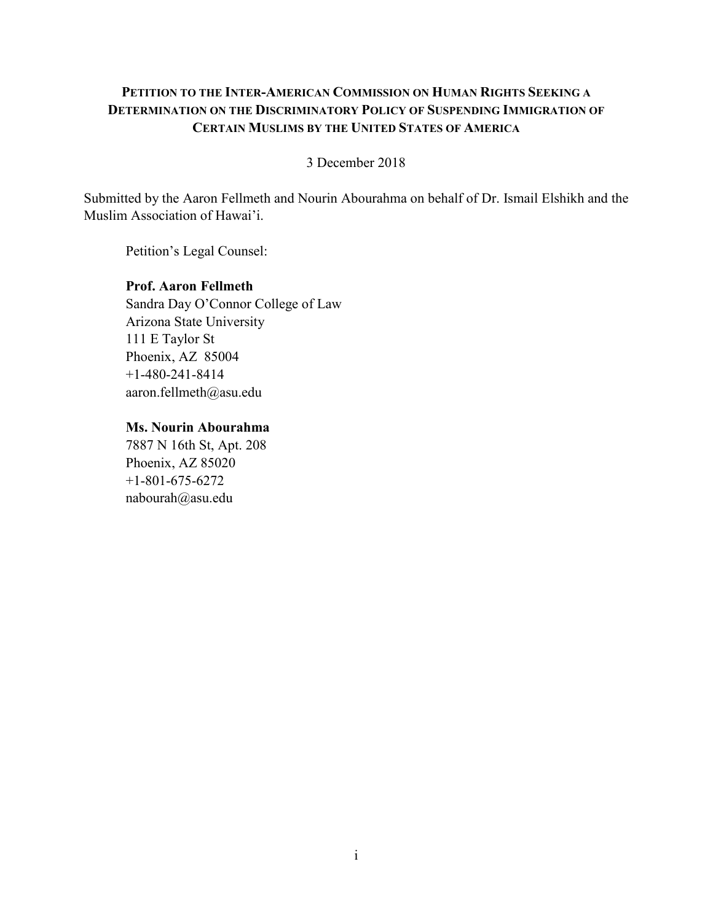# PETITION TO THE INTER-AMERICAN COMMISSION ON HUMAN RIGHTS SEEKING A DETERMINATION ON THE DISCRIMINATORY POLICY OF SUSPENDING IMMIGRATION OF CERTAIN MUSLIMS BY THE UNITED STATES OF AMERICA

3 December 2018

Submitted by the Aaron Fellmeth and Nourin Abourahma on behalf of Dr. Ismail Elshikh and the Muslim Association of Hawai'i.

Petition's Legal Counsel:

**Prof. Aaron Fellmeth**
Sandra Day O'Connor College of Law
Arizona State University
111 E Taylor St
Phoenix, AZ 85004
+1-480-241-8414
aaron.fellmeth@asu.edu

**Ms. Nourin Abourahma**
7887 N 16th St, Apt. 208
Phoenix, AZ 85020
+1-801-675-6272
nabourah@asu.edu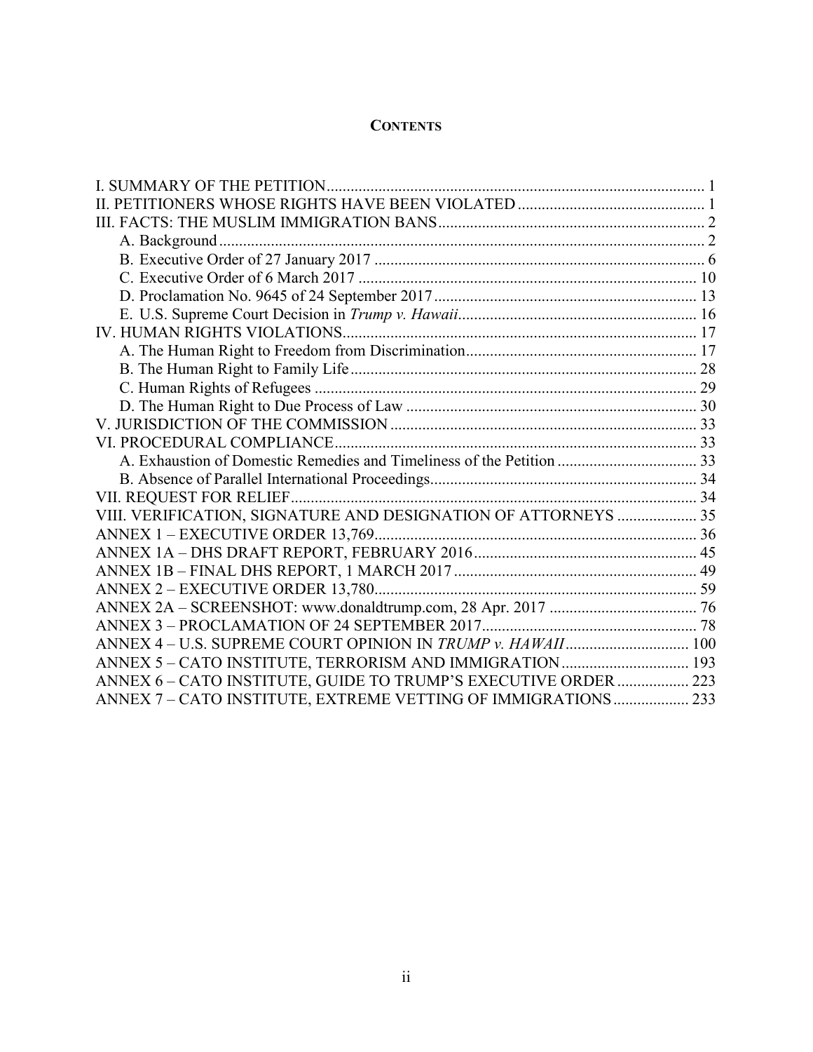## **CONTENTS**

I. SUMMARY OF THE PETITION ..... 1
II. PETITIONERS WHOSE RIGHTS HAVE BEEN VIOLATED ..... 1
III. FACTS: THE MUSLIM IMMIGRATION BANS ..... 2
  A. Background ..... 2
  B. Executive Order of 27 January 2017 ..... 6
  C. Executive Order of 6 March 2017 ..... 10
  D. Proclamation No. 9645 of 24 September 2017 ..... 13
  E. U.S. Supreme Court Decision in *Trump v. Hawaii* ..... 16
IV. HUMAN RIGHTS VIOLATIONS ..... 17
  A. The Human Right to Freedom from Discrimination ..... 17
  B. The Human Right to Family Life ..... 28
  C. Human Rights of Refugees ..... 29
  D. The Human Right to Due Process of Law ..... 30
V. JURISDICTION OF THE COMMISSION ..... 33
VI. PROCEDURAL COMPLIANCE ..... 33
  A. Exhaustion of Domestic Remedies and Timeliness of the Petition ..... 33
  B. Absence of Parallel International Proceedings ..... 34
VII. REQUEST FOR RELIEF ..... 34
VIII. VERIFICATION, SIGNATURE AND DESIGNATION OF ATTORNEYS ..... 35
ANNEX 1 – EXECUTIVE ORDER 13,769 ..... 36
ANNEX 1A – DHS DRAFT REPORT, FEBRUARY 2016 ..... 45
ANNEX 1B – FINAL DHS REPORT, 1 MARCH 2017 ..... 49
ANNEX 2 – EXECUTIVE ORDER 13,780 ..... 59
ANNEX 2A – SCREENSHOT: www.donaldtrump.com, 28 Apr. 2017 ..... 76
ANNEX 3 – PROCLAMATION OF 24 SEPTEMBER 2017 ..... 78
ANNEX 4 – U.S. SUPREME COURT OPINION IN *TRUMP v. HAWAII* ..... 100
ANNEX 5 – CATO INSTITUTE, TERRORISM AND IMMIGRATION ..... 193
ANNEX 6 – CATO INSTITUTE, GUIDE TO TRUMP'S EXECUTIVE ORDER ..... 223
ANNEX 7 – CATO INSTITUTE, EXTREME VETTING OF IMMIGRATIONS ..... 233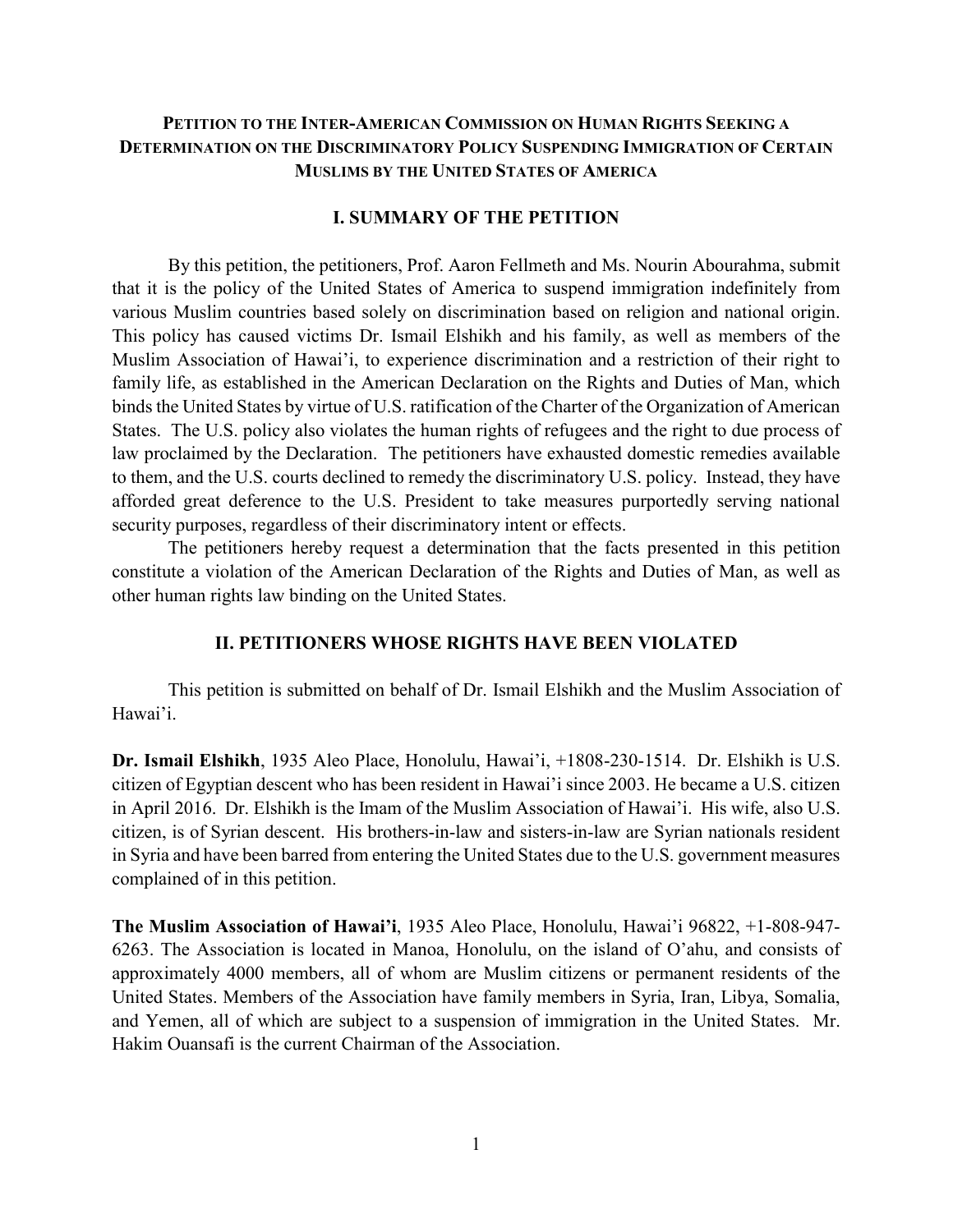**PETITION TO THE INTER-AMERICAN COMMISSION ON HUMAN RIGHTS SEEKING A DETERMINATION ON THE DISCRIMINATORY POLICY SUSPENDING IMMIGRATION OF CERTAIN MUSLIMS BY THE UNITED STATES OF AMERICA**

## I. SUMMARY OF THE PETITION

By this petition, the petitioners, Prof. Aaron Fellmeth and Ms. Nourin Abourahma, submit that it is the policy of the United States of America to suspend immigration indefinitely from various Muslim countries based solely on discrimination based on religion and national origin. This policy has caused victims Dr. Ismail Elshikh and his family, as well as members of the Muslim Association of Hawai'i, to experience discrimination and a restriction of their right to family life, as established in the American Declaration on the Rights and Duties of Man, which binds the United States by virtue of U.S. ratification of the Charter of the Organization of American States. The U.S. policy also violates the human rights of refugees and the right to due process of law proclaimed by the Declaration. The petitioners have exhausted domestic remedies available to them, and the U.S. courts declined to remedy the discriminatory U.S. policy. Instead, they have afforded great deference to the U.S. President to take measures purportedly serving national security purposes, regardless of their discriminatory intent or effects.

The petitioners hereby request a determination that the facts presented in this petition constitute a violation of the American Declaration of the Rights and Duties of Man, as well as other human rights law binding on the United States.

## II. PETITIONERS WHOSE RIGHTS HAVE BEEN VIOLATED

This petition is submitted on behalf of Dr. Ismail Elshikh and the Muslim Association of Hawai'i.

**Dr. Ismail Elshikh**, 1935 Aleo Place, Honolulu, Hawai'i, +1808-230-1514. Dr. Elshikh is U.S. citizen of Egyptian descent who has been resident in Hawai'i since 2003. He became a U.S. citizen in April 2016. Dr. Elshikh is the Imam of the Muslim Association of Hawai'i. His wife, also U.S. citizen, is of Syrian descent. His brothers-in-law and sisters-in-law are Syrian nationals resident in Syria and have been barred from entering the United States due to the U.S. government measures complained of in this petition.

**The Muslim Association of Hawai'i**, 1935 Aleo Place, Honolulu, Hawai'i 96822, +1-808-947-6263. The Association is located in Manoa, Honolulu, on the island of O'ahu, and consists of approximately 4000 members, all of whom are Muslim citizens or permanent residents of the United States. Members of the Association have family members in Syria, Iran, Libya, Somalia, and Yemen, all of which are subject to a suspension of immigration in the United States. Mr. Hakim Ouansafi is the current Chairman of the Association.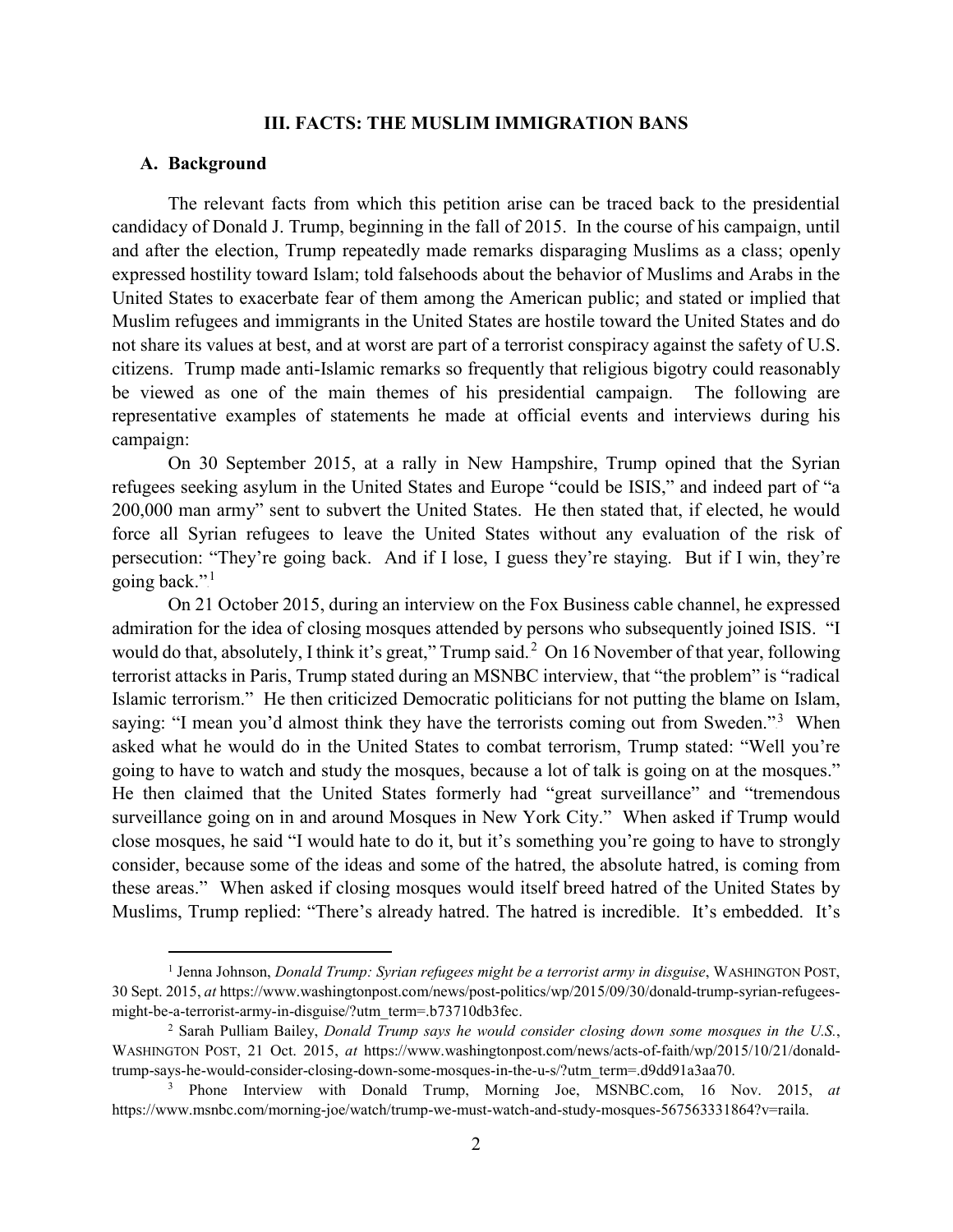### III. FACTS: THE MUSLIM IMMIGRATION BANS

#### A. Background

The relevant facts from which this petition arise can be traced back to the presidential candidacy of Donald J. Trump, beginning in the fall of 2015. In the course of his campaign, until and after the election, Trump repeatedly made remarks disparaging Muslims as a class; openly expressed hostility toward Islam; told falsehoods about the behavior of Muslims and Arabs in the United States to exacerbate fear of them among the American public; and stated or implied that Muslim refugees and immigrants in the United States are hostile toward the United States and do not share its values at best, and at worst are part of a terrorist conspiracy against the safety of U.S. citizens. Trump made anti-Islamic remarks so frequently that religious bigotry could reasonably be viewed as one of the main themes of his presidential campaign. The following are representative examples of statements he made at official events and interviews during his campaign:

On 30 September 2015, at a rally in New Hampshire, Trump opined that the Syrian refugees seeking asylum in the United States and Europe "could be ISIS," and indeed part of "a 200,000 man army" sent to subvert the United States. He then stated that, if elected, he would force all Syrian refugees to leave the United States without any evaluation of the risk of persecution: "They're going back. And if I lose, I guess they're staying. But if I win, they're going back."[1]

On 21 October 2015, during an interview on the Fox Business cable channel, he expressed admiration for the idea of closing mosques attended by persons who subsequently joined ISIS. "I would do that, absolutely, I think it's great," Trump said.[2] On 16 November of that year, following terrorist attacks in Paris, Trump stated during an MSNBC interview, that "the problem" is "radical Islamic terrorism." He then criticized Democratic politicians for not putting the blame on Islam, saying: "I mean you'd almost think they have the terrorists coming out from Sweden."[3] When asked what he would do in the United States to combat terrorism, Trump stated: "Well you're going to have to watch and study the mosques, because a lot of talk is going on at the mosques." He then claimed that the United States formerly had "great surveillance" and "tremendous surveillance going on in and around Mosques in New York City." When asked if Trump would close mosques, he said "I would hate to do it, but it's something you're going to have to strongly consider, because some of the ideas and some of the hatred, the absolute hatred, is coming from these areas." When asked if closing mosques would itself breed hatred of the United States by Muslims, Trump replied: "There's already hatred. The hatred is incredible. It's embedded. It's

---

[1] Jenna Johnson, *Donald Trump: Syrian refugees might be a terrorist army in disguise*, WASHINGTON POST, 30 Sept. 2015, *at* https://www.washingtonpost.com/news/post-politics/wp/2015/09/30/donald-trump-syrian-refugees-might-be-a-terrorist-army-in-disguise/?utm_term=.b73710db3fec.

[2] Sarah Pulliam Bailey, *Donald Trump says he would consider closing down some mosques in the U.S.*, WASHINGTON POST, 21 Oct. 2015, *at* https://www.washingtonpost.com/news/acts-of-faith/wp/2015/10/21/donald-trump-says-he-would-consider-closing-down-some-mosques-in-the-u-s/?utm_term=.d9dd91a3aa70.

[3] Phone Interview with Donald Trump, Morning Joe, MSNBC.com, 16 Nov. 2015, *at* https://www.msnbc.com/morning-joe/watch/trump-we-must-watch-and-study-mosques-567563331864?v=raila.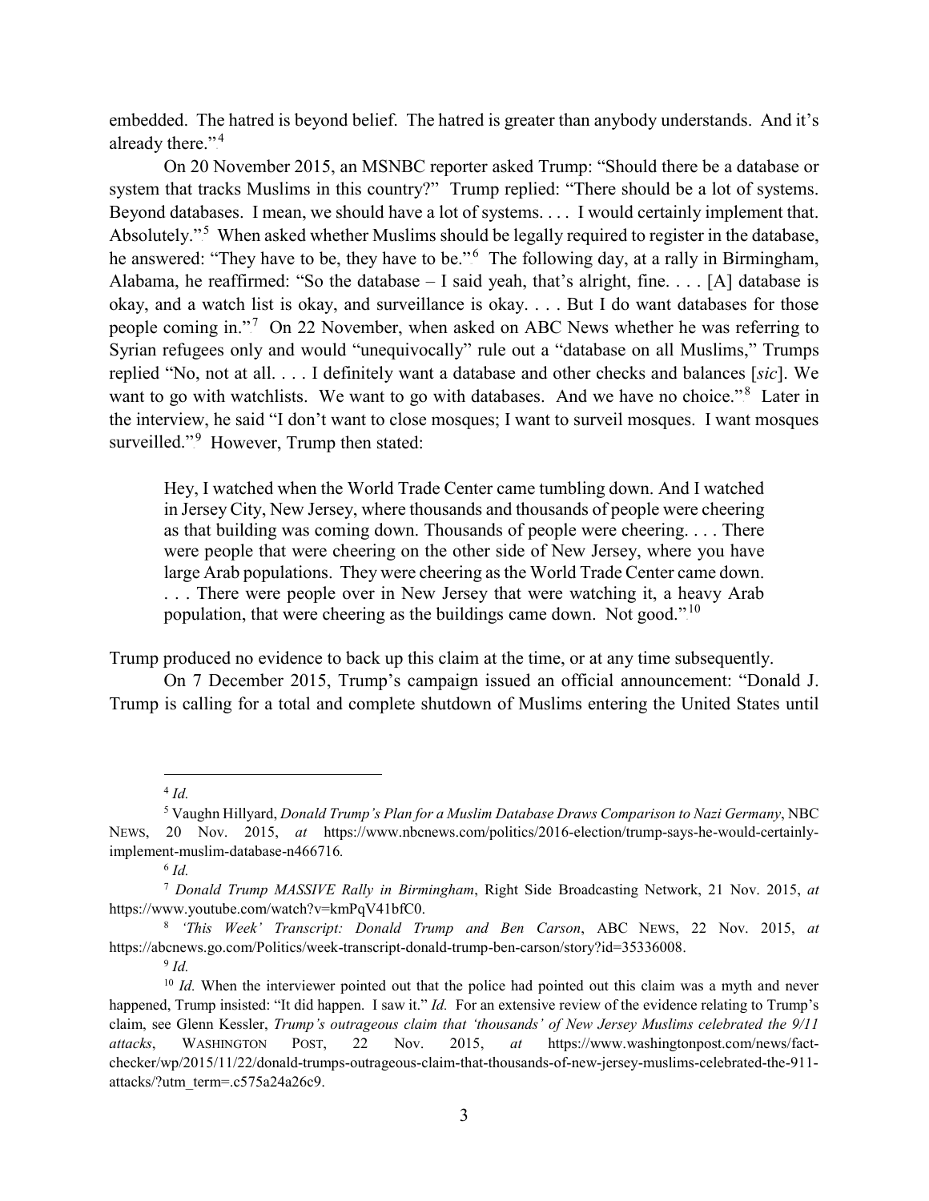embedded. The hatred is beyond belief. The hatred is greater than anybody understands. And it's already there."[4]

On 20 November 2015, an MSNBC reporter asked Trump: "Should there be a database or system that tracks Muslims in this country?" Trump replied: "There should be a lot of systems. Beyond databases. I mean, we should have a lot of systems. . . . I would certainly implement that. Absolutely."[5] When asked whether Muslims should be legally required to register in the database, he answered: "They have to be, they have to be."[6] The following day, at a rally in Birmingham, Alabama, he reaffirmed: "So the database – I said yeah, that's alright, fine. . . . [A] database is okay, and a watch list is okay, and surveillance is okay. . . . But I do want databases for those people coming in."[7] On 22 November, when asked on ABC News whether he was referring to Syrian refugees only and would "unequivocally" rule out a "database on all Muslims," Trumps replied "No, not at all. . . . I definitely want a database and other checks and balances [*sic*]. We want to go with watchlists. We want to go with databases. And we have no choice."[8] Later in the interview, he said "I don't want to close mosques; I want to surveil mosques. I want mosques surveilled."[9] However, Trump then stated:

> Hey, I watched when the World Trade Center came tumbling down. And I watched in Jersey City, New Jersey, where thousands and thousands of people were cheering as that building was coming down. Thousands of people were cheering. . . . There were people that were cheering on the other side of New Jersey, where you have large Arab populations. They were cheering as the World Trade Center came down. . . . There were people over in New Jersey that were watching it, a heavy Arab population, that were cheering as the buildings came down. Not good."[10]

Trump produced no evidence to back up this claim at the time, or at any time subsequently.

On 7 December 2015, Trump's campaign issued an official announcement: "Donald J. Trump is calling for a total and complete shutdown of Muslims entering the United States until

---

[4] *Id.*

[5] Vaughn Hillyard, *Donald Trump's Plan for a Muslim Database Draws Comparison to Nazi Germany*, NBC NEWS, 20 Nov. 2015, *at* https://www.nbcnews.com/politics/2016-election/trump-says-he-would-certainly-implement-muslim-database-n466716.

[6] *Id.*

[7] *Donald Trump MASSIVE Rally in Birmingham*, Right Side Broadcasting Network, 21 Nov. 2015, *at* https://www.youtube.com/watch?v=kmPqV41bfC0.

[8] *'This Week' Transcript: Donald Trump and Ben Carson*, ABC NEWS, 22 Nov. 2015, *at* https://abcnews.go.com/Politics/week-transcript-donald-trump-ben-carson/story?id=35336008.

[9] *Id.*

[10] *Id.* When the interviewer pointed out that the police had pointed out this claim was a myth and never happened, Trump insisted: "It did happen. I saw it." *Id.* For an extensive review of the evidence relating to Trump's claim, see Glenn Kessler, *Trump's outrageous claim that 'thousands' of New Jersey Muslims celebrated the 9/11 attacks*, WASHINGTON POST, 22 Nov. 2015, *at* https://www.washingtonpost.com/news/fact-checker/wp/2015/11/22/donald-trumps-outrageous-claim-that-thousands-of-new-jersey-muslims-celebrated-the-911-attacks/?utm_term=.c575a24a26c9.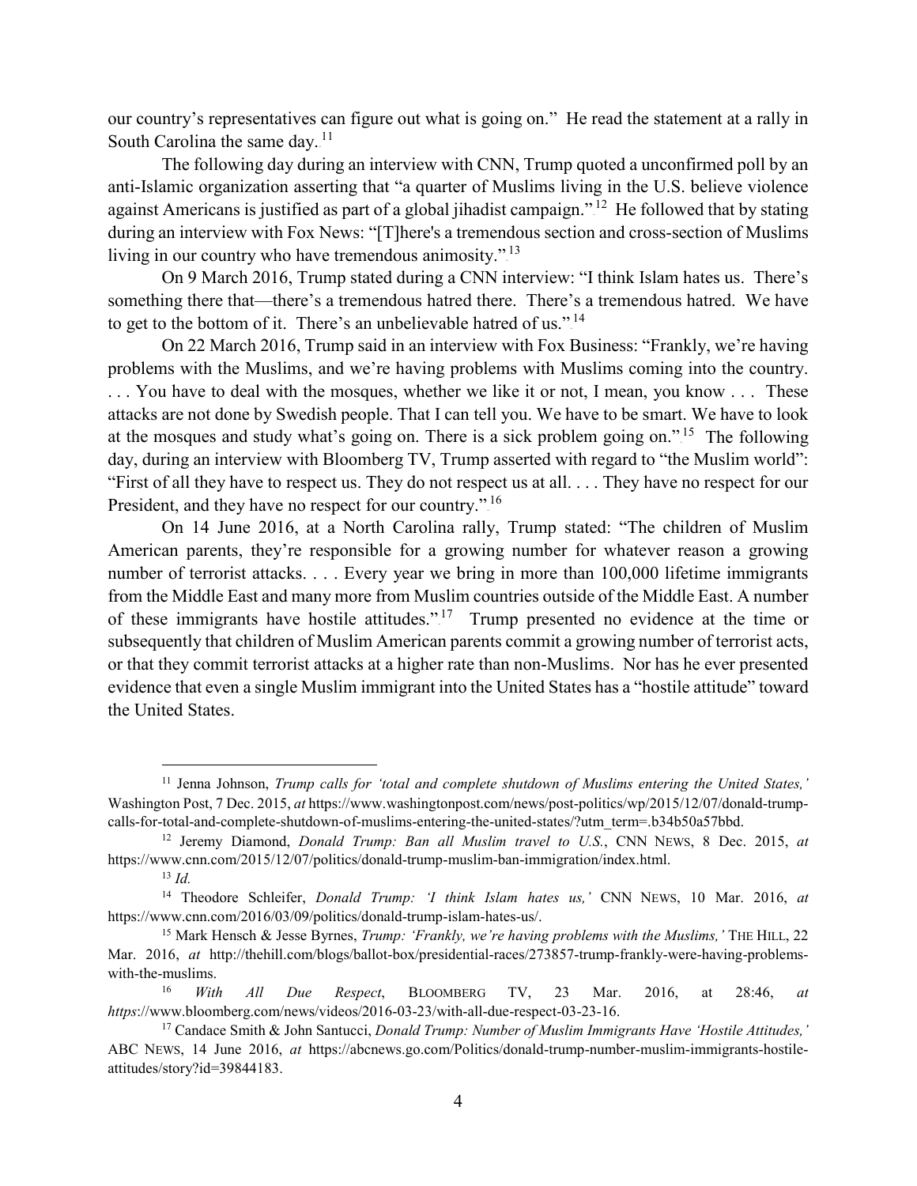our country's representatives can figure out what is going on." He read the statement at a rally in South Carolina the same day.[11]

The following day during an interview with CNN, Trump quoted a unconfirmed poll by an anti-Islamic organization asserting that "a quarter of Muslims living in the U.S. believe violence against Americans is justified as part of a global jihadist campaign."[12] He followed that by stating during an interview with Fox News: "[T]here's a tremendous section and cross-section of Muslims living in our country who have tremendous animosity."[13]

On 9 March 2016, Trump stated during a CNN interview: "I think Islam hates us. There's something there that—there's a tremendous hatred there. There's a tremendous hatred. We have to get to the bottom of it. There's an unbelievable hatred of us."[14]

On 22 March 2016, Trump said in an interview with Fox Business: "Frankly, we're having problems with the Muslims, and we're having problems with Muslims coming into the country. . . . You have to deal with the mosques, whether we like it or not, I mean, you know . . . These attacks are not done by Swedish people. That I can tell you. We have to be smart. We have to look at the mosques and study what's going on. There is a sick problem going on."[15] The following day, during an interview with Bloomberg TV, Trump asserted with regard to "the Muslim world": "First of all they have to respect us. They do not respect us at all. . . . They have no respect for our President, and they have no respect for our country."[16]

On 14 June 2016, at a North Carolina rally, Trump stated: "The children of Muslim American parents, they're responsible for a growing number for whatever reason a growing number of terrorist attacks. . . . Every year we bring in more than 100,000 lifetime immigrants from the Middle East and many more from Muslim countries outside of the Middle East. A number of these immigrants have hostile attitudes."[17] Trump presented no evidence at the time or subsequently that children of Muslim American parents commit a growing number of terrorist acts, or that they commit terrorist attacks at a higher rate than non-Muslims. Nor has he ever presented evidence that even a single Muslim immigrant into the United States has a "hostile attitude" toward the United States.

---

[11] Jenna Johnson, *Trump calls for 'total and complete shutdown of Muslims entering the United States,'* Washington Post, 7 Dec. 2015, *at* https://www.washingtonpost.com/news/post-politics/wp/2015/12/07/donald-trump-calls-for-total-and-complete-shutdown-of-muslims-entering-the-united-states/?utm_term=.b34b50a57bbd.

[12] Jeremy Diamond, *Donald Trump: Ban all Muslim travel to U.S.*, CNN NEWS, 8 Dec. 2015, *at* https://www.cnn.com/2015/12/07/politics/donald-trump-muslim-ban-immigration/index.html.

[13] *Id.*

[14] Theodore Schleifer, *Donald Trump: 'I think Islam hates us,'* CNN NEWS, 10 Mar. 2016, *at* https://www.cnn.com/2016/03/09/politics/donald-trump-islam-hates-us/.

[15] Mark Hensch & Jesse Byrnes, *Trump: 'Frankly, we're having problems with the Muslims,'* THE HILL, 22 Mar. 2016, *at* http://thehill.com/blogs/ballot-box/presidential-races/273857-trump-frankly-were-having-problems-with-the-muslims.

[16] *With All Due Respect*, BLOOMBERG TV, 23 Mar. 2016, at 28:46, *at https*://www.bloomberg.com/news/videos/2016-03-23/with-all-due-respect-03-23-16.

[17] Candace Smith & John Santucci, *Donald Trump: Number of Muslim Immigrants Have 'Hostile Attitudes,'* ABC NEWS, 14 June 2016, *at* https://abcnews.go.com/Politics/donald-trump-number-muslim-immigrants-hostile-attitudes/story?id=39844183.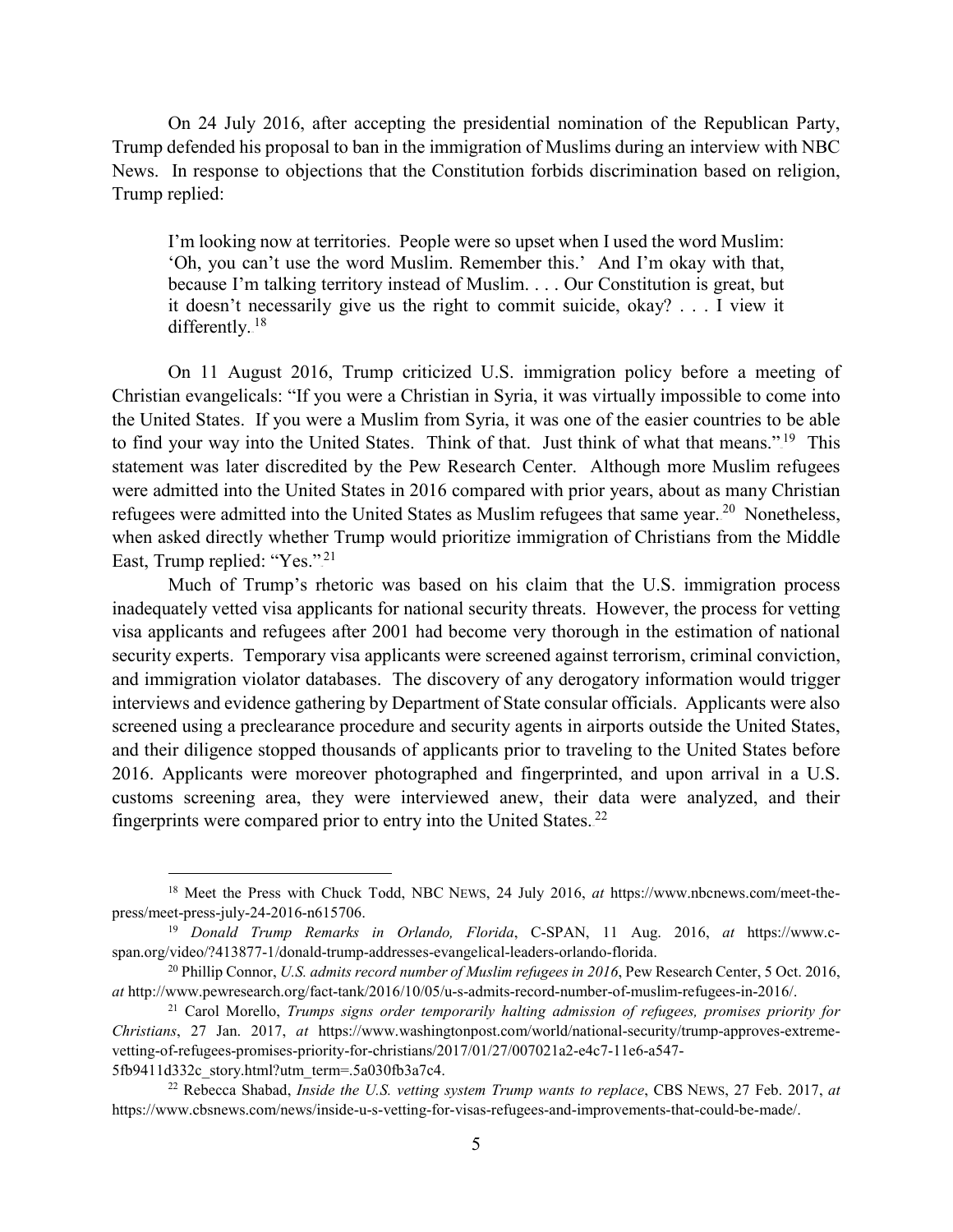On 24 July 2016, after accepting the presidential nomination of the Republican Party, Trump defended his proposal to ban in the immigration of Muslims during an interview with NBC News. In response to objections that the Constitution forbids discrimination based on religion, Trump replied:

> I'm looking now at territories. People were so upset when I used the word Muslim: 'Oh, you can't use the word Muslim. Remember this.' And I'm okay with that, because I'm talking territory instead of Muslim. . . . Our Constitution is great, but it doesn't necessarily give us the right to commit suicide, okay? . . . I view it differently.[18]

On 11 August 2016, Trump criticized U.S. immigration policy before a meeting of Christian evangelicals: "If you were a Christian in Syria, it was virtually impossible to come into the United States. If you were a Muslim from Syria, it was one of the easier countries to be able to find your way into the United States. Think of that. Just think of what that means."[19] This statement was later discredited by the Pew Research Center. Although more Muslim refugees were admitted into the United States in 2016 compared with prior years, about as many Christian refugees were admitted into the United States as Muslim refugees that same year.[20] Nonetheless, when asked directly whether Trump would prioritize immigration of Christians from the Middle East, Trump replied: "Yes."[21]

Much of Trump's rhetoric was based on his claim that the U.S. immigration process inadequately vetted visa applicants for national security threats. However, the process for vetting visa applicants and refugees after 2001 had become very thorough in the estimation of national security experts. Temporary visa applicants were screened against terrorism, criminal conviction, and immigration violator databases. The discovery of any derogatory information would trigger interviews and evidence gathering by Department of State consular officials. Applicants were also screened using a preclearance procedure and security agents in airports outside the United States, and their diligence stopped thousands of applicants prior to traveling to the United States before 2016. Applicants were moreover photographed and fingerprinted, and upon arrival in a U.S. customs screening area, they were interviewed anew, their data were analyzed, and their fingerprints were compared prior to entry into the United States.[22]

---

[18] Meet the Press with Chuck Todd, NBC NEWS, 24 July 2016, *at* https://www.nbcnews.com/meet-the-press/meet-press-july-24-2016-n615706.

[19] *Donald Trump Remarks in Orlando, Florida*, C-SPAN, 11 Aug. 2016, *at* https://www.c-span.org/video/?413877-1/donald-trump-addresses-evangelical-leaders-orlando-florida.

[20] Phillip Connor, *U.S. admits record number of Muslim refugees in 2016*, Pew Research Center, 5 Oct. 2016, *at* http://www.pewresearch.org/fact-tank/2016/10/05/u-s-admits-record-number-of-muslim-refugees-in-2016/.

[21] Carol Morello, *Trumps signs order temporarily halting admission of refugees, promises priority for Christians*, 27 Jan. 2017, *at* https://www.washingtonpost.com/world/national-security/trump-approves-extreme-vetting-of-refugees-promises-priority-for-christians/2017/01/27/007021a2-e4c7-11e6-a547-5fb9411d332c_story.html?utm_term=.5a030fb3a7c4.

[22] Rebecca Shabad, *Inside the U.S. vetting system Trump wants to replace*, CBS NEWS, 27 Feb. 2017, *at* https://www.cbsnews.com/news/inside-u-s-vetting-for-visas-refugees-and-improvements-that-could-be-made/.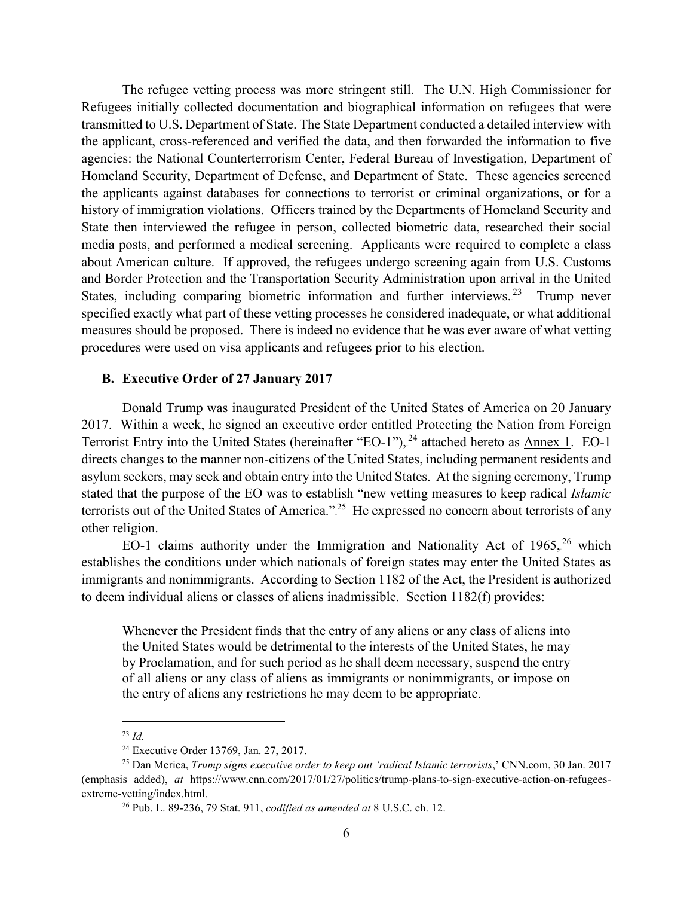The refugee vetting process was more stringent still. The U.N. High Commissioner for Refugees initially collected documentation and biographical information on refugees that were transmitted to U.S. Department of State. The State Department conducted a detailed interview with the applicant, cross-referenced and verified the data, and then forwarded the information to five agencies: the National Counterterrorism Center, Federal Bureau of Investigation, Department of Homeland Security, Department of Defense, and Department of State. These agencies screened the applicants against databases for connections to terrorist or criminal organizations, or for a history of immigration violations. Officers trained by the Departments of Homeland Security and State then interviewed the refugee in person, collected biometric data, researched their social media posts, and performed a medical screening. Applicants were required to complete a class about American culture. If approved, the refugees undergo screening again from U.S. Customs and Border Protection and the Transportation Security Administration upon arrival in the United States, including comparing biometric information and further interviews.[23] Trump never specified exactly what part of these vetting processes he considered inadequate, or what additional measures should be proposed. There is indeed no evidence that he was ever aware of what vetting procedures were used on visa applicants and refugees prior to his election.

### B. Executive Order of 27 January 2017

Donald Trump was inaugurated President of the United States of America on 20 January 2017. Within a week, he signed an executive order entitled Protecting the Nation from Foreign Terrorist Entry into the United States (hereinafter "EO-1"),[24] attached hereto as Annex 1. EO-1 directs changes to the manner non-citizens of the United States, including permanent residents and asylum seekers, may seek and obtain entry into the United States. At the signing ceremony, Trump stated that the purpose of the EO was to establish "new vetting measures to keep radical *Islamic* terrorists out of the United States of America."[25] He expressed no concern about terrorists of any other religion.

EO-1 claims authority under the Immigration and Nationality Act of 1965,[26] which establishes the conditions under which nationals of foreign states may enter the United States as immigrants and nonimmigrants. According to Section 1182 of the Act, the President is authorized to deem individual aliens or classes of aliens inadmissible. Section 1182(f) provides:

> Whenever the President finds that the entry of any aliens or any class of aliens into the United States would be detrimental to the interests of the United States, he may by Proclamation, and for such period as he shall deem necessary, suspend the entry of all aliens or any class of aliens as immigrants or nonimmigrants, or impose on the entry of aliens any restrictions he may deem to be appropriate.

---

[23] *Id.*

[24] Executive Order 13769, Jan. 27, 2017.

[25] Dan Merica, *Trump signs executive order to keep out 'radical Islamic terrorists*,' CNN.com, 30 Jan. 2017 (emphasis added), *at* https://www.cnn.com/2017/01/27/politics/trump-plans-to-sign-executive-action-on-refugees-extreme-vetting/index.html.

[26] Pub. L. 89-236, 79 Stat. 911, *codified as amended at* 8 U.S.C. ch. 12.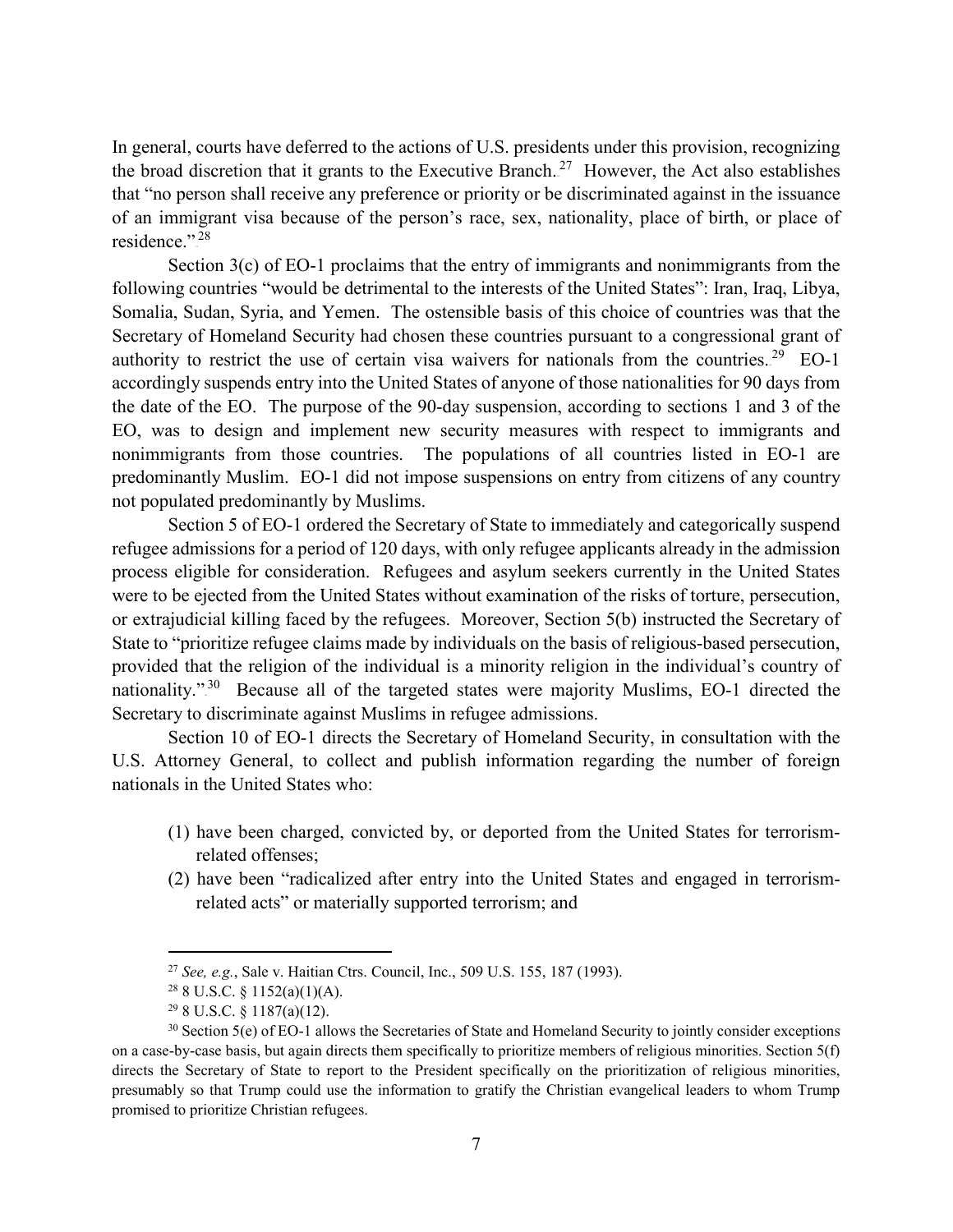In general, courts have deferred to the actions of U.S. presidents under this provision, recognizing the broad discretion that it grants to the Executive Branch.[27] However, the Act also establishes that "no person shall receive any preference or priority or be discriminated against in the issuance of an immigrant visa because of the person's race, sex, nationality, place of birth, or place of residence."[28]

Section 3(c) of EO-1 proclaims that the entry of immigrants and nonimmigrants from the following countries "would be detrimental to the interests of the United States": Iran, Iraq, Libya, Somalia, Sudan, Syria, and Yemen. The ostensible basis of this choice of countries was that the Secretary of Homeland Security had chosen these countries pursuant to a congressional grant of authority to restrict the use of certain visa waivers for nationals from the countries.[29] EO-1 accordingly suspends entry into the United States of anyone of those nationalities for 90 days from the date of the EO. The purpose of the 90-day suspension, according to sections 1 and 3 of the EO, was to design and implement new security measures with respect to immigrants and nonimmigrants from those countries. The populations of all countries listed in EO-1 are predominantly Muslim. EO-1 did not impose suspensions on entry from citizens of any country not populated predominantly by Muslims.

Section 5 of EO-1 ordered the Secretary of State to immediately and categorically suspend refugee admissions for a period of 120 days, with only refugee applicants already in the admission process eligible for consideration. Refugees and asylum seekers currently in the United States were to be ejected from the United States without examination of the risks of torture, persecution, or extrajudicial killing faced by the refugees. Moreover, Section 5(b) instructed the Secretary of State to "prioritize refugee claims made by individuals on the basis of religious-based persecution, provided that the religion of the individual is a minority religion in the individual's country of nationality."[30] Because all of the targeted states were majority Muslims, EO-1 directed the Secretary to discriminate against Muslims in refugee admissions.

Section 10 of EO-1 directs the Secretary of Homeland Security, in consultation with the U.S. Attorney General, to collect and publish information regarding the number of foreign nationals in the United States who:

(1) have been charged, convicted by, or deported from the United States for terrorism-related offenses;
(2) have been "radicalized after entry into the United States and engaged in terrorism-related acts" or materially supported terrorism; and

---

[27] *See, e.g.*, Sale v. Haitian Ctrs. Council, Inc., 509 U.S. 155, 187 (1993).

[28] 8 U.S.C. § 1152(a)(1)(A).

[29] 8 U.S.C. § 1187(a)(12).

[30] Section 5(e) of EO-1 allows the Secretaries of State and Homeland Security to jointly consider exceptions on a case-by-case basis, but again directs them specifically to prioritize members of religious minorities. Section 5(f) directs the Secretary of State to report to the President specifically on the prioritization of religious minorities, presumably so that Trump could use the information to gratify the Christian evangelical leaders to whom Trump promised to prioritize Christian refugees.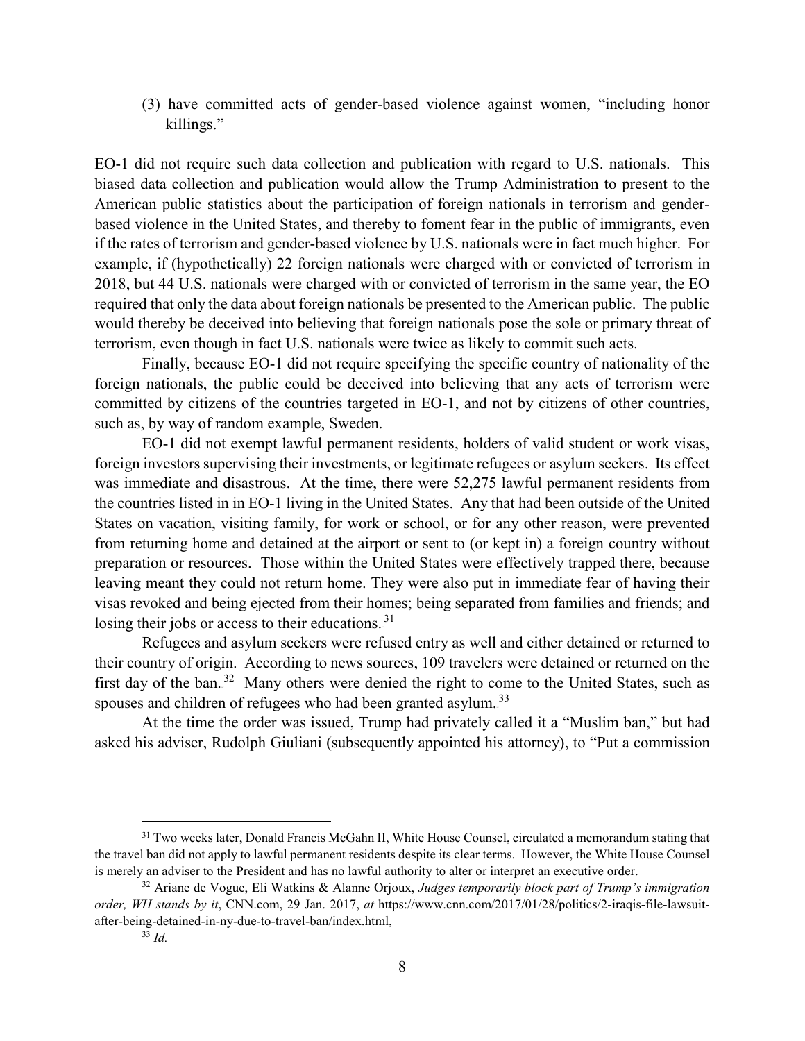(3) have committed acts of gender-based violence against women, "including honor killings."

EO-1 did not require such data collection and publication with regard to U.S. nationals. This biased data collection and publication would allow the Trump Administration to present to the American public statistics about the participation of foreign nationals in terrorism and gender-based violence in the United States, and thereby to foment fear in the public of immigrants, even if the rates of terrorism and gender-based violence by U.S. nationals were in fact much higher. For example, if (hypothetically) 22 foreign nationals were charged with or convicted of terrorism in 2018, but 44 U.S. nationals were charged with or convicted of terrorism in the same year, the EO required that only the data about foreign nationals be presented to the American public. The public would thereby be deceived into believing that foreign nationals pose the sole or primary threat of terrorism, even though in fact U.S. nationals were twice as likely to commit such acts.

Finally, because EO-1 did not require specifying the specific country of nationality of the foreign nationals, the public could be deceived into believing that any acts of terrorism were committed by citizens of the countries targeted in EO-1, and not by citizens of other countries, such as, by way of random example, Sweden.

EO-1 did not exempt lawful permanent residents, holders of valid student or work visas, foreign investors supervising their investments, or legitimate refugees or asylum seekers. Its effect was immediate and disastrous. At the time, there were 52,275 lawful permanent residents from the countries listed in in EO-1 living in the United States. Any that had been outside of the United States on vacation, visiting family, for work or school, or for any other reason, were prevented from returning home and detained at the airport or sent to (or kept in) a foreign country without preparation or resources. Those within the United States were effectively trapped there, because leaving meant they could not return home. They were also put in immediate fear of having their visas revoked and being ejected from their homes; being separated from families and friends; and losing their jobs or access to their educations.[31]

Refugees and asylum seekers were refused entry as well and either detained or returned to their country of origin. According to news sources, 109 travelers were detained or returned on the first day of the ban.[32] Many others were denied the right to come to the United States, such as spouses and children of refugees who had been granted asylum.[33]

At the time the order was issued, Trump had privately called it a "Muslim ban," but had asked his adviser, Rudolph Giuliani (subsequently appointed his attorney), to "Put a commission

---

[31] Two weeks later, Donald Francis McGahn II, White House Counsel, circulated a memorandum stating that the travel ban did not apply to lawful permanent residents despite its clear terms. However, the White House Counsel is merely an adviser to the President and has no lawful authority to alter or interpret an executive order.

[32] Ariane de Vogue, Eli Watkins & Alanne Orjoux, *Judges temporarily block part of Trump's immigration order, WH stands by it*, CNN.com, 29 Jan. 2017, *at* https://www.cnn.com/2017/01/28/politics/2-iraqis-file-lawsuit-after-being-detained-in-ny-due-to-travel-ban/index.html,

[33] *Id.*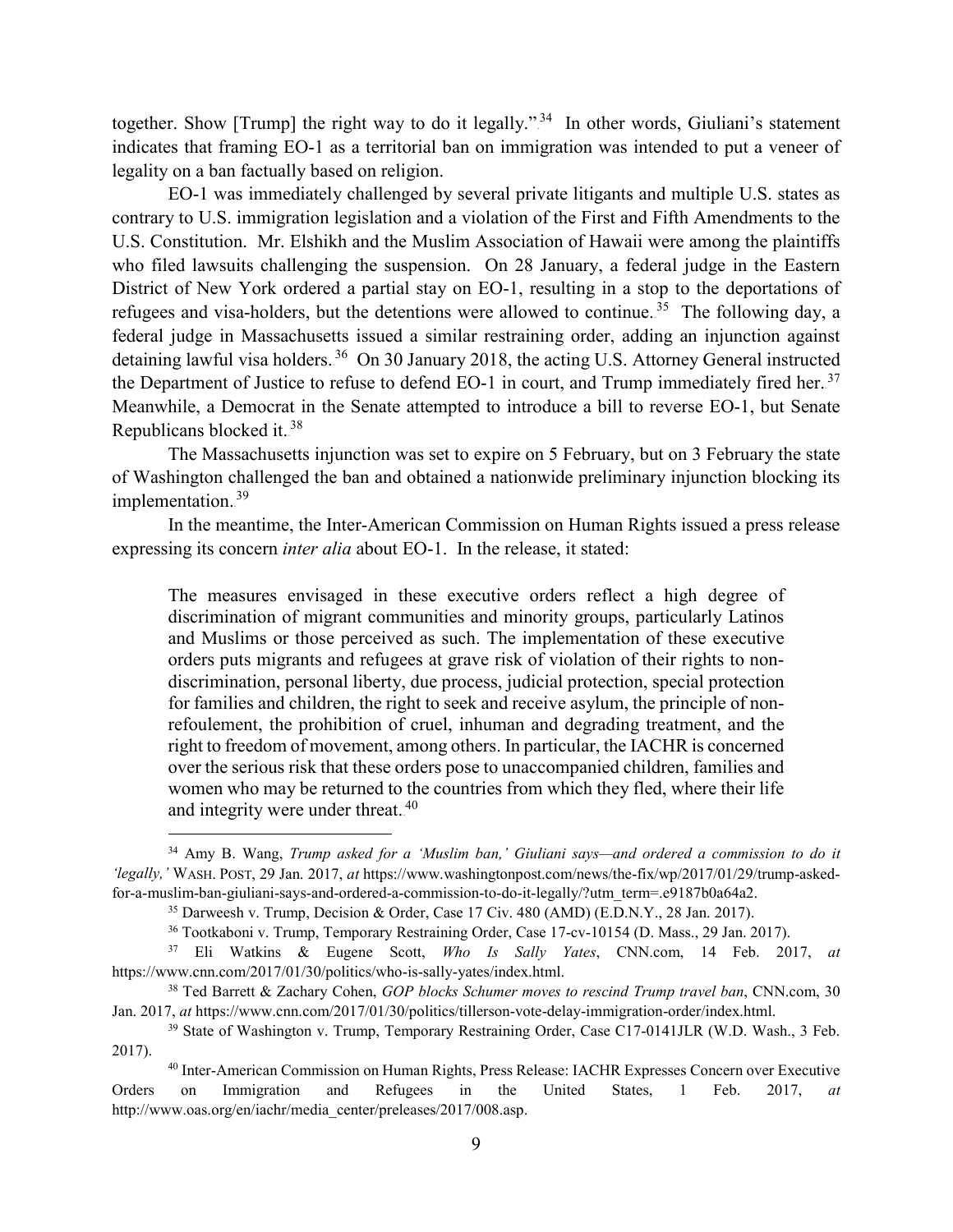together. Show [Trump] the right way to do it legally."[34] In other words, Giuliani's statement indicates that framing EO-1 as a territorial ban on immigration was intended to put a veneer of legality on a ban factually based on religion.

EO-1 was immediately challenged by several private litigants and multiple U.S. states as contrary to U.S. immigration legislation and a violation of the First and Fifth Amendments to the U.S. Constitution. Mr. Elshikh and the Muslim Association of Hawaii were among the plaintiffs who filed lawsuits challenging the suspension. On 28 January, a federal judge in the Eastern District of New York ordered a partial stay on EO-1, resulting in a stop to the deportations of refugees and visa-holders, but the detentions were allowed to continue.[35] The following day, a federal judge in Massachusetts issued a similar restraining order, adding an injunction against detaining lawful visa holders.[36] On 30 January 2018, the acting U.S. Attorney General instructed the Department of Justice to refuse to defend EO-1 in court, and Trump immediately fired her.[37] Meanwhile, a Democrat in the Senate attempted to introduce a bill to reverse EO-1, but Senate Republicans blocked it.[38]

The Massachusetts injunction was set to expire on 5 February, but on 3 February the state of Washington challenged the ban and obtained a nationwide preliminary injunction blocking its implementation.[39]

In the meantime, the Inter-American Commission on Human Rights issued a press release expressing its concern *inter alia* about EO-1. In the release, it stated:

> The measures envisaged in these executive orders reflect a high degree of discrimination of migrant communities and minority groups, particularly Latinos and Muslims or those perceived as such. The implementation of these executive orders puts migrants and refugees at grave risk of violation of their rights to non-discrimination, personal liberty, due process, judicial protection, special protection for families and children, the right to seek and receive asylum, the principle of non-refoulement, the prohibition of cruel, inhuman and degrading treatment, and the right to freedom of movement, among others. In particular, the IACHR is concerned over the serious risk that these orders pose to unaccompanied children, families and women who may be returned to the countries from which they fled, where their life and integrity were under threat.[40]

---

[34] Amy B. Wang, *Trump asked for a 'Muslim ban,' Giuliani says—and ordered a commission to do it 'legally,'* WASH. POST, 29 Jan. 2017, *at* https://www.washingtonpost.com/news/the-fix/wp/2017/01/29/trump-asked-for-a-muslim-ban-giuliani-says-and-ordered-a-commission-to-do-it-legally/?utm_term=.e9187b0a64a2.

[35] Darweesh v. Trump, Decision & Order, Case 17 Civ. 480 (AMD) (E.D.N.Y., 28 Jan. 2017).

[36] Tootkaboni v. Trump, Temporary Restraining Order, Case 17-cv-10154 (D. Mass., 29 Jan. 2017).

[37] Eli Watkins & Eugene Scott, *Who Is Sally Yates*, CNN.com, 14 Feb. 2017, *at* https://www.cnn.com/2017/01/30/politics/who-is-sally-yates/index.html.

[38] Ted Barrett & Zachary Cohen, *GOP blocks Schumer moves to rescind Trump travel ban*, CNN.com, 30 Jan. 2017, *at* https://www.cnn.com/2017/01/30/politics/tillerson-vote-delay-immigration-order/index.html.

[39] State of Washington v. Trump, Temporary Restraining Order, Case C17-0141JLR (W.D. Wash., 3 Feb. 2017).

[40] Inter-American Commission on Human Rights, Press Release: IACHR Expresses Concern over Executive Orders on Immigration and Refugees in the United States, 1 Feb. 2017, *at* http://www.oas.org/en/iachr/media_center/preleases/2017/008.asp.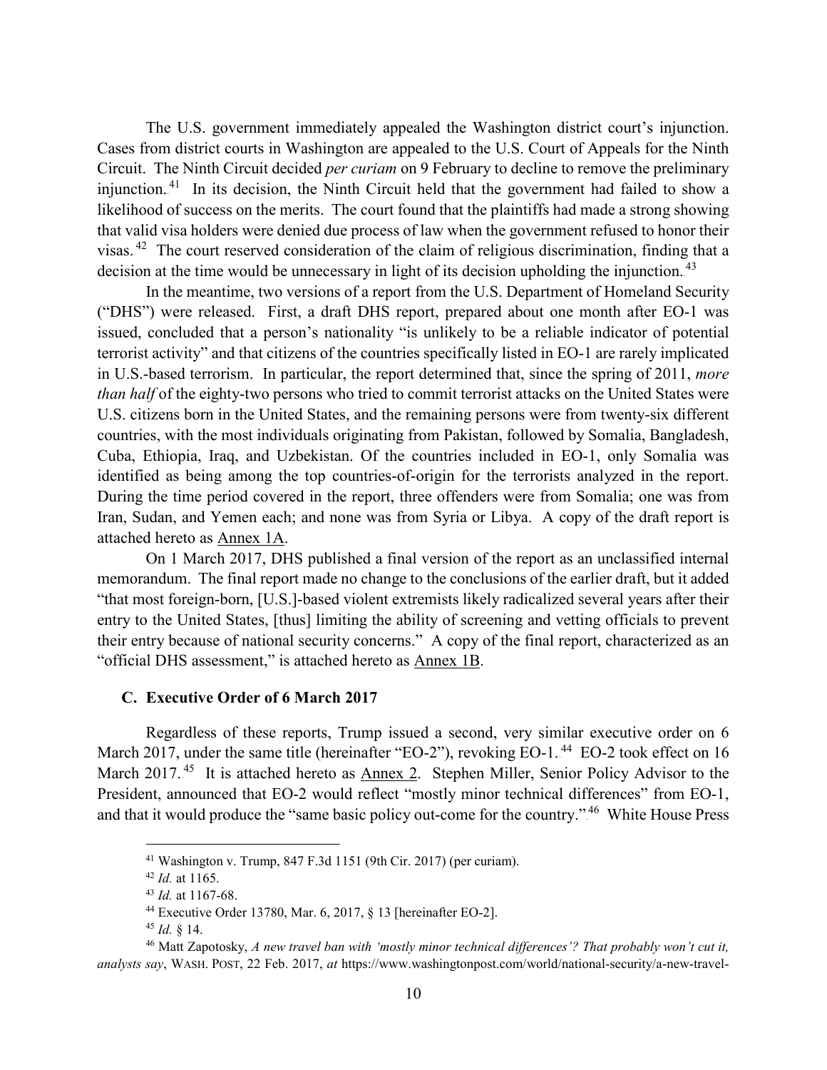The U.S. government immediately appealed the Washington district court's injunction. Cases from district courts in Washington are appealed to the U.S. Court of Appeals for the Ninth Circuit. The Ninth Circuit decided *per curiam* on 9 February to decline to remove the preliminary injunction.[41] In its decision, the Ninth Circuit held that the government had failed to show a likelihood of success on the merits. The court found that the plaintiffs had made a strong showing that valid visa holders were denied due process of law when the government refused to honor their visas.[42] The court reserved consideration of the claim of religious discrimination, finding that a decision at the time would be unnecessary in light of its decision upholding the injunction.[43]

In the meantime, two versions of a report from the U.S. Department of Homeland Security ("DHS") were released. First, a draft DHS report, prepared about one month after EO-1 was issued, concluded that a person's nationality "is unlikely to be a reliable indicator of potential terrorist activity" and that citizens of the countries specifically listed in EO-1 are rarely implicated in U.S.-based terrorism. In particular, the report determined that, since the spring of 2011, *more than half* of the eighty-two persons who tried to commit terrorist attacks on the United States were U.S. citizens born in the United States, and the remaining persons were from twenty-six different countries, with the most individuals originating from Pakistan, followed by Somalia, Bangladesh, Cuba, Ethiopia, Iraq, and Uzbekistan. Of the countries included in EO-1, only Somalia was identified as being among the top countries-of-origin for the terrorists analyzed in the report. During the time period covered in the report, three offenders were from Somalia; one was from Iran, Sudan, and Yemen each; and none was from Syria or Libya. A copy of the draft report is attached hereto as Annex 1A.

On 1 March 2017, DHS published a final version of the report as an unclassified internal memorandum. The final report made no change to the conclusions of the earlier draft, but it added "that most foreign-born, [U.S.]-based violent extremists likely radicalized several years after their entry to the United States, [thus] limiting the ability of screening and vetting officials to prevent their entry because of national security concerns." A copy of the final report, characterized as an "official DHS assessment," is attached hereto as Annex 1B.

### C. Executive Order of 6 March 2017

Regardless of these reports, Trump issued a second, very similar executive order on 6 March 2017, under the same title (hereinafter "EO-2"), revoking EO-1.[44] EO-2 took effect on 16 March 2017.[45] It is attached hereto as Annex 2. Stephen Miller, Senior Policy Advisor to the President, announced that EO-2 would reflect "mostly minor technical differences" from EO-1, and that it would produce the "same basic policy out-come for the country."[46] White House Press

---

[41] Washington v. Trump, 847 F.3d 1151 (9th Cir. 2017) (per curiam).

[42] *Id.* at 1165.

[43] *Id.* at 1167-68.

[44] Executive Order 13780, Mar. 6, 2017, § 13 [hereinafter EO-2].

[45] *Id.* § 14.

[46] Matt Zapotosky, *A new travel ban with 'mostly minor technical differences'? That probably won't cut it, analysts say*, WASH. POST, 22 Feb. 2017, *at* https://www.washingtonpost.com/world/national-security/a-new-travel-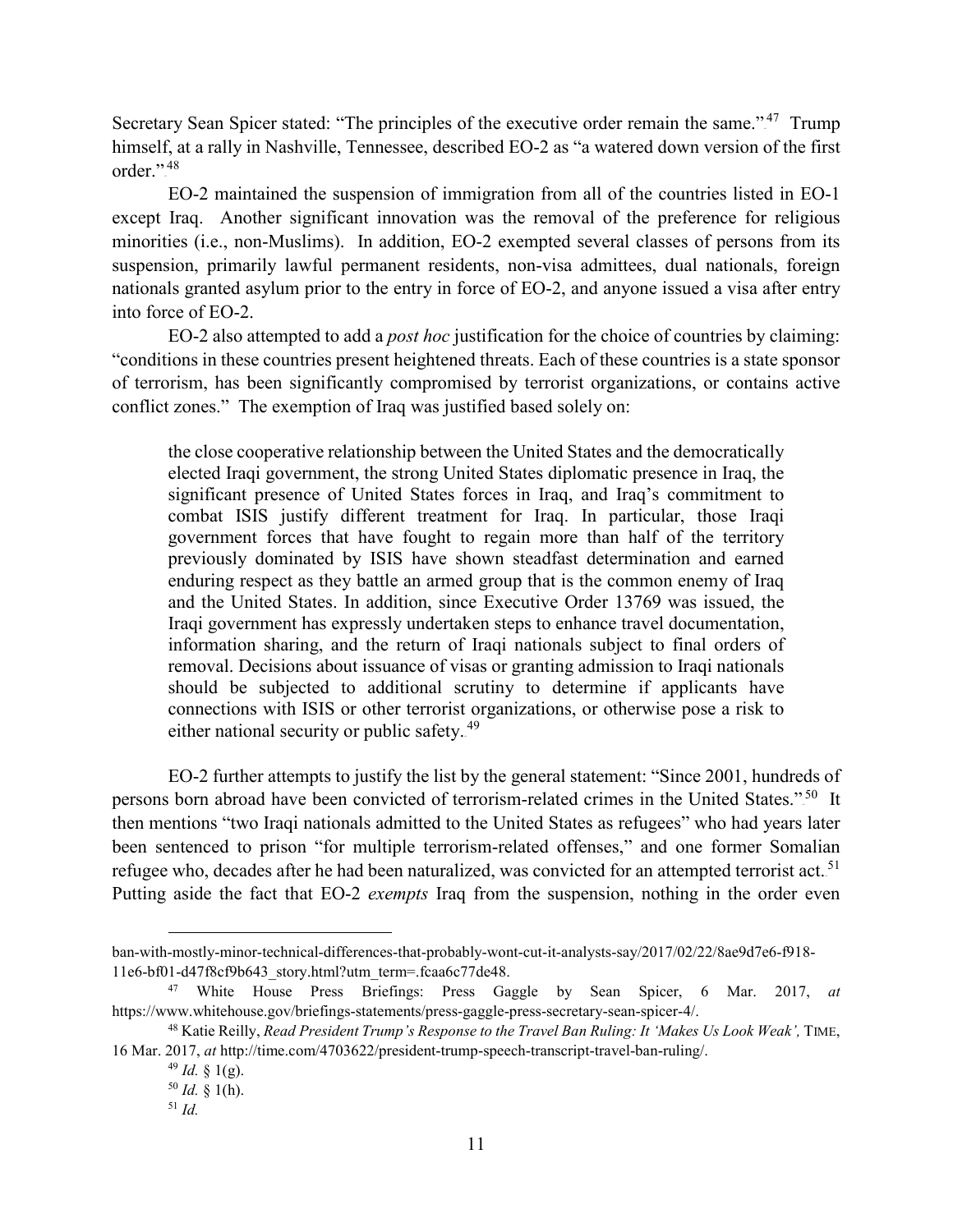Secretary Sean Spicer stated: "The principles of the executive order remain the same."[47] Trump himself, at a rally in Nashville, Tennessee, described EO-2 as "a watered down version of the first order."[48]

EO-2 maintained the suspension of immigration from all of the countries listed in EO-1 except Iraq. Another significant innovation was the removal of the preference for religious minorities (i.e., non-Muslims). In addition, EO-2 exempted several classes of persons from its suspension, primarily lawful permanent residents, non-visa admittees, dual nationals, foreign nationals granted asylum prior to the entry in force of EO-2, and anyone issued a visa after entry into force of EO-2.

EO-2 also attempted to add a *post hoc* justification for the choice of countries by claiming: "conditions in these countries present heightened threats. Each of these countries is a state sponsor of terrorism, has been significantly compromised by terrorist organizations, or contains active conflict zones." The exemption of Iraq was justified based solely on:

> the close cooperative relationship between the United States and the democratically elected Iraqi government, the strong United States diplomatic presence in Iraq, the significant presence of United States forces in Iraq, and Iraq's commitment to combat ISIS justify different treatment for Iraq. In particular, those Iraqi government forces that have fought to regain more than half of the territory previously dominated by ISIS have shown steadfast determination and earned enduring respect as they battle an armed group that is the common enemy of Iraq and the United States. In addition, since Executive Order 13769 was issued, the Iraqi government has expressly undertaken steps to enhance travel documentation, information sharing, and the return of Iraqi nationals subject to final orders of removal. Decisions about issuance of visas or granting admission to Iraqi nationals should be subjected to additional scrutiny to determine if applicants have connections with ISIS or other terrorist organizations, or otherwise pose a risk to either national security or public safety.[49]

EO-2 further attempts to justify the list by the general statement: "Since 2001, hundreds of persons born abroad have been convicted of terrorism-related crimes in the United States."[50] It then mentions "two Iraqi nationals admitted to the United States as refugees" who had years later been sentenced to prison "for multiple terrorism-related offenses," and one former Somalian refugee who, decades after he had been naturalized, was convicted for an attempted terrorist act.[51] Putting aside the fact that EO-2 *exempts* Iraq from the suspension, nothing in the order even

---

ban-with-mostly-minor-technical-differences-that-probably-wont-cut-it-analysts-say/2017/02/22/8ae9d7e6-f918-11e6-bf01-d47f8cf9b643_story.html?utm_term=.fcaa6c77de48.

[47] White House Press Briefings: Press Gaggle by Sean Spicer, 6 Mar. 2017, *at* https://www.whitehouse.gov/briefings-statements/press-gaggle-press-secretary-sean-spicer-4/.

[48] Katie Reilly, *Read President Trump's Response to the Travel Ban Ruling: It 'Makes Us Look Weak',* TIME, 16 Mar. 2017, *at* http://time.com/4703622/president-trump-speech-transcript-travel-ban-ruling/.

[49] *Id.* § 1(g).

[50] *Id.* § 1(h).

[51] *Id.*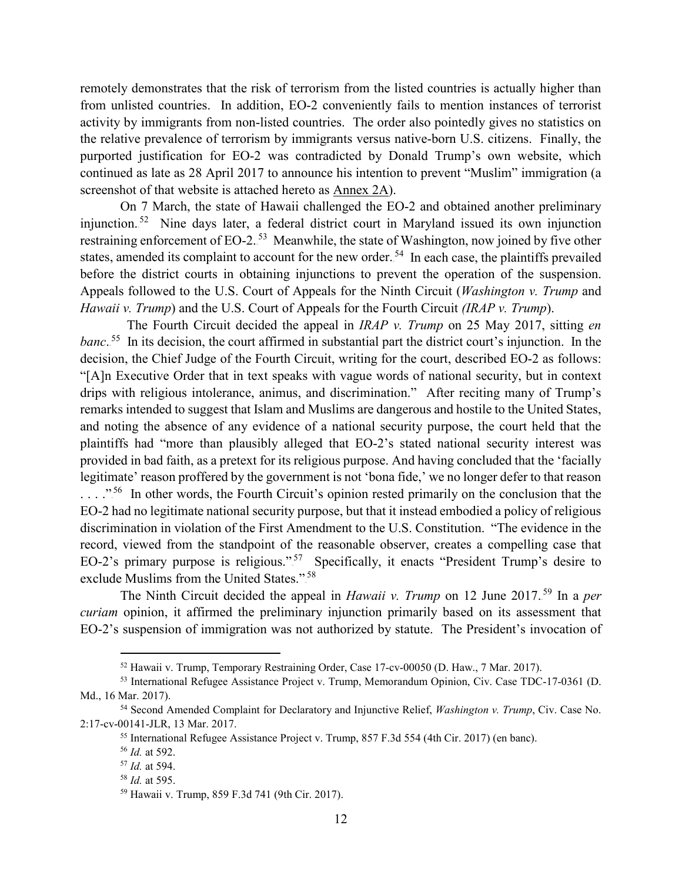remotely demonstrates that the risk of terrorism from the listed countries is actually higher than from unlisted countries. In addition, EO-2 conveniently fails to mention instances of terrorist activity by immigrants from non-listed countries. The order also pointedly gives no statistics on the relative prevalence of terrorism by immigrants versus native-born U.S. citizens. Finally, the purported justification for EO-2 was contradicted by Donald Trump's own website, which continued as late as 28 April 2017 to announce his intention to prevent "Muslim" immigration (a screenshot of that website is attached hereto as Annex 2A).

On 7 March, the state of Hawaii challenged the EO-2 and obtained another preliminary injunction.[52] Nine days later, a federal district court in Maryland issued its own injunction restraining enforcement of EO-2.[53] Meanwhile, the state of Washington, now joined by five other states, amended its complaint to account for the new order.[54] In each case, the plaintiffs prevailed before the district courts in obtaining injunctions to prevent the operation of the suspension. Appeals followed to the U.S. Court of Appeals for the Ninth Circuit (*Washington v. Trump* and *Hawaii v. Trump*) and the U.S. Court of Appeals for the Fourth Circuit *(IRAP v. Trump*).

The Fourth Circuit decided the appeal in *IRAP v. Trump* on 25 May 2017, sitting *en banc*.[55] In its decision, the court affirmed in substantial part the district court's injunction. In the decision, the Chief Judge of the Fourth Circuit, writing for the court, described EO-2 as follows: "[A]n Executive Order that in text speaks with vague words of national security, but in context drips with religious intolerance, animus, and discrimination." After reciting many of Trump's remarks intended to suggest that Islam and Muslims are dangerous and hostile to the United States, and noting the absence of any evidence of a national security purpose, the court held that the plaintiffs had "more than plausibly alleged that EO-2's stated national security interest was provided in bad faith, as a pretext for its religious purpose. And having concluded that the 'facially legitimate' reason proffered by the government is not 'bona fide,' we no longer defer to that reason . . . ."[56] In other words, the Fourth Circuit's opinion rested primarily on the conclusion that the EO-2 had no legitimate national security purpose, but that it instead embodied a policy of religious discrimination in violation of the First Amendment to the U.S. Constitution. "The evidence in the record, viewed from the standpoint of the reasonable observer, creates a compelling case that EO-2's primary purpose is religious."[57] Specifically, it enacts "President Trump's desire to exclude Muslims from the United States."[58]

The Ninth Circuit decided the appeal in *Hawaii v. Trump* on 12 June 2017.[59] In a *per curiam* opinion, it affirmed the preliminary injunction primarily based on its assessment that EO-2's suspension of immigration was not authorized by statute. The President's invocation of

---

[52] Hawaii v. Trump, Temporary Restraining Order, Case 17-cv-00050 (D. Haw., 7 Mar. 2017).

[53] International Refugee Assistance Project v. Trump, Memorandum Opinion, Civ. Case TDC-17-0361 (D. Md., 16 Mar. 2017).

[54] Second Amended Complaint for Declaratory and Injunctive Relief, *Washington v. Trump*, Civ. Case No. 2:17-cv-00141-JLR, 13 Mar. 2017.

[55] International Refugee Assistance Project v. Trump, 857 F.3d 554 (4th Cir. 2017) (en banc).

[56] *Id.* at 592.

[57] *Id.* at 594.

[58] *Id.* at 595.

[59] Hawaii v. Trump, 859 F.3d 741 (9th Cir. 2017).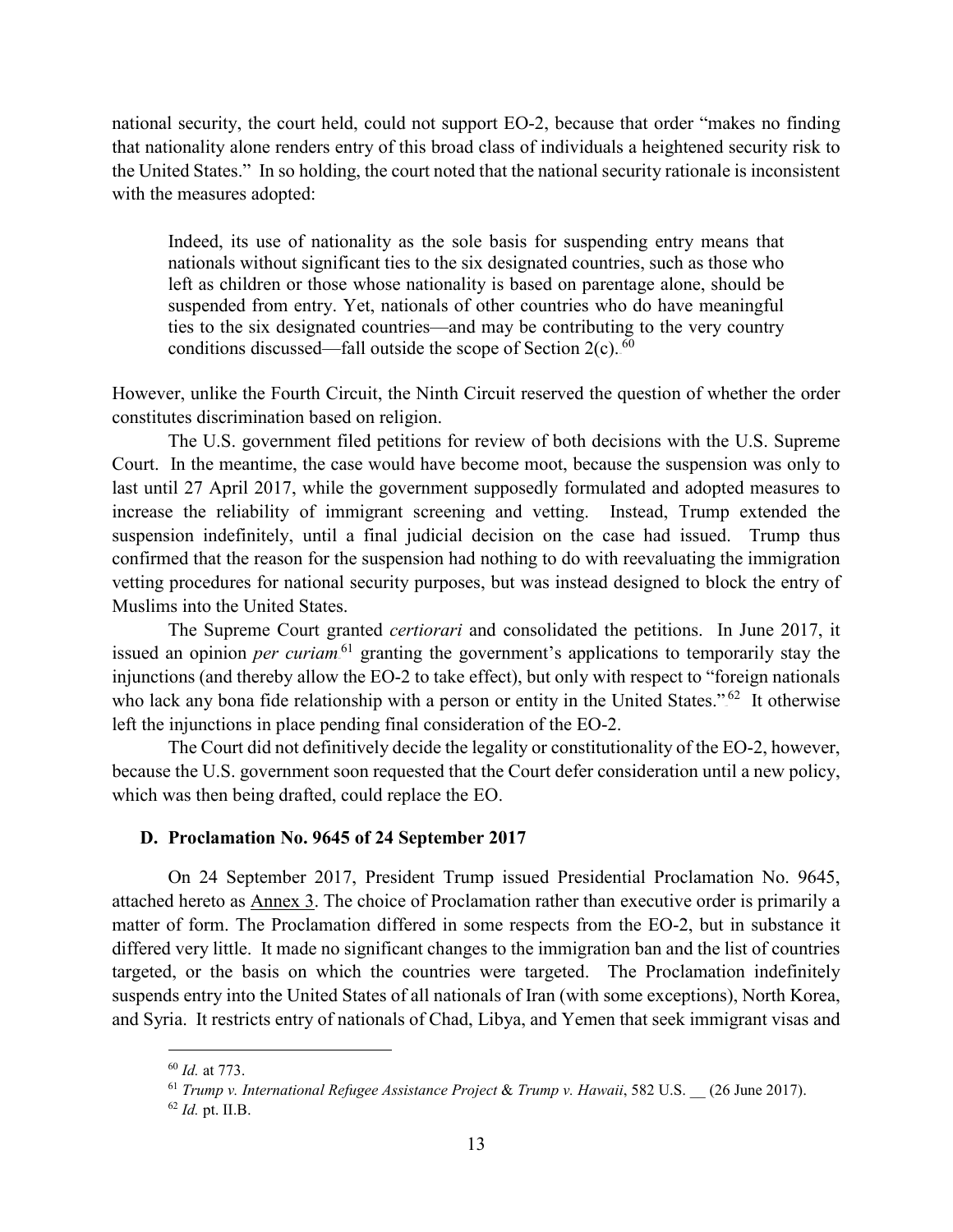national security, the court held, could not support EO-2, because that order "makes no finding that nationality alone renders entry of this broad class of individuals a heightened security risk to the United States." In so holding, the court noted that the national security rationale is inconsistent with the measures adopted:

> Indeed, its use of nationality as the sole basis for suspending entry means that nationals without significant ties to the six designated countries, such as those who left as children or those whose nationality is based on parentage alone, should be suspended from entry. Yet, nationals of other countries who do have meaningful ties to the six designated countries—and may be contributing to the very country conditions discussed—fall outside the scope of Section 2(c).[60]

However, unlike the Fourth Circuit, the Ninth Circuit reserved the question of whether the order constitutes discrimination based on religion.

The U.S. government filed petitions for review of both decisions with the U.S. Supreme Court. In the meantime, the case would have become moot, because the suspension was only to last until 27 April 2017, while the government supposedly formulated and adopted measures to increase the reliability of immigrant screening and vetting. Instead, Trump extended the suspension indefinitely, until a final judicial decision on the case had issued. Trump thus confirmed that the reason for the suspension had nothing to do with reevaluating the immigration vetting procedures for national security purposes, but was instead designed to block the entry of Muslims into the United States.

The Supreme Court granted *certiorari* and consolidated the petitions. In June 2017, it issued an opinion *per curiam*[61] granting the government's applications to temporarily stay the injunctions (and thereby allow the EO-2 to take effect), but only with respect to "foreign nationals who lack any bona fide relationship with a person or entity in the United States."[62] It otherwise left the injunctions in place pending final consideration of the EO-2.

The Court did not definitively decide the legality or constitutionality of the EO-2, however, because the U.S. government soon requested that the Court defer consideration until a new policy, which was then being drafted, could replace the EO.

### D. Proclamation No. 9645 of 24 September 2017

On 24 September 2017, President Trump issued Presidential Proclamation No. 9645, attached hereto as Annex 3. The choice of Proclamation rather than executive order is primarily a matter of form. The Proclamation differed in some respects from the EO-2, but in substance it differed very little. It made no significant changes to the immigration ban and the list of countries targeted, or the basis on which the countries were targeted. The Proclamation indefinitely suspends entry into the United States of all nationals of Iran (with some exceptions), North Korea, and Syria. It restricts entry of nationals of Chad, Libya, and Yemen that seek immigrant visas and

---

[60] *Id.* at 773.

[61] *Trump v. International Refugee Assistance Project* & *Trump v. Hawaii*, 582 U.S. __ (26 June 2017).

[62] *Id.* pt. II.B.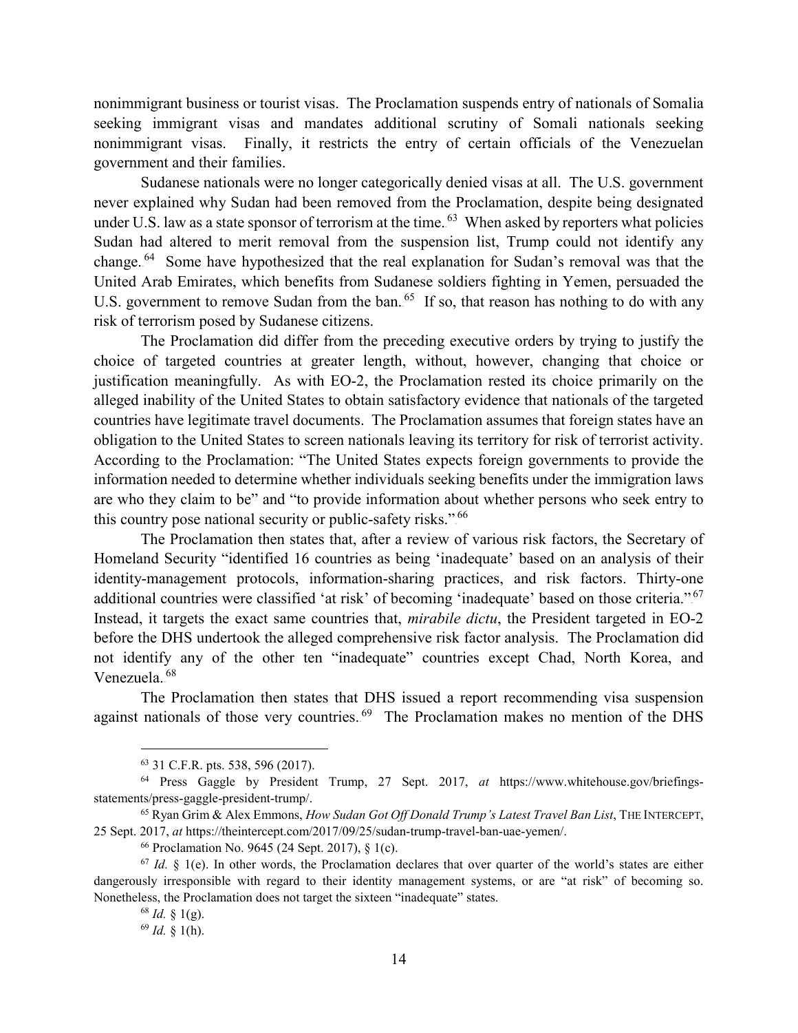nonimmigrant business or tourist visas. The Proclamation suspends entry of nationals of Somalia seeking immigrant visas and mandates additional scrutiny of Somali nationals seeking nonimmigrant visas. Finally, it restricts the entry of certain officials of the Venezuelan government and their families.

Sudanese nationals were no longer categorically denied visas at all. The U.S. government never explained why Sudan had been removed from the Proclamation, despite being designated under U.S. law as a state sponsor of terrorism at the time.[63] When asked by reporters what policies Sudan had altered to merit removal from the suspension list, Trump could not identify any change.[64] Some have hypothesized that the real explanation for Sudan's removal was that the United Arab Emirates, which benefits from Sudanese soldiers fighting in Yemen, persuaded the U.S. government to remove Sudan from the ban.[65] If so, that reason has nothing to do with any risk of terrorism posed by Sudanese citizens.

The Proclamation did differ from the preceding executive orders by trying to justify the choice of targeted countries at greater length, without, however, changing that choice or justification meaningfully. As with EO-2, the Proclamation rested its choice primarily on the alleged inability of the United States to obtain satisfactory evidence that nationals of the targeted countries have legitimate travel documents. The Proclamation assumes that foreign states have an obligation to the United States to screen nationals leaving its territory for risk of terrorist activity. According to the Proclamation: "The United States expects foreign governments to provide the information needed to determine whether individuals seeking benefits under the immigration laws are who they claim to be" and "to provide information about whether persons who seek entry to this country pose national security or public-safety risks."[66]

The Proclamation then states that, after a review of various risk factors, the Secretary of Homeland Security "identified 16 countries as being 'inadequate' based on an analysis of their identity-management protocols, information-sharing practices, and risk factors. Thirty-one additional countries were classified 'at risk' of becoming 'inadequate' based on those criteria."[67] Instead, it targets the exact same countries that, *mirabile dictu*, the President targeted in EO-2 before the DHS undertook the alleged comprehensive risk factor analysis. The Proclamation did not identify any of the other ten "inadequate" countries except Chad, North Korea, and Venezuela.[68]

The Proclamation then states that DHS issued a report recommending visa suspension against nationals of those very countries.[69] The Proclamation makes no mention of the DHS

---

[63] 31 C.F.R. pts. 538, 596 (2017).

[64] Press Gaggle by President Trump, 27 Sept. 2017, *at* https://www.whitehouse.gov/briefings-statements/press-gaggle-president-trump/.

[65] Ryan Grim & Alex Emmons, *How Sudan Got Off Donald Trump's Latest Travel Ban List*, THE INTERCEPT, 25 Sept. 2017, *at* https://theintercept.com/2017/09/25/sudan-trump-travel-ban-uae-yemen/.

[66] Proclamation No. 9645 (24 Sept. 2017), § 1(c).

[67] *Id.* § 1(e). In other words, the Proclamation declares that over quarter of the world's states are either dangerously irresponsible with regard to their identity management systems, or are "at risk" of becoming so. Nonetheless, the Proclamation does not target the sixteen "inadequate" states.

[68] *Id.* § 1(g).

[69] *Id.* § 1(h).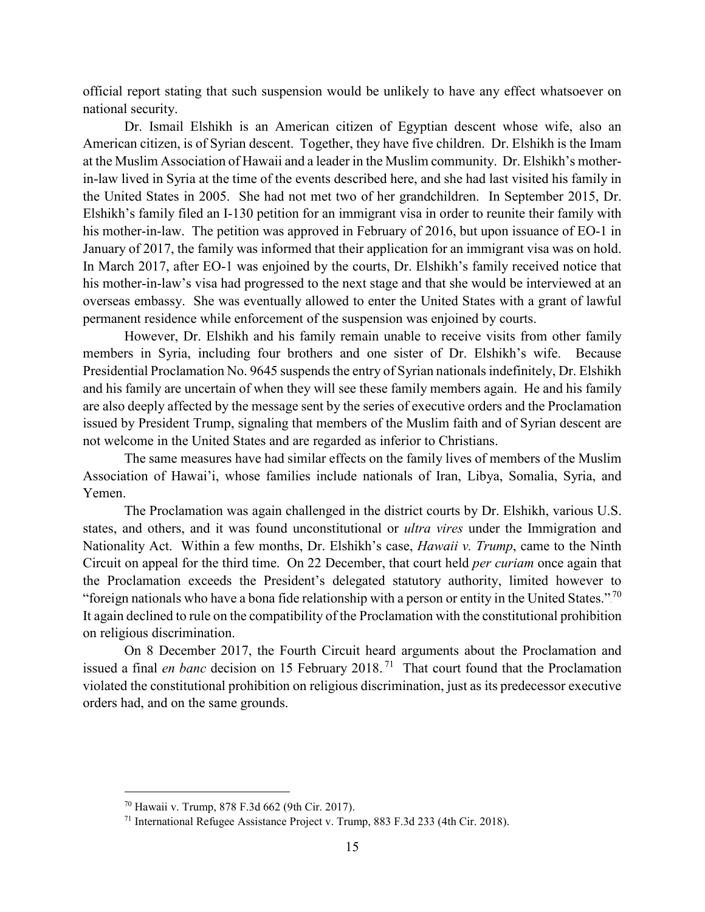official report stating that such suspension would be unlikely to have any effect whatsoever on national security.

Dr. Ismail Elshikh is an American citizen of Egyptian descent whose wife, also an American citizen, is of Syrian descent. Together, they have five children. Dr. Elshikh is the Imam at the Muslim Association of Hawaii and a leader in the Muslim community. Dr. Elshikh's mother-in-law lived in Syria at the time of the events described here, and she had last visited his family in the United States in 2005. She had not met two of her grandchildren. In September 2015, Dr. Elshikh's family filed an I-130 petition for an immigrant visa in order to reunite their family with his mother-in-law. The petition was approved in February of 2016, but upon issuance of EO-1 in January of 2017, the family was informed that their application for an immigrant visa was on hold. In March 2017, after EO-1 was enjoined by the courts, Dr. Elshikh's family received notice that his mother-in-law's visa had progressed to the next stage and that she would be interviewed at an overseas embassy. She was eventually allowed to enter the United States with a grant of lawful permanent residence while enforcement of the suspension was enjoined by courts.

However, Dr. Elshikh and his family remain unable to receive visits from other family members in Syria, including four brothers and one sister of Dr. Elshikh's wife. Because Presidential Proclamation No. 9645 suspends the entry of Syrian nationals indefinitely, Dr. Elshikh and his family are uncertain of when they will see these family members again. He and his family are also deeply affected by the message sent by the series of executive orders and the Proclamation issued by President Trump, signaling that members of the Muslim faith and of Syrian descent are not welcome in the United States and are regarded as inferior to Christians.

The same measures have had similar effects on the family lives of members of the Muslim Association of Hawai'i, whose families include nationals of Iran, Libya, Somalia, Syria, and Yemen.

The Proclamation was again challenged in the district courts by Dr. Elshikh, various U.S. states, and others, and it was found unconstitutional or *ultra vires* under the Immigration and Nationality Act. Within a few months, Dr. Elshikh's case, *Hawaii v. Trump*, came to the Ninth Circuit on appeal for the third time. On 22 December, that court held *per curiam* once again that the Proclamation exceeds the President's delegated statutory authority, limited however to "foreign nationals who have a bona fide relationship with a person or entity in the United States."[70] It again declined to rule on the compatibility of the Proclamation with the constitutional prohibition on religious discrimination.

On 8 December 2017, the Fourth Circuit heard arguments about the Proclamation and issued a final *en banc* decision on 15 February 2018.[71] That court found that the Proclamation violated the constitutional prohibition on religious discrimination, just as its predecessor executive orders had, and on the same grounds.

---

[70] Hawaii v. Trump, 878 F.3d 662 (9th Cir. 2017).

[71] International Refugee Assistance Project v. Trump, 883 F.3d 233 (4th Cir. 2018).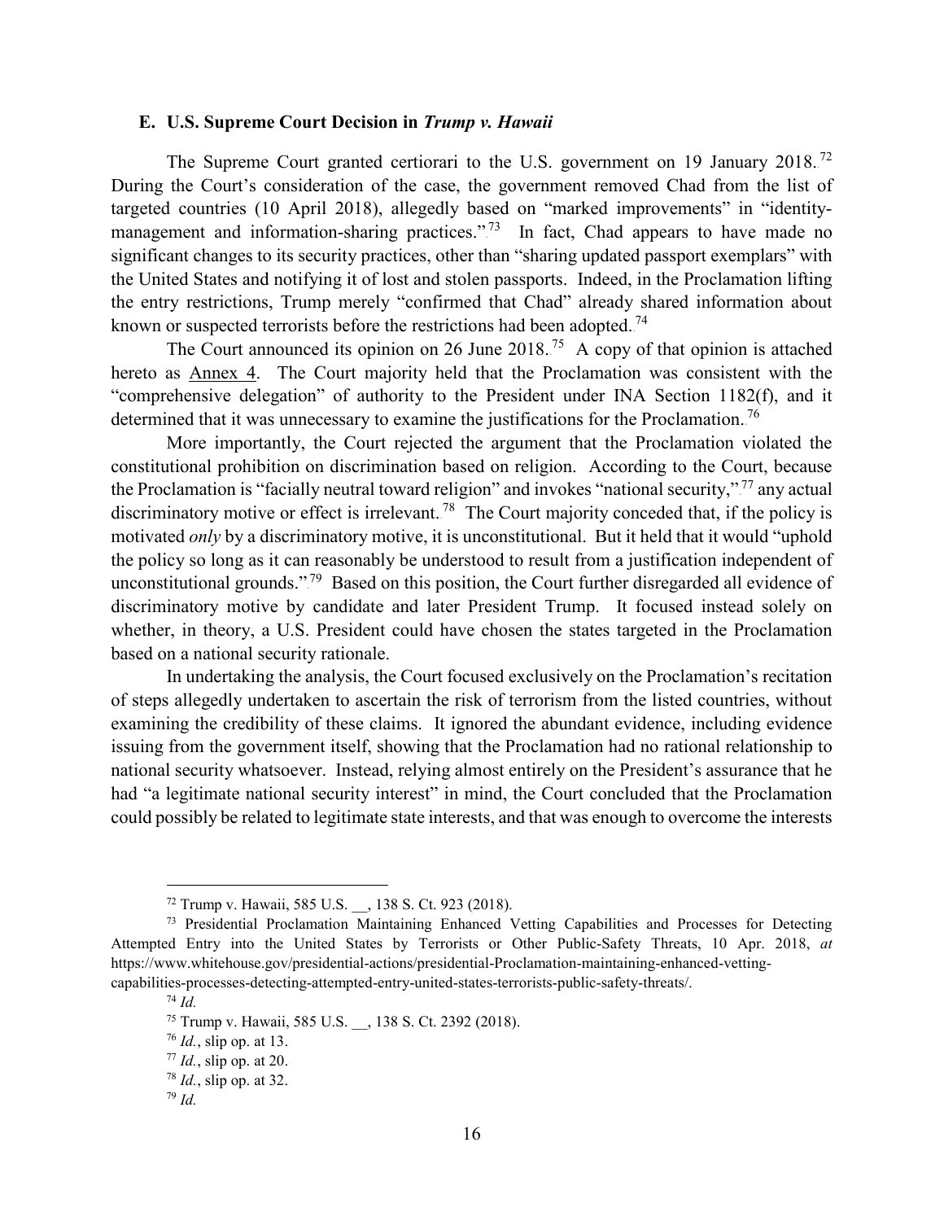### E. U.S. Supreme Court Decision in *Trump v. Hawaii*

The Supreme Court granted certiorari to the U.S. government on 19 January 2018.[72] During the Court's consideration of the case, the government removed Chad from the list of targeted countries (10 April 2018), allegedly based on "marked improvements" in "identity-management and information-sharing practices."[73] In fact, Chad appears to have made no significant changes to its security practices, other than "sharing updated passport exemplars" with the United States and notifying it of lost and stolen passports. Indeed, in the Proclamation lifting the entry restrictions, Trump merely "confirmed that Chad" already shared information about known or suspected terrorists before the restrictions had been adopted.[74]

The Court announced its opinion on 26 June 2018.[75] A copy of that opinion is attached hereto as Annex 4. The Court majority held that the Proclamation was consistent with the "comprehensive delegation" of authority to the President under INA Section 1182(f), and it determined that it was unnecessary to examine the justifications for the Proclamation.[76]

More importantly, the Court rejected the argument that the Proclamation violated the constitutional prohibition on discrimination based on religion. According to the Court, because the Proclamation is "facially neutral toward religion" and invokes "national security,"[77] any actual discriminatory motive or effect is irrelevant.[78] The Court majority conceded that, if the policy is motivated *only* by a discriminatory motive, it is unconstitutional. But it held that it would "uphold the policy so long as it can reasonably be understood to result from a justification independent of unconstitutional grounds."[79] Based on this position, the Court further disregarded all evidence of discriminatory motive by candidate and later President Trump. It focused instead solely on whether, in theory, a U.S. President could have chosen the states targeted in the Proclamation based on a national security rationale.

In undertaking the analysis, the Court focused exclusively on the Proclamation's recitation of steps allegedly undertaken to ascertain the risk of terrorism from the listed countries, without examining the credibility of these claims. It ignored the abundant evidence, including evidence issuing from the government itself, showing that the Proclamation had no rational relationship to national security whatsoever. Instead, relying almost entirely on the President's assurance that he had "a legitimate national security interest" in mind, the Court concluded that the Proclamation could possibly be related to legitimate state interests, and that was enough to overcome the interests

---

[72] Trump v. Hawaii, 585 U.S. __, 138 S. Ct. 923 (2018).

[73] Presidential Proclamation Maintaining Enhanced Vetting Capabilities and Processes for Detecting Attempted Entry into the United States by Terrorists or Other Public-Safety Threats, 10 Apr. 2018, *at* https://www.whitehouse.gov/presidential-actions/presidential-Proclamation-maintaining-enhanced-vetting-capabilities-processes-detecting-attempted-entry-united-states-terrorists-public-safety-threats/.

[74] *Id.*

[75] Trump v. Hawaii, 585 U.S. __, 138 S. Ct. 2392 (2018).

[76] *Id.*, slip op. at 13.

[77] *Id.*, slip op. at 20.

[78] *Id.*, slip op. at 32.

[79] *Id.*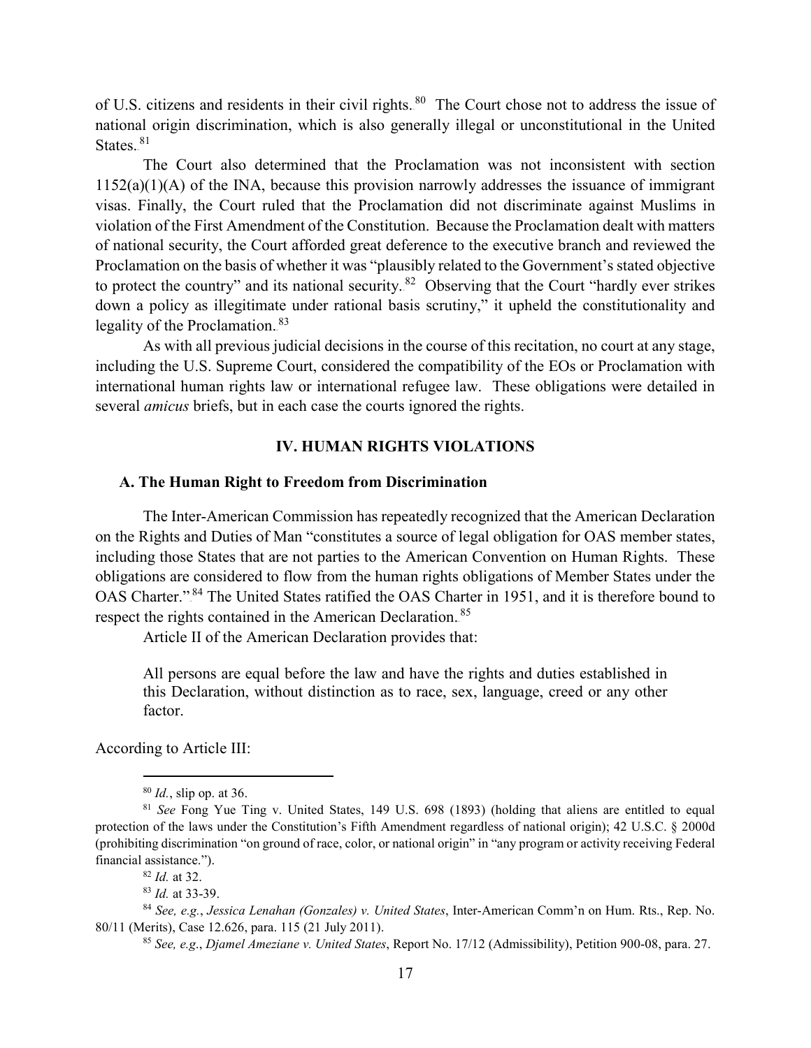of U.S. citizens and residents in their civil rights.[80] The Court chose not to address the issue of national origin discrimination, which is also generally illegal or unconstitutional in the United States.[81]

The Court also determined that the Proclamation was not inconsistent with section 1152(a)(1)(A) of the INA, because this provision narrowly addresses the issuance of immigrant visas. Finally, the Court ruled that the Proclamation did not discriminate against Muslims in violation of the First Amendment of the Constitution. Because the Proclamation dealt with matters of national security, the Court afforded great deference to the executive branch and reviewed the Proclamation on the basis of whether it was "plausibly related to the Government's stated objective to protect the country" and its national security.[82] Observing that the Court "hardly ever strikes down a policy as illegitimate under rational basis scrutiny," it upheld the constitutionality and legality of the Proclamation.[83]

As with all previous judicial decisions in the course of this recitation, no court at any stage, including the U.S. Supreme Court, considered the compatibility of the EOs or Proclamation with international human rights law or international refugee law. These obligations were detailed in several *amicus* briefs, but in each case the courts ignored the rights.

## IV. HUMAN RIGHTS VIOLATIONS

### A. The Human Right to Freedom from Discrimination

The Inter-American Commission has repeatedly recognized that the American Declaration on the Rights and Duties of Man "constitutes a source of legal obligation for OAS member states, including those States that are not parties to the American Convention on Human Rights. These obligations are considered to flow from the human rights obligations of Member States under the OAS Charter."[84] The United States ratified the OAS Charter in 1951, and it is therefore bound to respect the rights contained in the American Declaration.[85]

Article II of the American Declaration provides that:

> All persons are equal before the law and have the rights and duties established in this Declaration, without distinction as to race, sex, language, creed or any other factor.

According to Article III:

---

[80] *Id.*, slip op. at 36.

[81] *See* Fong Yue Ting v. United States, 149 U.S. 698 (1893) (holding that aliens are entitled to equal protection of the laws under the Constitution's Fifth Amendment regardless of national origin); 42 U.S.C. § 2000d (prohibiting discrimination "on ground of race, color, or national origin" in "any program or activity receiving Federal financial assistance.").

[82] *Id.* at 32.

[83] *Id.* at 33-39.

[84] *See, e.g.*, *Jessica Lenahan (Gonzales) v. United States*, Inter-American Comm'n on Hum. Rts., Rep. No. 80/11 (Merits), Case 12.626, para. 115 (21 July 2011).

[85] *See, e.g.*, *Djamel Ameziane v. United States*, Report No. 17/12 (Admissibility), Petition 900-08, para. 27.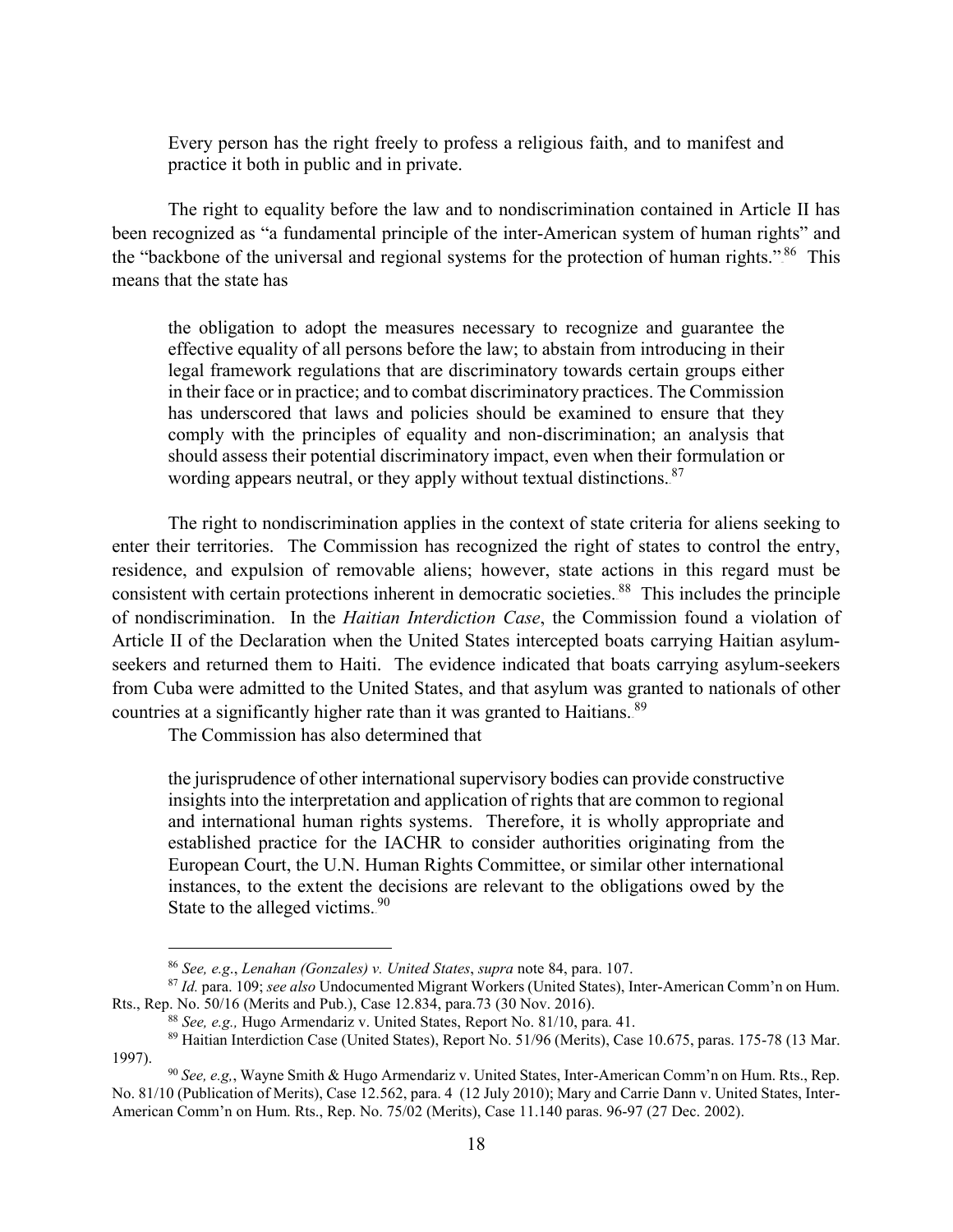> Every person has the right freely to profess a religious faith, and to manifest and practice it both in public and in private.

The right to equality before the law and to nondiscrimination contained in Article II has been recognized as "a fundamental principle of the inter-American system of human rights" and the "backbone of the universal and regional systems for the protection of human rights."[86] This means that the state has

> the obligation to adopt the measures necessary to recognize and guarantee the effective equality of all persons before the law; to abstain from introducing in their legal framework regulations that are discriminatory towards certain groups either in their face or in practice; and to combat discriminatory practices. The Commission has underscored that laws and policies should be examined to ensure that they comply with the principles of equality and non-discrimination; an analysis that should assess their potential discriminatory impact, even when their formulation or wording appears neutral, or they apply without textual distinctions.[87]

The right to nondiscrimination applies in the context of state criteria for aliens seeking to enter their territories. The Commission has recognized the right of states to control the entry, residence, and expulsion of removable aliens; however, state actions in this regard must be consistent with certain protections inherent in democratic societies.[88] This includes the principle of nondiscrimination. In the *Haitian Interdiction Case*, the Commission found a violation of Article II of the Declaration when the United States intercepted boats carrying Haitian asylum-seekers and returned them to Haiti. The evidence indicated that boats carrying asylum-seekers from Cuba were admitted to the United States, and that asylum was granted to nationals of other countries at a significantly higher rate than it was granted to Haitians.[89]

The Commission has also determined that

> the jurisprudence of other international supervisory bodies can provide constructive insights into the interpretation and application of rights that are common to regional and international human rights systems. Therefore, it is wholly appropriate and established practice for the IACHR to consider authorities originating from the European Court, the U.N. Human Rights Committee, or similar other international instances, to the extent the decisions are relevant to the obligations owed by the State to the alleged victims.[90]

---

[86] *See, e.g.*, *Lenahan (Gonzales) v. United States*, *supra* note 84, para. 107.

[87] *Id.* para. 109; *see also* Undocumented Migrant Workers (United States), Inter-American Comm'n on Hum. Rts., Rep. No. 50/16 (Merits and Pub.), Case 12.834, para.73 (30 Nov. 2016).

[88] *See, e.g.,* Hugo Armendariz v. United States, Report No. 81/10, para. 41.

[89] Haitian Interdiction Case (United States), Report No. 51/96 (Merits), Case 10.675, paras. 175-78 (13 Mar. 1997).

[90] *See, e.g,*, Wayne Smith & Hugo Armendariz v. United States, Inter-American Comm'n on Hum. Rts., Rep. No. 81/10 (Publication of Merits), Case 12.562, para. 4 (12 July 2010); Mary and Carrie Dann v. United States, Inter-American Comm'n on Hum. Rts., Rep. No. 75/02 (Merits), Case 11.140 paras. 96-97 (27 Dec. 2002).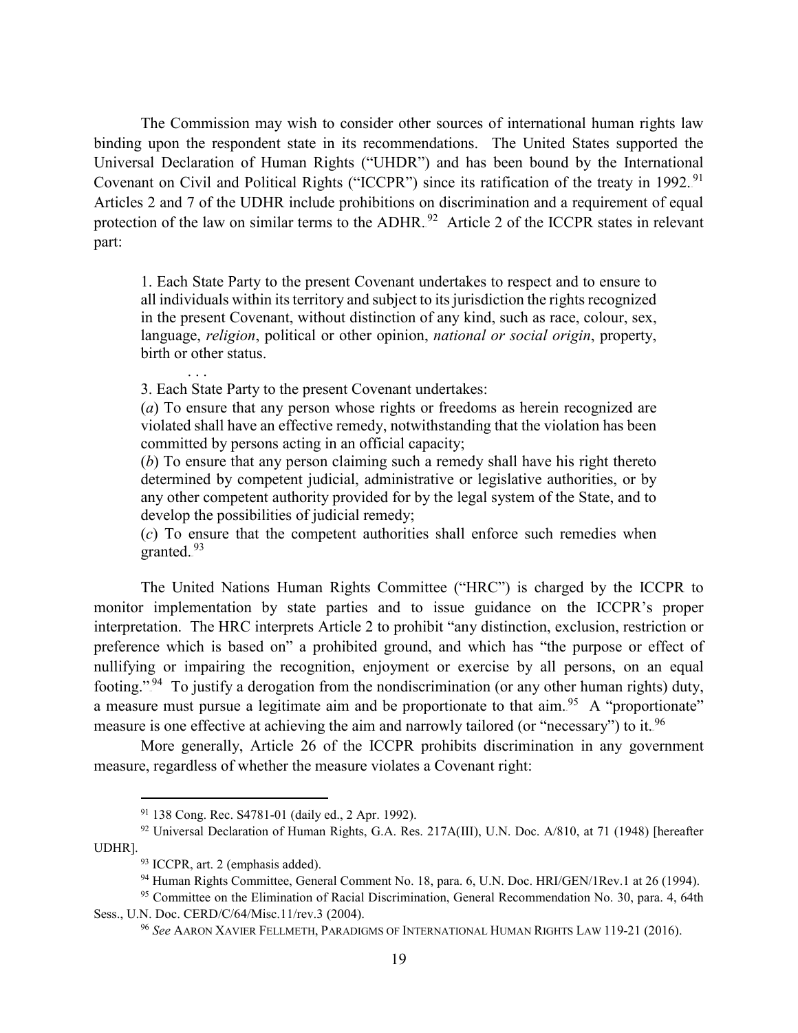The Commission may wish to consider other sources of international human rights law binding upon the respondent state in its recommendations. The United States supported the Universal Declaration of Human Rights ("UHDR") and has been bound by the International Covenant on Civil and Political Rights ("ICCPR") since its ratification of the treaty in 1992.[91] Articles 2 and 7 of the UDHR include prohibitions on discrimination and a requirement of equal protection of the law on similar terms to the ADHR.[92] Article 2 of the ICCPR states in relevant part:

> 1. Each State Party to the present Covenant undertakes to respect and to ensure to all individuals within its territory and subject to its jurisdiction the rights recognized in the present Covenant, without distinction of any kind, such as race, colour, sex, language, *religion*, political or other opinion, *national or social origin*, property, birth or other status.
>
> . . .
>
> 3. Each State Party to the present Covenant undertakes:
>
> (*a*) To ensure that any person whose rights or freedoms as herein recognized are violated shall have an effective remedy, notwithstanding that the violation has been committed by persons acting in an official capacity;
>
> (*b*) To ensure that any person claiming such a remedy shall have his right thereto determined by competent judicial, administrative or legislative authorities, or by any other competent authority provided for by the legal system of the State, and to develop the possibilities of judicial remedy;
>
> (*c*) To ensure that the competent authorities shall enforce such remedies when granted.[93]

The United Nations Human Rights Committee ("HRC") is charged by the ICCPR to monitor implementation by state parties and to issue guidance on the ICCPR's proper interpretation. The HRC interprets Article 2 to prohibit "any distinction, exclusion, restriction or preference which is based on" a prohibited ground, and which has "the purpose or effect of nullifying or impairing the recognition, enjoyment or exercise by all persons, on an equal footing."[94] To justify a derogation from the nondiscrimination (or any other human rights) duty, a measure must pursue a legitimate aim and be proportionate to that aim.[95] A "proportionate" measure is one effective at achieving the aim and narrowly tailored (or "necessary") to it.[96]

More generally, Article 26 of the ICCPR prohibits discrimination in any government measure, regardless of whether the measure violates a Covenant right:

---

[91] 138 Cong. Rec. S4781-01 (daily ed., 2 Apr. 1992).

[92] Universal Declaration of Human Rights, G.A. Res. 217A(III), U.N. Doc. A/810, at 71 (1948) [hereafter UDHR].

[93] ICCPR, art. 2 (emphasis added).

[94] Human Rights Committee, General Comment No. 18, para. 6, U.N. Doc. HRI/GEN/1Rev.1 at 26 (1994).

[95] Committee on the Elimination of Racial Discrimination, General Recommendation No. 30, para. 4, 64th Sess., U.N. Doc. CERD/C/64/Misc.11/rev.3 (2004).

[96] *See* AARON XAVIER FELLMETH, PARADIGMS OF INTERNATIONAL HUMAN RIGHTS LAW 119-21 (2016).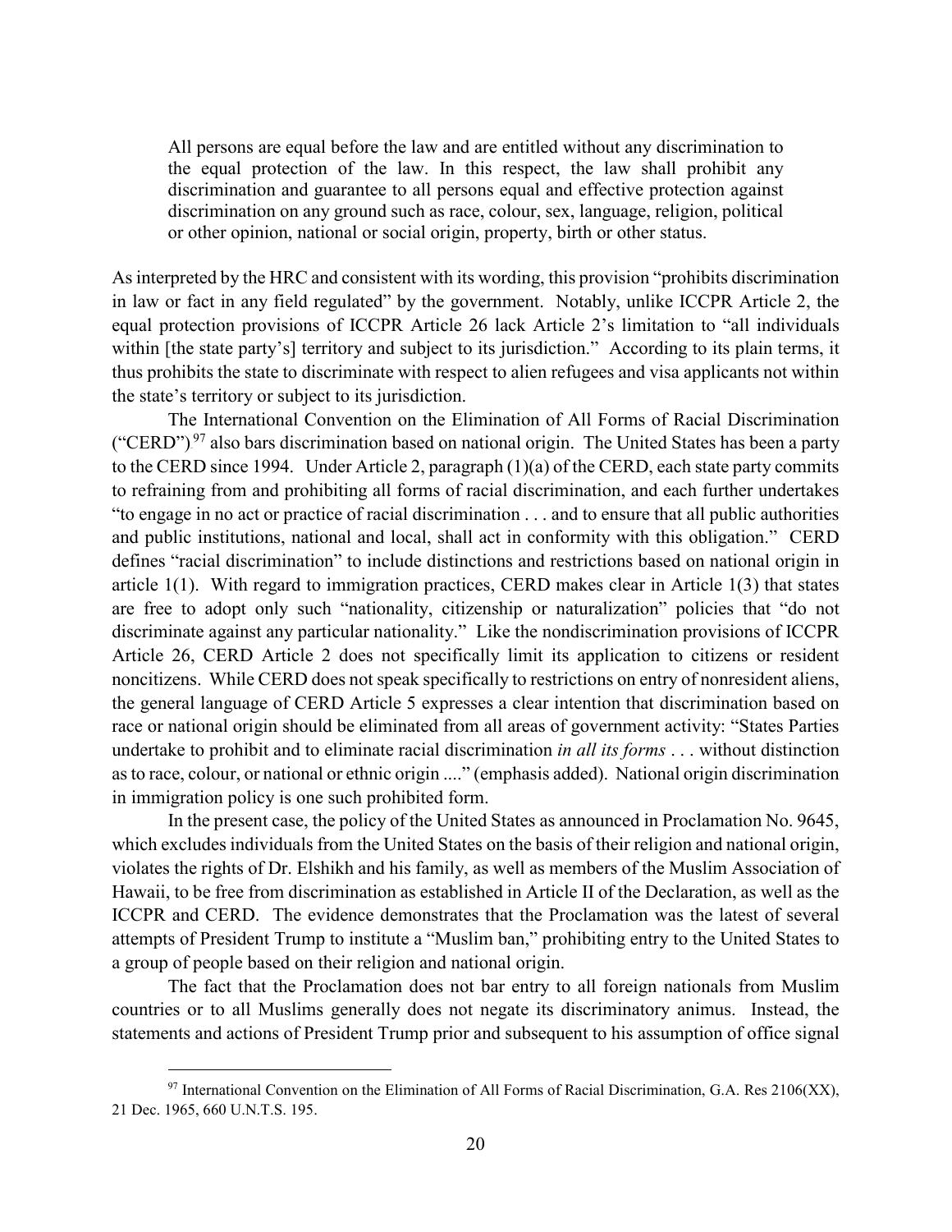> All persons are equal before the law and are entitled without any discrimination to the equal protection of the law. In this respect, the law shall prohibit any discrimination and guarantee to all persons equal and effective protection against discrimination on any ground such as race, colour, sex, language, religion, political or other opinion, national or social origin, property, birth or other status.

As interpreted by the HRC and consistent with its wording, this provision "prohibits discrimination in law or fact in any field regulated" by the government. Notably, unlike ICCPR Article 2, the equal protection provisions of ICCPR Article 26 lack Article 2's limitation to "all individuals within [the state party's] territory and subject to its jurisdiction." According to its plain terms, it thus prohibits the state to discriminate with respect to alien refugees and visa applicants not within the state's territory or subject to its jurisdiction.

The International Convention on the Elimination of All Forms of Racial Discrimination ("CERD")[97] also bars discrimination based on national origin. The United States has been a party to the CERD since 1994. Under Article 2, paragraph (1)(a) of the CERD, each state party commits to refraining from and prohibiting all forms of racial discrimination, and each further undertakes "to engage in no act or practice of racial discrimination . . . and to ensure that all public authorities and public institutions, national and local, shall act in conformity with this obligation." CERD defines "racial discrimination" to include distinctions and restrictions based on national origin in article 1(1). With regard to immigration practices, CERD makes clear in Article 1(3) that states are free to adopt only such "nationality, citizenship or naturalization" policies that "do not discriminate against any particular nationality." Like the nondiscrimination provisions of ICCPR Article 26, CERD Article 2 does not specifically limit its application to citizens or resident noncitizens. While CERD does not speak specifically to restrictions on entry of nonresident aliens, the general language of CERD Article 5 expresses a clear intention that discrimination based on race or national origin should be eliminated from all areas of government activity: "States Parties undertake to prohibit and to eliminate racial discrimination *in all its forms* . . . without distinction as to race, colour, or national or ethnic origin ...." (emphasis added). National origin discrimination in immigration policy is one such prohibited form.

In the present case, the policy of the United States as announced in Proclamation No. 9645, which excludes individuals from the United States on the basis of their religion and national origin, violates the rights of Dr. Elshikh and his family, as well as members of the Muslim Association of Hawaii, to be free from discrimination as established in Article II of the Declaration, as well as the ICCPR and CERD. The evidence demonstrates that the Proclamation was the latest of several attempts of President Trump to institute a "Muslim ban," prohibiting entry to the United States to a group of people based on their religion and national origin.

The fact that the Proclamation does not bar entry to all foreign nationals from Muslim countries or to all Muslims generally does not negate its discriminatory animus. Instead, the statements and actions of President Trump prior and subsequent to his assumption of office signal

[97] International Convention on the Elimination of All Forms of Racial Discrimination, G.A. Res 2106(XX), 21 Dec. 1965, 660 U.N.T.S. 195.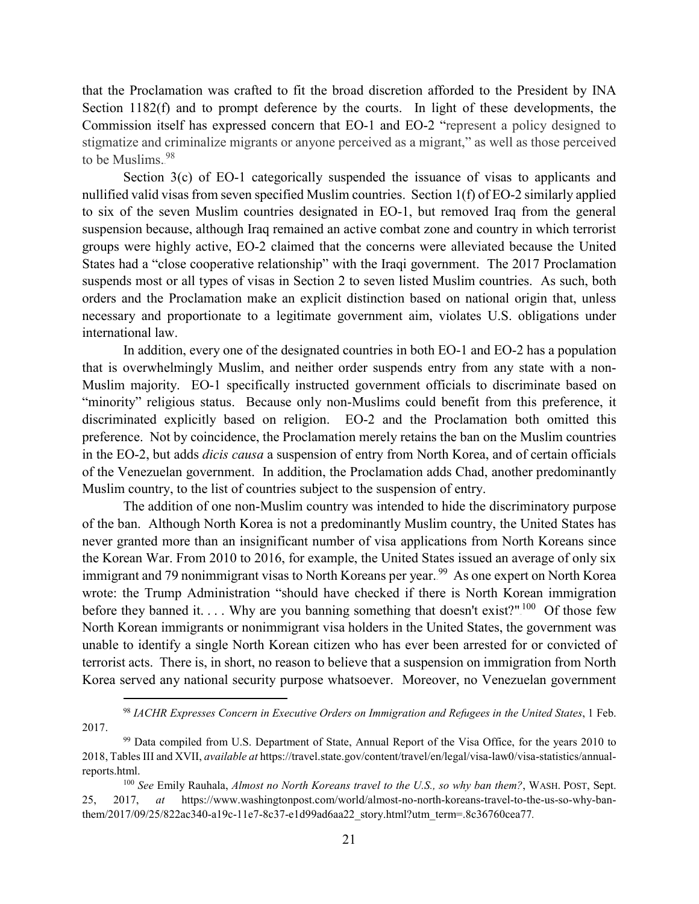that the Proclamation was crafted to fit the broad discretion afforded to the President by INA Section 1182(f) and to prompt deference by the courts. In light of these developments, the Commission itself has expressed concern that EO-1 and EO-2 "represent a policy designed to stigmatize and criminalize migrants or anyone perceived as a migrant," as well as those perceived to be Muslims.[98]

Section 3(c) of EO-1 categorically suspended the issuance of visas to applicants and nullified valid visas from seven specified Muslim countries. Section 1(f) of EO-2 similarly applied to six of the seven Muslim countries designated in EO-1, but removed Iraq from the general suspension because, although Iraq remained an active combat zone and country in which terrorist groups were highly active, EO-2 claimed that the concerns were alleviated because the United States had a "close cooperative relationship" with the Iraqi government. The 2017 Proclamation suspends most or all types of visas in Section 2 to seven listed Muslim countries. As such, both orders and the Proclamation make an explicit distinction based on national origin that, unless necessary and proportionate to a legitimate government aim, violates U.S. obligations under international law.

In addition, every one of the designated countries in both EO-1 and EO-2 has a population that is overwhelmingly Muslim, and neither order suspends entry from any state with a non-Muslim majority. EO-1 specifically instructed government officials to discriminate based on "minority" religious status. Because only non-Muslims could benefit from this preference, it discriminated explicitly based on religion. EO-2 and the Proclamation both omitted this preference. Not by coincidence, the Proclamation merely retains the ban on the Muslim countries in the EO-2, but adds *dicis causa* a suspension of entry from North Korea, and of certain officials of the Venezuelan government. In addition, the Proclamation adds Chad, another predominantly Muslim country, to the list of countries subject to the suspension of entry.

The addition of one non-Muslim country was intended to hide the discriminatory purpose of the ban. Although North Korea is not a predominantly Muslim country, the United States has never granted more than an insignificant number of visa applications from North Koreans since the Korean War. From 2010 to 2016, for example, the United States issued an average of only six immigrant and 79 nonimmigrant visas to North Koreans per year.[99] As one expert on North Korea wrote: the Trump Administration "should have checked if there is North Korean immigration before they banned it. . . . Why are you banning something that doesn't exist?"[100] Of those few North Korean immigrants or nonimmigrant visa holders in the United States, the government was unable to identify a single North Korean citizen who has ever been arrested for or convicted of terrorist acts. There is, in short, no reason to believe that a suspension on immigration from North Korea served any national security purpose whatsoever. Moreover, no Venezuelan government

---

[98] *IACHR Expresses Concern in Executive Orders on Immigration and Refugees in the United States*, 1 Feb. 2017.

[99] Data compiled from U.S. Department of State, Annual Report of the Visa Office, for the years 2010 to 2018, Tables III and XVII, *available at* https://travel.state.gov/content/travel/en/legal/visa-law0/visa-statistics/annual-reports.html.

[100] *See* Emily Rauhala, *Almost no North Koreans travel to the U.S., so why ban them?*, WASH. POST, Sept. 25, 2017, *at* https://www.washingtonpost.com/world/almost-no-north-koreans-travel-to-the-us-so-why-ban-them/2017/09/25/822ac340-a19c-11e7-8c37-e1d99ad6aa22_story.html?utm_term=.8c36760cea77.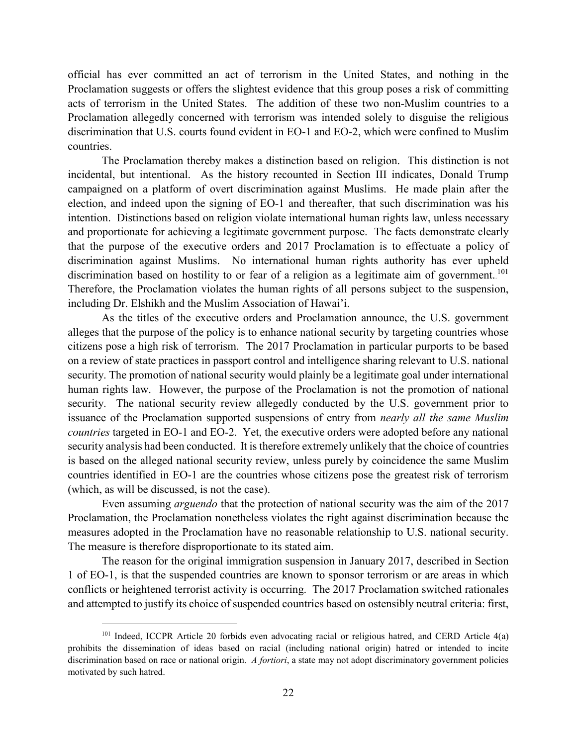official has ever committed an act of terrorism in the United States, and nothing in the Proclamation suggests or offers the slightest evidence that this group poses a risk of committing acts of terrorism in the United States. The addition of these two non-Muslim countries to a Proclamation allegedly concerned with terrorism was intended solely to disguise the religious discrimination that U.S. courts found evident in EO-1 and EO-2, which were confined to Muslim countries.

The Proclamation thereby makes a distinction based on religion. This distinction is not incidental, but intentional. As the history recounted in Section III indicates, Donald Trump campaigned on a platform of overt discrimination against Muslims. He made plain after the election, and indeed upon the signing of EO-1 and thereafter, that such discrimination was his intention. Distinctions based on religion violate international human rights law, unless necessary and proportionate for achieving a legitimate government purpose. The facts demonstrate clearly that the purpose of the executive orders and 2017 Proclamation is to effectuate a policy of discrimination against Muslims. No international human rights authority has ever upheld discrimination based on hostility to or fear of a religion as a legitimate aim of government.[101] Therefore, the Proclamation violates the human rights of all persons subject to the suspension, including Dr. Elshikh and the Muslim Association of Hawai'i.

As the titles of the executive orders and Proclamation announce, the U.S. government alleges that the purpose of the policy is to enhance national security by targeting countries whose citizens pose a high risk of terrorism. The 2017 Proclamation in particular purports to be based on a review of state practices in passport control and intelligence sharing relevant to U.S. national security. The promotion of national security would plainly be a legitimate goal under international human rights law. However, the purpose of the Proclamation is not the promotion of national security. The national security review allegedly conducted by the U.S. government prior to issuance of the Proclamation supported suspensions of entry from *nearly all the same Muslim countries* targeted in EO-1 and EO-2. Yet, the executive orders were adopted before any national security analysis had been conducted. It is therefore extremely unlikely that the choice of countries is based on the alleged national security review, unless purely by coincidence the same Muslim countries identified in EO-1 are the countries whose citizens pose the greatest risk of terrorism (which, as will be discussed, is not the case).

Even assuming *arguendo* that the protection of national security was the aim of the 2017 Proclamation, the Proclamation nonetheless violates the right against discrimination because the measures adopted in the Proclamation have no reasonable relationship to U.S. national security. The measure is therefore disproportionate to its stated aim.

The reason for the original immigration suspension in January 2017, described in Section 1 of EO-1, is that the suspended countries are known to sponsor terrorism or are areas in which conflicts or heightened terrorist activity is occurring. The 2017 Proclamation switched rationales and attempted to justify its choice of suspended countries based on ostensibly neutral criteria: first,

---

[101] Indeed, ICCPR Article 20 forbids even advocating racial or religious hatred, and CERD Article 4(a) prohibits the dissemination of ideas based on racial (including national origin) hatred or intended to incite discrimination based on race or national origin. *A fortiori*, a state may not adopt discriminatory government policies motivated by such hatred.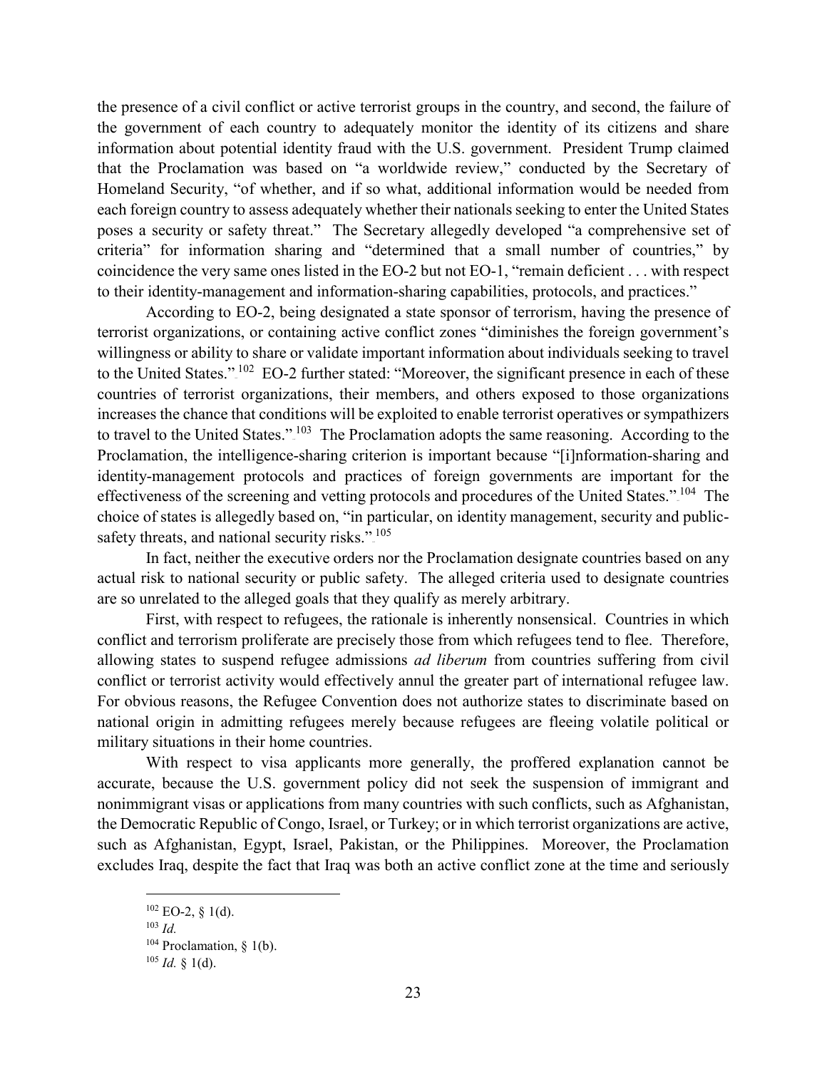the presence of a civil conflict or active terrorist groups in the country, and second, the failure of the government of each country to adequately monitor the identity of its citizens and share information about potential identity fraud with the U.S. government. President Trump claimed that the Proclamation was based on "a worldwide review," conducted by the Secretary of Homeland Security, "of whether, and if so what, additional information would be needed from each foreign country to assess adequately whether their nationals seeking to enter the United States poses a security or safety threat." The Secretary allegedly developed "a comprehensive set of criteria" for information sharing and "determined that a small number of countries," by coincidence the very same ones listed in the EO-2 but not EO-1, "remain deficient . . . with respect to their identity-management and information-sharing capabilities, protocols, and practices."

According to EO-2, being designated a state sponsor of terrorism, having the presence of terrorist organizations, or containing active conflict zones "diminishes the foreign government's willingness or ability to share or validate important information about individuals seeking to travel to the United States."[102] EO-2 further stated: "Moreover, the significant presence in each of these countries of terrorist organizations, their members, and others exposed to those organizations increases the chance that conditions will be exploited to enable terrorist operatives or sympathizers to travel to the United States."[103] The Proclamation adopts the same reasoning. According to the Proclamation, the intelligence-sharing criterion is important because "[i]nformation-sharing and identity-management protocols and practices of foreign governments are important for the effectiveness of the screening and vetting protocols and procedures of the United States."[104] The choice of states is allegedly based on, "in particular, on identity management, security and public-safety threats, and national security risks."[105]

In fact, neither the executive orders nor the Proclamation designate countries based on any actual risk to national security or public safety. The alleged criteria used to designate countries are so unrelated to the alleged goals that they qualify as merely arbitrary.

First, with respect to refugees, the rationale is inherently nonsensical. Countries in which conflict and terrorism proliferate are precisely those from which refugees tend to flee. Therefore, allowing states to suspend refugee admissions *ad liberum* from countries suffering from civil conflict or terrorist activity would effectively annul the greater part of international refugee law. For obvious reasons, the Refugee Convention does not authorize states to discriminate based on national origin in admitting refugees merely because refugees are fleeing volatile political or military situations in their home countries.

With respect to visa applicants more generally, the proffered explanation cannot be accurate, because the U.S. government policy did not seek the suspension of immigrant and nonimmigrant visas or applications from many countries with such conflicts, such as Afghanistan, the Democratic Republic of Congo, Israel, or Turkey; or in which terrorist organizations are active, such as Afghanistan, Egypt, Israel, Pakistan, or the Philippines. Moreover, the Proclamation excludes Iraq, despite the fact that Iraq was both an active conflict zone at the time and seriously

[102] EO-2, § 1(d).

[103] *Id.*

[104] Proclamation, § 1(b).

[105] *Id.* § 1(d).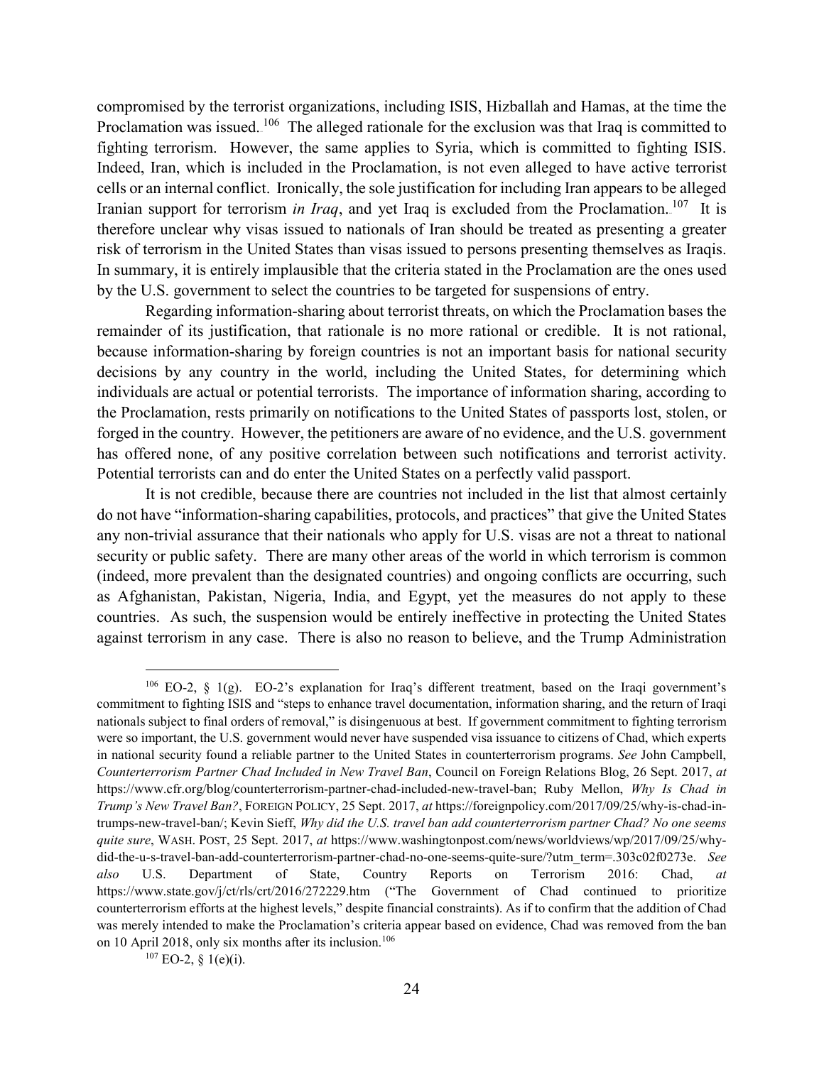compromised by the terrorist organizations, including ISIS, Hizballah and Hamas, at the time the Proclamation was issued.[106] The alleged rationale for the exclusion was that Iraq is committed to fighting terrorism. However, the same applies to Syria, which is committed to fighting ISIS. Indeed, Iran, which is included in the Proclamation, is not even alleged to have active terrorist cells or an internal conflict. Ironically, the sole justification for including Iran appears to be alleged Iranian support for terrorism *in Iraq*, and yet Iraq is excluded from the Proclamation.[107] It is therefore unclear why visas issued to nationals of Iran should be treated as presenting a greater risk of terrorism in the United States than visas issued to persons presenting themselves as Iraqis. In summary, it is entirely implausible that the criteria stated in the Proclamation are the ones used by the U.S. government to select the countries to be targeted for suspensions of entry.

Regarding information-sharing about terrorist threats, on which the Proclamation bases the remainder of its justification, that rationale is no more rational or credible. It is not rational, because information-sharing by foreign countries is not an important basis for national security decisions by any country in the world, including the United States, for determining which individuals are actual or potential terrorists. The importance of information sharing, according to the Proclamation, rests primarily on notifications to the United States of passports lost, stolen, or forged in the country. However, the petitioners are aware of no evidence, and the U.S. government has offered none, of any positive correlation between such notifications and terrorist activity. Potential terrorists can and do enter the United States on a perfectly valid passport.

It is not credible, because there are countries not included in the list that almost certainly do not have "information-sharing capabilities, protocols, and practices" that give the United States any non-trivial assurance that their nationals who apply for U.S. visas are not a threat to national security or public safety. There are many other areas of the world in which terrorism is common (indeed, more prevalent than the designated countries) and ongoing conflicts are occurring, such as Afghanistan, Pakistan, Nigeria, India, and Egypt, yet the measures do not apply to these countries. As such, the suspension would be entirely ineffective in protecting the United States against terrorism in any case. There is also no reason to believe, and the Trump Administration

---

[106] EO-2, § 1(g). EO-2's explanation for Iraq's different treatment, based on the Iraqi government's commitment to fighting ISIS and "steps to enhance travel documentation, information sharing, and the return of Iraqi nationals subject to final orders of removal," is disingenuous at best. If government commitment to fighting terrorism were so important, the U.S. government would never have suspended visa issuance to citizens of Chad, which experts in national security found a reliable partner to the United States in counterterrorism programs. *See* John Campbell, *Counterterrorism Partner Chad Included in New Travel Ban*, Council on Foreign Relations Blog, 26 Sept. 2017, *at* https://www.cfr.org/blog/counterterrorism-partner-chad-included-new-travel-ban; Ruby Mellon, *Why Is Chad in Trump's New Travel Ban?*, FOREIGN POLICY, 25 Sept. 2017, *at* https://foreignpolicy.com/2017/09/25/why-is-chad-in-trumps-new-travel-ban/; Kevin Sieff, *Why did the U.S. travel ban add counterterrorism partner Chad? No one seems quite sure*, WASH. POST, 25 Sept. 2017, *at* https://www.washingtonpost.com/news/worldviews/wp/2017/09/25/why-did-the-u-s-travel-ban-add-counterterrorism-partner-chad-no-one-seems-quite-sure/?utm_term=.303c02f0273e. *See also* U.S. Department of State, Country Reports on Terrorism 2016: Chad, *at* https://www.state.gov/j/ct/rls/crt/2016/272229.htm ("The Government of Chad continued to prioritize counterterrorism efforts at the highest levels," despite financial constraints). As if to confirm that the addition of Chad was merely intended to make the Proclamation's criteria appear based on evidence, Chad was removed from the ban on 10 April 2018, only six months after its inclusion.[106]

[107] EO-2, § 1(e)(i).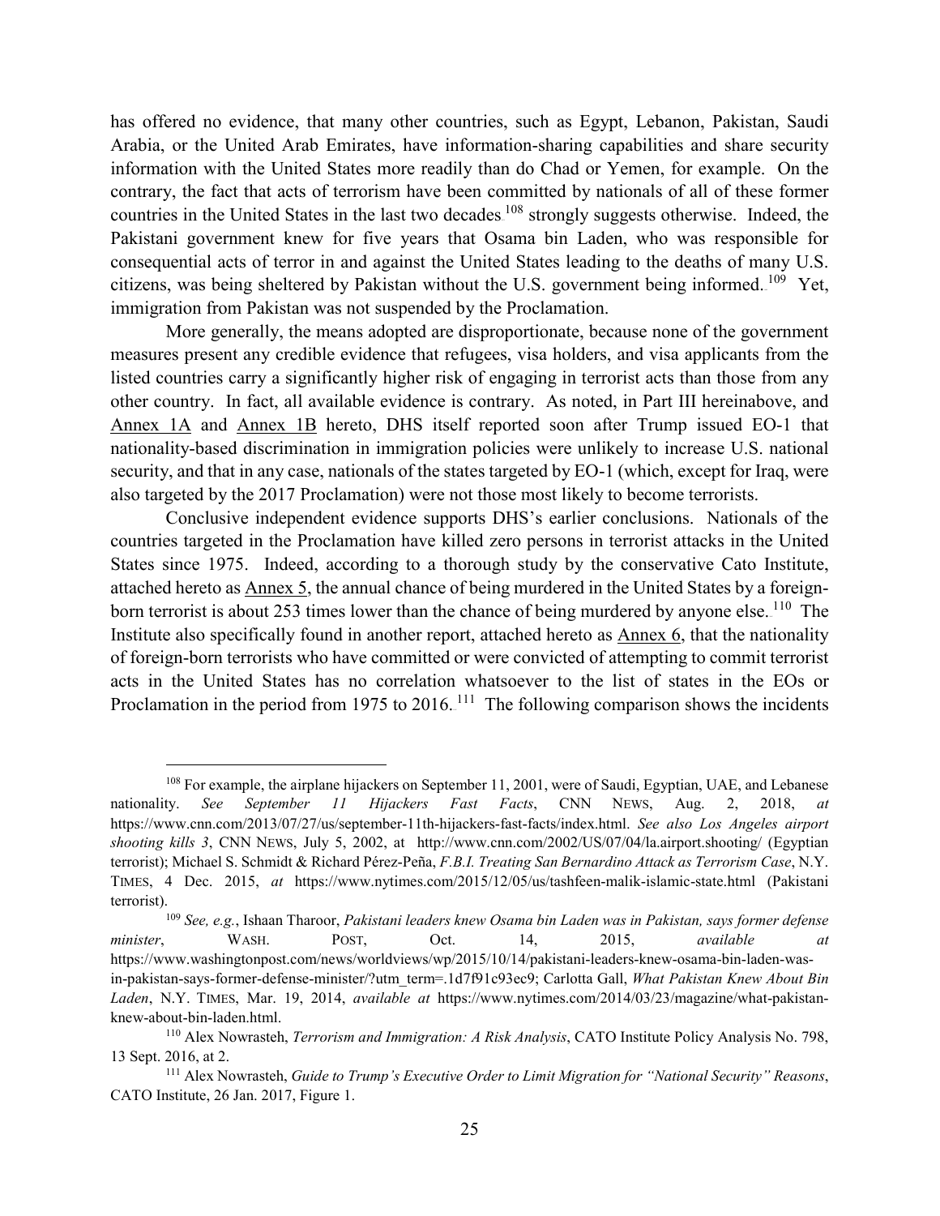has offered no evidence, that many other countries, such as Egypt, Lebanon, Pakistan, Saudi Arabia, or the United Arab Emirates, have information-sharing capabilities and share security information with the United States more readily than do Chad or Yemen, for example. On the contrary, the fact that acts of terrorism have been committed by nationals of all of these former countries in the United States in the last two decades[108] strongly suggests otherwise. Indeed, the Pakistani government knew for five years that Osama bin Laden, who was responsible for consequential acts of terror in and against the United States leading to the deaths of many U.S. citizens, was being sheltered by Pakistan without the U.S. government being informed.[109] Yet, immigration from Pakistan was not suspended by the Proclamation.

More generally, the means adopted are disproportionate, because none of the government measures present any credible evidence that refugees, visa holders, and visa applicants from the listed countries carry a significantly higher risk of engaging in terrorist acts than those from any other country. In fact, all available evidence is contrary. As noted, in Part III hereinabove, and Annex 1A and Annex 1B hereto, DHS itself reported soon after Trump issued EO-1 that nationality-based discrimination in immigration policies were unlikely to increase U.S. national security, and that in any case, nationals of the states targeted by EO-1 (which, except for Iraq, were also targeted by the 2017 Proclamation) were not those most likely to become terrorists.

Conclusive independent evidence supports DHS's earlier conclusions. Nationals of the countries targeted in the Proclamation have killed zero persons in terrorist attacks in the United States since 1975. Indeed, according to a thorough study by the conservative Cato Institute, attached hereto as Annex 5, the annual chance of being murdered in the United States by a foreign-born terrorist is about 253 times lower than the chance of being murdered by anyone else.[110] The Institute also specifically found in another report, attached hereto as Annex 6, that the nationality of foreign-born terrorists who have committed or were convicted of attempting to commit terrorist acts in the United States has no correlation whatsoever to the list of states in the EOs or Proclamation in the period from 1975 to 2016.[111] The following comparison shows the incidents

---

[108] For example, the airplane hijackers on September 11, 2001, were of Saudi, Egyptian, UAE, and Lebanese nationality. *See September 11 Hijackers Fast Facts*, CNN NEWS, Aug. 2, 2018, *at* https://www.cnn.com/2013/07/27/us/september-11th-hijackers-fast-facts/index.html. *See also Los Angeles airport shooting kills 3*, CNN NEWS, July 5, 2002, at http://www.cnn.com/2002/US/07/04/la.airport.shooting/ (Egyptian terrorist); Michael S. Schmidt & Richard Pérez-Peña, *F.B.I. Treating San Bernardino Attack as Terrorism Case*, N.Y. TIMES, 4 Dec. 2015, *at* https://www.nytimes.com/2015/12/05/us/tashfeen-malik-islamic-state.html (Pakistani terrorist).

[109] *See, e.g.*, Ishaan Tharoor, *Pakistani leaders knew Osama bin Laden was in Pakistan, says former defense minister*, WASH. POST, Oct. 14, 2015, *available at* https://www.washingtonpost.com/news/worldviews/wp/2015/10/14/pakistani-leaders-knew-osama-bin-laden-was-in-pakistan-says-former-defense-minister/?utm_term=.1d7f91c93ec9; Carlotta Gall, *What Pakistan Knew About Bin Laden*, N.Y. TIMES, Mar. 19, 2014, *available at* https://www.nytimes.com/2014/03/23/magazine/what-pakistan-knew-about-bin-laden.html.

[110] Alex Nowrasteh, *Terrorism and Immigration: A Risk Analysis*, CATO Institute Policy Analysis No. 798, 13 Sept. 2016, at 2.

[111] Alex Nowrasteh, *Guide to Trump's Executive Order to Limit Migration for "National Security" Reasons*, CATO Institute, 26 Jan. 2017, Figure 1.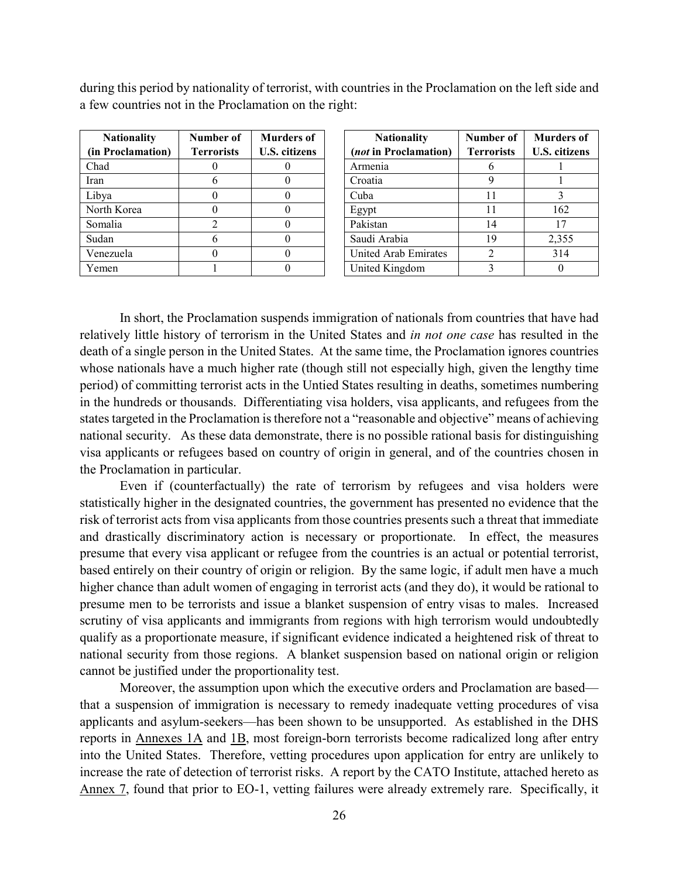during this period by nationality of terrorist, with countries in the Proclamation on the left side and a few countries not in the Proclamation on the right:

| Nationality (in Proclamation) | Number of Terrorists | Murders of U.S. citizens |
|---|---|---|
| Chad | 0 | 0 |
| Iran | 6 | 0 |
| Libya | 0 | 0 |
| North Korea | 0 | 0 |
| Somalia | 2 | 0 |
| Sudan | 6 | 0 |
| Venezuela | 0 | 0 |
| Yemen | 1 | 0 |

| Nationality (*not* in Proclamation) | Number of Terrorists | Murders of U.S. citizens |
|---|---|---|
| Armenia | 6 | 1 |
| Croatia | 9 | 1 |
| Cuba | 11 | 3 |
| Egypt | 11 | 162 |
| Pakistan | 14 | 17 |
| Saudi Arabia | 19 | 2,355 |
| United Arab Emirates | 2 | 314 |
| United Kingdom | 3 | 0 |

In short, the Proclamation suspends immigration of nationals from countries that have had relatively little history of terrorism in the United States and *in not one case* has resulted in the death of a single person in the United States. At the same time, the Proclamation ignores countries whose nationals have a much higher rate (though still not especially high, given the lengthy time period) of committing terrorist acts in the Untied States resulting in deaths, sometimes numbering in the hundreds or thousands. Differentiating visa holders, visa applicants, and refugees from the states targeted in the Proclamation is therefore not a "reasonable and objective" means of achieving national security. As these data demonstrate, there is no possible rational basis for distinguishing visa applicants or refugees based on country of origin in general, and of the countries chosen in the Proclamation in particular.

Even if (counterfactually) the rate of terrorism by refugees and visa holders were statistically higher in the designated countries, the government has presented no evidence that the risk of terrorist acts from visa applicants from those countries presents such a threat that immediate and drastically discriminatory action is necessary or proportionate. In effect, the measures presume that every visa applicant or refugee from the countries is an actual or potential terrorist, based entirely on their country of origin or religion. By the same logic, if adult men have a much higher chance than adult women of engaging in terrorist acts (and they do), it would be rational to presume men to be terrorists and issue a blanket suspension of entry visas to males. Increased scrutiny of visa applicants and immigrants from regions with high terrorism would undoubtedly qualify as a proportionate measure, if significant evidence indicated a heightened risk of threat to national security from those regions. A blanket suspension based on national origin or religion cannot be justified under the proportionality test.

Moreover, the assumption upon which the executive orders and Proclamation are based—that a suspension of immigration is necessary to remedy inadequate vetting procedures of visa applicants and asylum-seekers—has been shown to be unsupported. As established in the DHS reports in Annexes 1A and 1B, most foreign-born terrorists become radicalized long after entry into the United States. Therefore, vetting procedures upon application for entry are unlikely to increase the rate of detection of terrorist risks. A report by the CATO Institute, attached hereto as Annex 7, found that prior to EO-1, vetting failures were already extremely rare. Specifically, it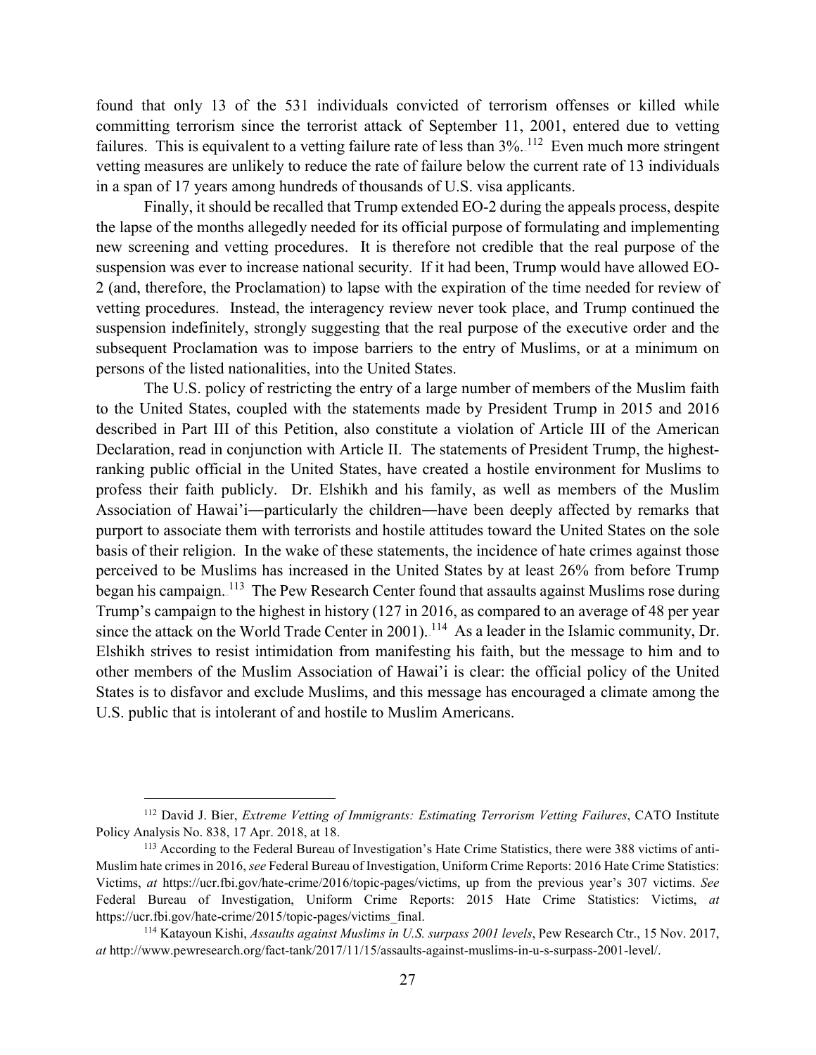found that only 13 of the 531 individuals convicted of terrorism offenses or killed while committing terrorism since the terrorist attack of September 11, 2001, entered due to vetting failures. This is equivalent to a vetting failure rate of less than 3%.[112] Even much more stringent vetting measures are unlikely to reduce the rate of failure below the current rate of 13 individuals in a span of 17 years among hundreds of thousands of U.S. visa applicants.

Finally, it should be recalled that Trump extended EO-2 during the appeals process, despite the lapse of the months allegedly needed for its official purpose of formulating and implementing new screening and vetting procedures. It is therefore not credible that the real purpose of the suspension was ever to increase national security. If it had been, Trump would have allowed EO-2 (and, therefore, the Proclamation) to lapse with the expiration of the time needed for review of vetting procedures. Instead, the interagency review never took place, and Trump continued the suspension indefinitely, strongly suggesting that the real purpose of the executive order and the subsequent Proclamation was to impose barriers to the entry of Muslims, or at a minimum on persons of the listed nationalities, into the United States.

The U.S. policy of restricting the entry of a large number of members of the Muslim faith to the United States, coupled with the statements made by President Trump in 2015 and 2016 described in Part III of this Petition, also constitute a violation of Article III of the American Declaration, read in conjunction with Article II. The statements of President Trump, the highest-ranking public official in the United States, have created a hostile environment for Muslims to profess their faith publicly. Dr. Elshikh and his family, as well as members of the Muslim Association of Hawai'i―particularly the children―have been deeply affected by remarks that purport to associate them with terrorists and hostile attitudes toward the United States on the sole basis of their religion. In the wake of these statements, the incidence of hate crimes against those perceived to be Muslims has increased in the United States by at least 26% from before Trump began his campaign.[113] The Pew Research Center found that assaults against Muslims rose during Trump's campaign to the highest in history (127 in 2016, as compared to an average of 48 per year since the attack on the World Trade Center in 2001).[114] As a leader in the Islamic community, Dr. Elshikh strives to resist intimidation from manifesting his faith, but the message to him and to other members of the Muslim Association of Hawai'i is clear: the official policy of the United States is to disfavor and exclude Muslims, and this message has encouraged a climate among the U.S. public that is intolerant of and hostile to Muslim Americans.

---

[112] David J. Bier, *Extreme Vetting of Immigrants: Estimating Terrorism Vetting Failures*, CATO Institute Policy Analysis No. 838, 17 Apr. 2018, at 18.

[113] According to the Federal Bureau of Investigation's Hate Crime Statistics, there were 388 victims of anti-Muslim hate crimes in 2016, *see* Federal Bureau of Investigation, Uniform Crime Reports: 2016 Hate Crime Statistics: Victims, *at* https://ucr.fbi.gov/hate-crime/2016/topic-pages/victims, up from the previous year's 307 victims. *See* Federal Bureau of Investigation, Uniform Crime Reports: 2015 Hate Crime Statistics: Victims, *at* https://ucr.fbi.gov/hate-crime/2015/topic-pages/victims_final.

[114] Katayoun Kishi, *Assaults against Muslims in U.S. surpass 2001 levels*, Pew Research Ctr., 15 Nov. 2017, *at* http://www.pewresearch.org/fact-tank/2017/11/15/assaults-against-muslims-in-u-s-surpass-2001-level/.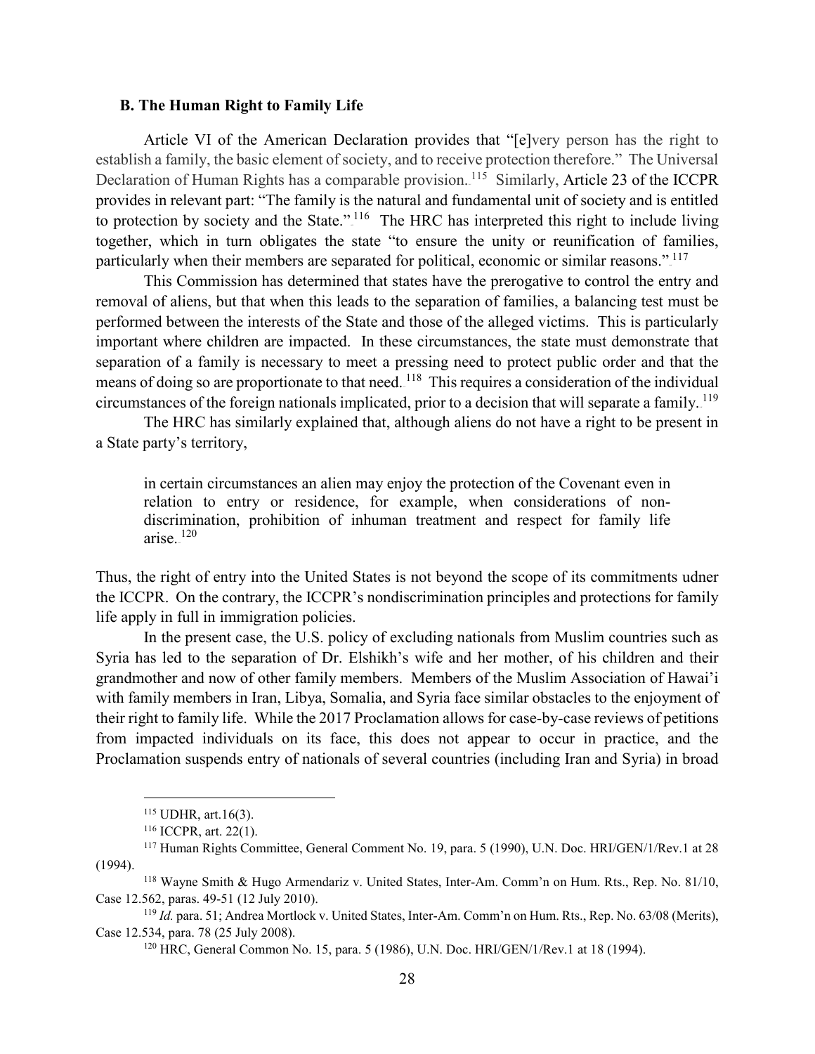### B. The Human Right to Family Life

Article VI of the American Declaration provides that "[e]very person has the right to establish a family, the basic element of society, and to receive protection therefore." The Universal Declaration of Human Rights has a comparable provision.[115] Similarly, Article 23 of the ICCPR provides in relevant part: "The family is the natural and fundamental unit of society and is entitled to protection by society and the State."[116] The HRC has interpreted this right to include living together, which in turn obligates the state "to ensure the unity or reunification of families, particularly when their members are separated for political, economic or similar reasons."[117]

This Commission has determined that states have the prerogative to control the entry and removal of aliens, but that when this leads to the separation of families, a balancing test must be performed between the interests of the State and those of the alleged victims. This is particularly important where children are impacted. In these circumstances, the state must demonstrate that separation of a family is necessary to meet a pressing need to protect public order and that the means of doing so are proportionate to that need.[118] This requires a consideration of the individual circumstances of the foreign nationals implicated, prior to a decision that will separate a family.[119]

The HRC has similarly explained that, although aliens do not have a right to be present in a State party's territory,

> in certain circumstances an alien may enjoy the protection of the Covenant even in relation to entry or residence, for example, when considerations of non-discrimination, prohibition of inhuman treatment and respect for family life arise.[120]

Thus, the right of entry into the United States is not beyond the scope of its commitments udner the ICCPR. On the contrary, the ICCPR's nondiscrimination principles and protections for family life apply in full in immigration policies.

In the present case, the U.S. policy of excluding nationals from Muslim countries such as Syria has led to the separation of Dr. Elshikh's wife and her mother, of his children and their grandmother and now of other family members. Members of the Muslim Association of Hawai'i with family members in Iran, Libya, Somalia, and Syria face similar obstacles to the enjoyment of their right to family life. While the 2017 Proclamation allows for case-by-case reviews of petitions from impacted individuals on its face, this does not appear to occur in practice, and the Proclamation suspends entry of nationals of several countries (including Iran and Syria) in broad

---

[115] UDHR, art.16(3).

[116] ICCPR, art. 22(1).

[117] Human Rights Committee, General Comment No. 19, para. 5 (1990), U.N. Doc. HRI/GEN/1/Rev.1 at 28 (1994).

[118] Wayne Smith & Hugo Armendariz v. United States, Inter-Am. Comm'n on Hum. Rts., Rep. No. 81/10, Case 12.562, paras. 49-51 (12 July 2010).

[119] *Id.* para. 51; Andrea Mortlock v. United States, Inter-Am. Comm'n on Hum. Rts., Rep. No. 63/08 (Merits), Case 12.534, para. 78 (25 July 2008).

[120] HRC, General Common No. 15, para. 5 (1986), U.N. Doc. HRI/GEN/1/Rev.1 at 18 (1994).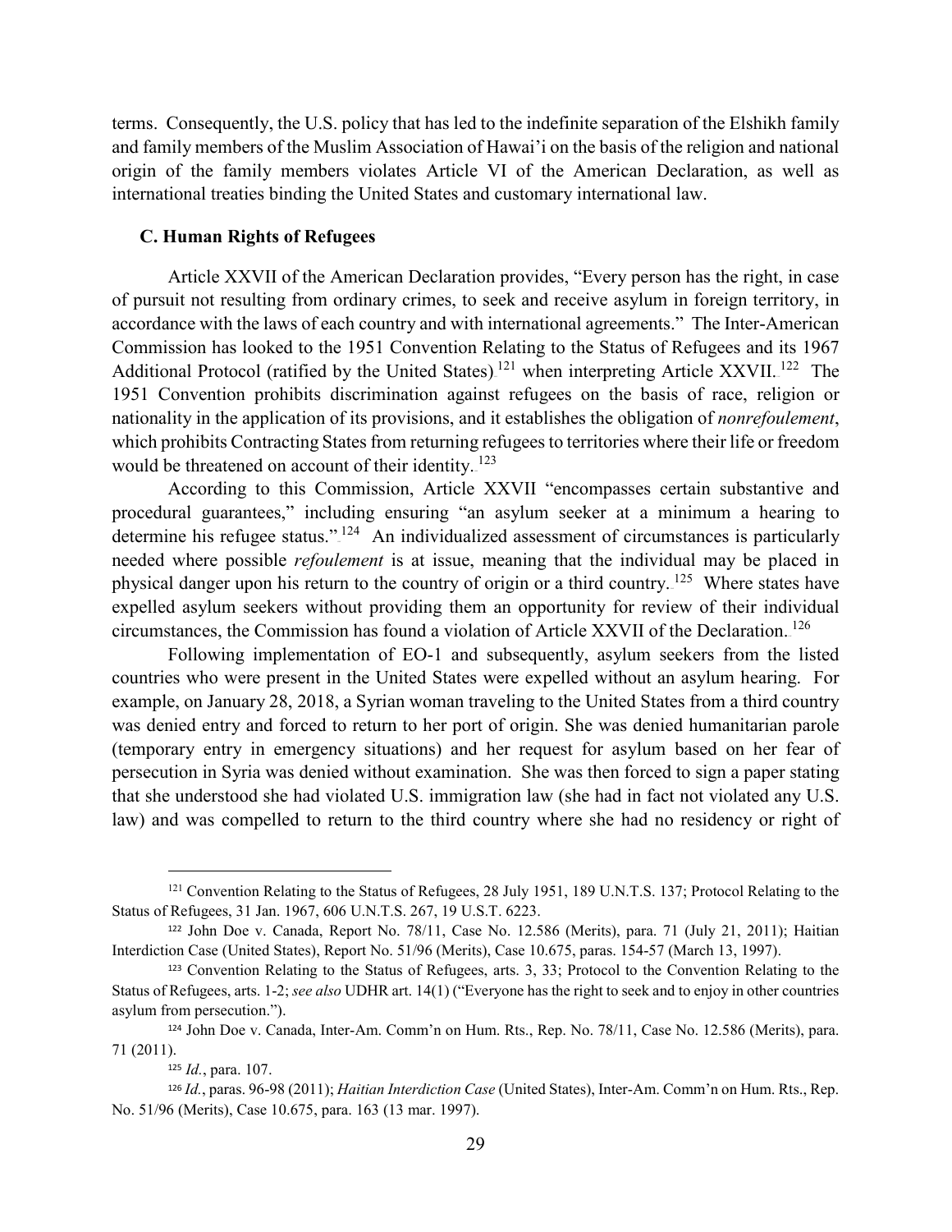terms. Consequently, the U.S. policy that has led to the indefinite separation of the Elshikh family and family members of the Muslim Association of Hawai'i on the basis of the religion and national origin of the family members violates Article VI of the American Declaration, as well as international treaties binding the United States and customary international law.

### C. Human Rights of Refugees

Article XXVII of the American Declaration provides, "Every person has the right, in case of pursuit not resulting from ordinary crimes, to seek and receive asylum in foreign territory, in accordance with the laws of each country and with international agreements." The Inter-American Commission has looked to the 1951 Convention Relating to the Status of Refugees and its 1967 Additional Protocol (ratified by the United States)[121] when interpreting Article XXVII.[122] The 1951 Convention prohibits discrimination against refugees on the basis of race, religion or nationality in the application of its provisions, and it establishes the obligation of *nonrefoulement*, which prohibits Contracting States from returning refugees to territories where their life or freedom would be threatened on account of their identity.[123]

According to this Commission, Article XXVII "encompasses certain substantive and procedural guarantees," including ensuring "an asylum seeker at a minimum a hearing to determine his refugee status."[124] An individualized assessment of circumstances is particularly needed where possible *refoulement* is at issue, meaning that the individual may be placed in physical danger upon his return to the country of origin or a third country.[125] Where states have expelled asylum seekers without providing them an opportunity for review of their individual circumstances, the Commission has found a violation of Article XXVII of the Declaration.[126]

Following implementation of EO-1 and subsequently, asylum seekers from the listed countries who were present in the United States were expelled without an asylum hearing. For example, on January 28, 2018, a Syrian woman traveling to the United States from a third country was denied entry and forced to return to her port of origin. She was denied humanitarian parole (temporary entry in emergency situations) and her request for asylum based on her fear of persecution in Syria was denied without examination. She was then forced to sign a paper stating that she understood she had violated U.S. immigration law (she had in fact not violated any U.S. law) and was compelled to return to the third country where she had no residency or right of

---

[121] Convention Relating to the Status of Refugees, 28 July 1951, 189 U.N.T.S. 137; Protocol Relating to the Status of Refugees, 31 Jan. 1967, 606 U.N.T.S. 267, 19 U.S.T. 6223.

[122] John Doe v. Canada, Report No. 78/11, Case No. 12.586 (Merits), para. 71 (July 21, 2011); Haitian Interdiction Case (United States), Report No. 51/96 (Merits), Case 10.675, paras. 154-57 (March 13, 1997).

[123] Convention Relating to the Status of Refugees, arts. 3, 33; Protocol to the Convention Relating to the Status of Refugees, arts. 1-2; *see also* UDHR art. 14(1) ("Everyone has the right to seek and to enjoy in other countries asylum from persecution.").

[124] John Doe v. Canada, Inter-Am. Comm'n on Hum. Rts., Rep. No. 78/11, Case No. 12.586 (Merits), para. 71 (2011).

[125] *Id.*, para. 107.

[126] *Id.*, paras. 96-98 (2011); *Haitian Interdiction Case* (United States), Inter-Am. Comm'n on Hum. Rts., Rep. No. 51/96 (Merits), Case 10.675, para. 163 (13 mar. 1997).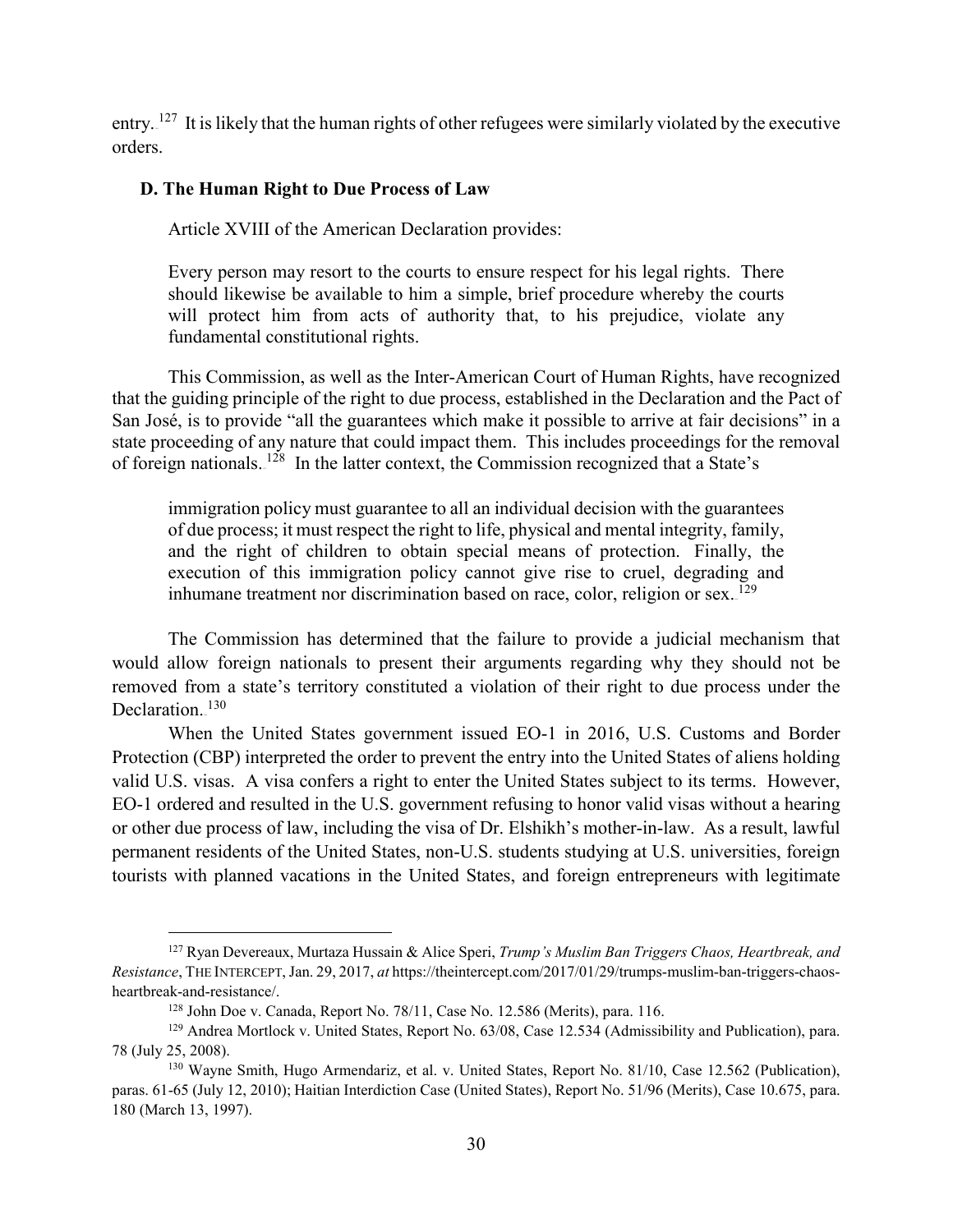entry.[127] It is likely that the human rights of other refugees were similarly violated by the executive orders.

### D. The Human Right to Due Process of Law

Article XVIII of the American Declaration provides:

> Every person may resort to the courts to ensure respect for his legal rights. There should likewise be available to him a simple, brief procedure whereby the courts will protect him from acts of authority that, to his prejudice, violate any fundamental constitutional rights.

This Commission, as well as the Inter-American Court of Human Rights, have recognized that the guiding principle of the right to due process, established in the Declaration and the Pact of San José, is to provide "all the guarantees which make it possible to arrive at fair decisions" in a state proceeding of any nature that could impact them. This includes proceedings for the removal of foreign nationals.[128] In the latter context, the Commission recognized that a State's

> immigration policy must guarantee to all an individual decision with the guarantees of due process; it must respect the right to life, physical and mental integrity, family, and the right of children to obtain special means of protection. Finally, the execution of this immigration policy cannot give rise to cruel, degrading and inhumane treatment nor discrimination based on race, color, religion or sex.[129]

The Commission has determined that the failure to provide a judicial mechanism that would allow foreign nationals to present their arguments regarding why they should not be removed from a state's territory constituted a violation of their right to due process under the Declaration.[130]

When the United States government issued EO-1 in 2016, U.S. Customs and Border Protection (CBP) interpreted the order to prevent the entry into the United States of aliens holding valid U.S. visas. A visa confers a right to enter the United States subject to its terms. However, EO-1 ordered and resulted in the U.S. government refusing to honor valid visas without a hearing or other due process of law, including the visa of Dr. Elshikh's mother-in-law. As a result, lawful permanent residents of the United States, non-U.S. students studying at U.S. universities, foreign tourists with planned vacations in the United States, and foreign entrepreneurs with legitimate

---

[127] Ryan Devereaux, Murtaza Hussain & Alice Speri, *Trump's Muslim Ban Triggers Chaos, Heartbreak, and Resistance*, THE INTERCEPT, Jan. 29, 2017, *at* https://theintercept.com/2017/01/29/trumps-muslim-ban-triggers-chaos-heartbreak-and-resistance/.

[128] John Doe v. Canada, Report No. 78/11, Case No. 12.586 (Merits), para. 116.

[129] Andrea Mortlock v. United States, Report No. 63/08, Case 12.534 (Admissibility and Publication), para. 78 (July 25, 2008).

[130] Wayne Smith, Hugo Armendariz, et al. v. United States, Report No. 81/10, Case 12.562 (Publication), paras. 61-65 (July 12, 2010); Haitian Interdiction Case (United States), Report No. 51/96 (Merits), Case 10.675, para. 180 (March 13, 1997).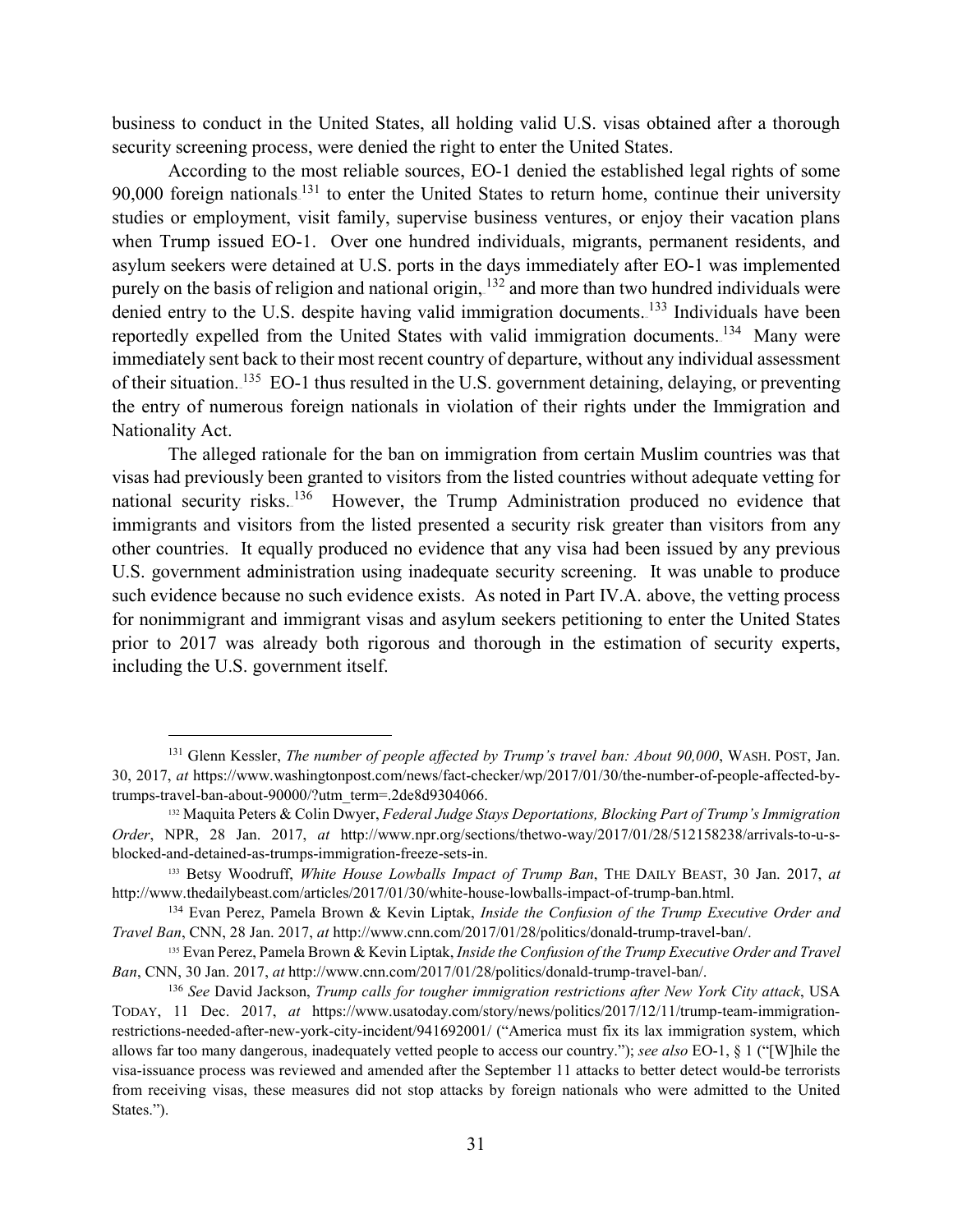business to conduct in the United States, all holding valid U.S. visas obtained after a thorough security screening process, were denied the right to enter the United States.

According to the most reliable sources, EO-1 denied the established legal rights of some 90,000 foreign nationals[131] to enter the United States to return home, continue their university studies or employment, visit family, supervise business ventures, or enjoy their vacation plans when Trump issued EO-1. Over one hundred individuals, migrants, permanent residents, and asylum seekers were detained at U.S. ports in the days immediately after EO-1 was implemented purely on the basis of religion and national origin,[132] and more than two hundred individuals were denied entry to the U.S. despite having valid immigration documents.[133] Individuals have been reportedly expelled from the United States with valid immigration documents.[134] Many were immediately sent back to their most recent country of departure, without any individual assessment of their situation.[135] EO-1 thus resulted in the U.S. government detaining, delaying, or preventing the entry of numerous foreign nationals in violation of their rights under the Immigration and Nationality Act.

The alleged rationale for the ban on immigration from certain Muslim countries was that visas had previously been granted to visitors from the listed countries without adequate vetting for national security risks.[136] However, the Trump Administration produced no evidence that immigrants and visitors from the listed presented a security risk greater than visitors from any other countries. It equally produced no evidence that any visa had been issued by any previous U.S. government administration using inadequate security screening. It was unable to produce such evidence because no such evidence exists. As noted in Part IV.A. above, the vetting process for nonimmigrant and immigrant visas and asylum seekers petitioning to enter the United States prior to 2017 was already both rigorous and thorough in the estimation of security experts, including the U.S. government itself.

---

[131] Glenn Kessler, *The number of people affected by Trump's travel ban: About 90,000*, WASH. POST, Jan. 30, 2017, *at* https://www.washingtonpost.com/news/fact-checker/wp/2017/01/30/the-number-of-people-affected-by-trumps-travel-ban-about-90000/?utm_term=.2de8d9304066.

[132] Maquita Peters & Colin Dwyer, *Federal Judge Stays Deportations, Blocking Part of Trump's Immigration Order*, NPR, 28 Jan. 2017, *at* http://www.npr.org/sections/thetwo-way/2017/01/28/512158238/arrivals-to-u-s-blocked-and-detained-as-trumps-immigration-freeze-sets-in.

[133] Betsy Woodruff, *White House Lowballs Impact of Trump Ban*, THE DAILY BEAST, 30 Jan. 2017, *at* http://www.thedailybeast.com/articles/2017/01/30/white-house-lowballs-impact-of-trump-ban.html.

[134] Evan Perez, Pamela Brown & Kevin Liptak, *Inside the Confusion of the Trump Executive Order and Travel Ban*, CNN, 28 Jan. 2017, *at* http://www.cnn.com/2017/01/28/politics/donald-trump-travel-ban/.

[135] Evan Perez, Pamela Brown & Kevin Liptak, *Inside the Confusion of the Trump Executive Order and Travel Ban*, CNN, 30 Jan. 2017, *at* http://www.cnn.com/2017/01/28/politics/donald-trump-travel-ban/.

[136] *See* David Jackson, *Trump calls for tougher immigration restrictions after New York City attack*, USA TODAY, 11 Dec. 2017, *at* https://www.usatoday.com/story/news/politics/2017/12/11/trump-team-immigration-restrictions-needed-after-new-york-city-incident/941692001/ ("America must fix its lax immigration system, which allows far too many dangerous, inadequately vetted people to access our country."); *see also* EO-1, § 1 ("[W]hile the visa-issuance process was reviewed and amended after the September 11 attacks to better detect would-be terrorists from receiving visas, these measures did not stop attacks by foreign nationals who were admitted to the United States.").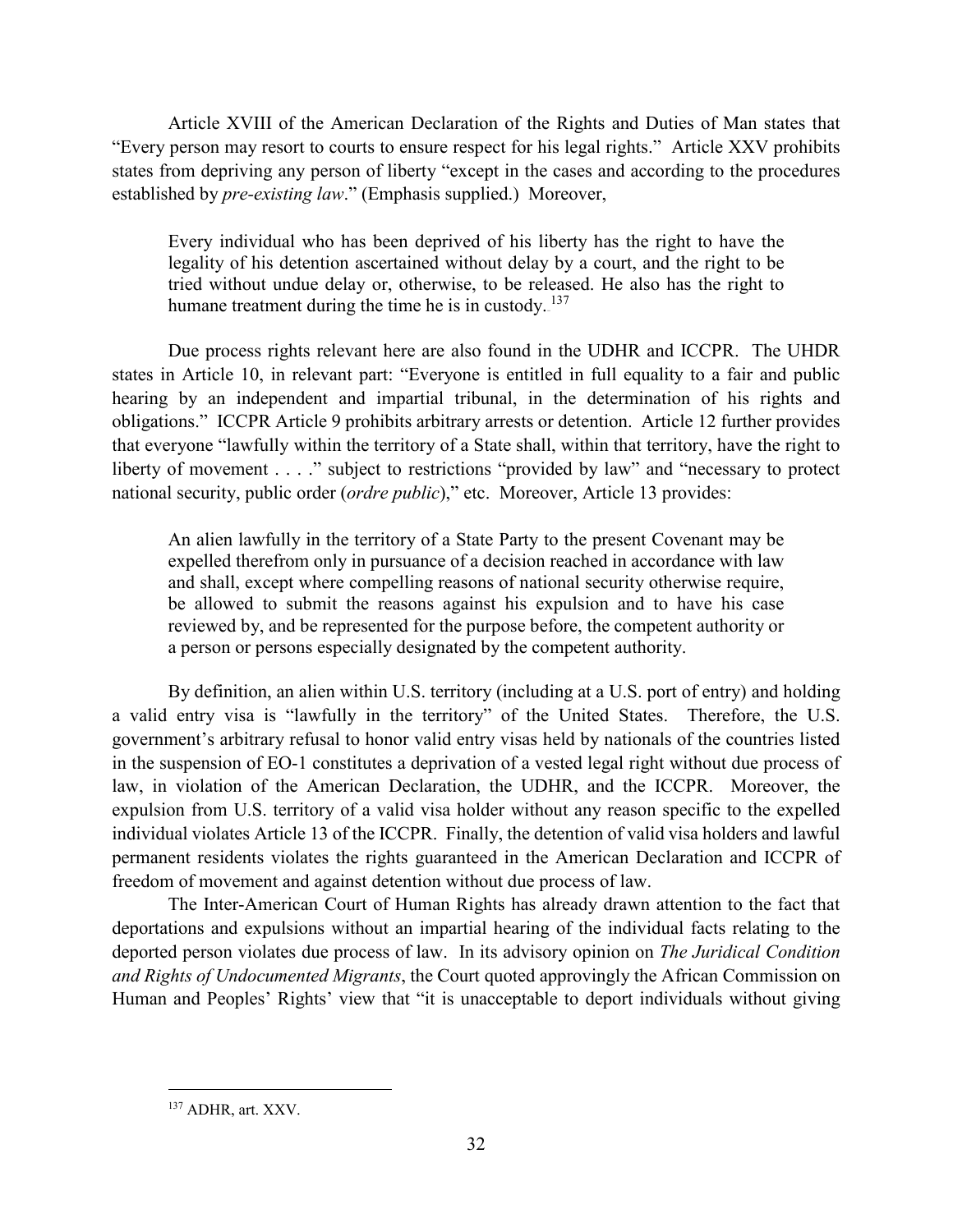Article XVIII of the American Declaration of the Rights and Duties of Man states that "Every person may resort to courts to ensure respect for his legal rights." Article XXV prohibits states from depriving any person of liberty "except in the cases and according to the procedures established by *pre-existing law*." (Emphasis supplied.) Moreover,

> Every individual who has been deprived of his liberty has the right to have the legality of his detention ascertained without delay by a court, and the right to be tried without undue delay or, otherwise, to be released. He also has the right to humane treatment during the time he is in custody.[137]

Due process rights relevant here are also found in the UDHR and ICCPR. The UHDR states in Article 10, in relevant part: "Everyone is entitled in full equality to a fair and public hearing by an independent and impartial tribunal, in the determination of his rights and obligations." ICCPR Article 9 prohibits arbitrary arrests or detention. Article 12 further provides that everyone "lawfully within the territory of a State shall, within that territory, have the right to liberty of movement . . . ." subject to restrictions "provided by law" and "necessary to protect national security, public order (*ordre public*)," etc. Moreover, Article 13 provides:

> An alien lawfully in the territory of a State Party to the present Covenant may be expelled therefrom only in pursuance of a decision reached in accordance with law and shall, except where compelling reasons of national security otherwise require, be allowed to submit the reasons against his expulsion and to have his case reviewed by, and be represented for the purpose before, the competent authority or a person or persons especially designated by the competent authority.

By definition, an alien within U.S. territory (including at a U.S. port of entry) and holding a valid entry visa is "lawfully in the territory" of the United States. Therefore, the U.S. government's arbitrary refusal to honor valid entry visas held by nationals of the countries listed in the suspension of EO-1 constitutes a deprivation of a vested legal right without due process of law, in violation of the American Declaration, the UDHR, and the ICCPR. Moreover, the expulsion from U.S. territory of a valid visa holder without any reason specific to the expelled individual violates Article 13 of the ICCPR. Finally, the detention of valid visa holders and lawful permanent residents violates the rights guaranteed in the American Declaration and ICCPR of freedom of movement and against detention without due process of law.

The Inter-American Court of Human Rights has already drawn attention to the fact that deportations and expulsions without an impartial hearing of the individual facts relating to the deported person violates due process of law. In its advisory opinion on *The Juridical Condition and Rights of Undocumented Migrants*, the Court quoted approvingly the African Commission on Human and Peoples' Rights' view that "it is unacceptable to deport individuals without giving

---

[137] ADHR, art. XXV.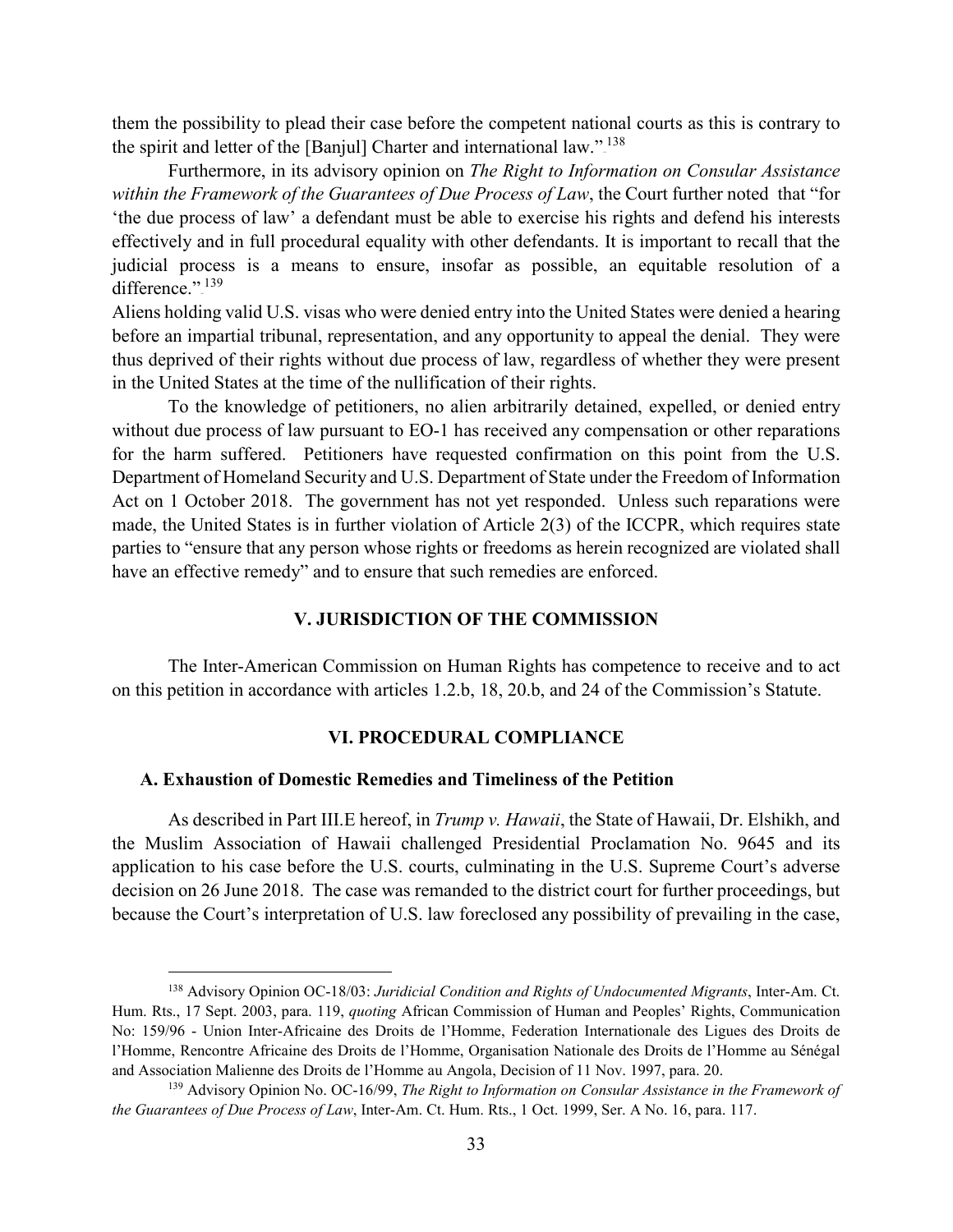them the possibility to plead their case before the competent national courts as this is contrary to the spirit and letter of the [Banjul] Charter and international law."[138]

Furthermore, in its advisory opinion on *The Right to Information on Consular Assistance within the Framework of the Guarantees of Due Process of Law*, the Court further noted that "for 'the due process of law' a defendant must be able to exercise his rights and defend his interests effectively and in full procedural equality with other defendants. It is important to recall that the judicial process is a means to ensure, insofar as possible, an equitable resolution of a difference."[139]

Aliens holding valid U.S. visas who were denied entry into the United States were denied a hearing before an impartial tribunal, representation, and any opportunity to appeal the denial. They were thus deprived of their rights without due process of law, regardless of whether they were present in the United States at the time of the nullification of their rights.

To the knowledge of petitioners, no alien arbitrarily detained, expelled, or denied entry without due process of law pursuant to EO-1 has received any compensation or other reparations for the harm suffered. Petitioners have requested confirmation on this point from the U.S. Department of Homeland Security and U.S. Department of State under the Freedom of Information Act on 1 October 2018. The government has not yet responded. Unless such reparations were made, the United States is in further violation of Article 2(3) of the ICCPR, which requires state parties to "ensure that any person whose rights or freedoms as herein recognized are violated shall have an effective remedy" and to ensure that such remedies are enforced.

## V. JURISDICTION OF THE COMMISSION

The Inter-American Commission on Human Rights has competence to receive and to act on this petition in accordance with articles 1.2.b, 18, 20.b, and 24 of the Commission's Statute.

## VI. PROCEDURAL COMPLIANCE

### A. Exhaustion of Domestic Remedies and Timeliness of the Petition

As described in Part III.E hereof, in *Trump v. Hawaii*, the State of Hawaii, Dr. Elshikh, and the Muslim Association of Hawaii challenged Presidential Proclamation No. 9645 and its application to his case before the U.S. courts, culminating in the U.S. Supreme Court's adverse decision on 26 June 2018. The case was remanded to the district court for further proceedings, but because the Court's interpretation of U.S. law foreclosed any possibility of prevailing in the case,

---

[138] Advisory Opinion OC-18/03: *Juridicial Condition and Rights of Undocumented Migrants*, Inter-Am. Ct. Hum. Rts., 17 Sept. 2003, para. 119, *quoting* African Commission of Human and Peoples' Rights, Communication No: 159/96 - Union Inter-Africaine des Droits de l'Homme, Federation Internationale des Ligues des Droits de l'Homme, Rencontre Africaine des Droits de l'Homme, Organisation Nationale des Droits de l'Homme au Sénégal and Association Malienne des Droits de l'Homme au Angola, Decision of 11 Nov. 1997, para. 20.

[139] Advisory Opinion No. OC-16/99, *The Right to Information on Consular Assistance in the Framework of the Guarantees of Due Process of Law*, Inter-Am. Ct. Hum. Rts., 1 Oct. 1999, Ser. A No. 16, para. 117.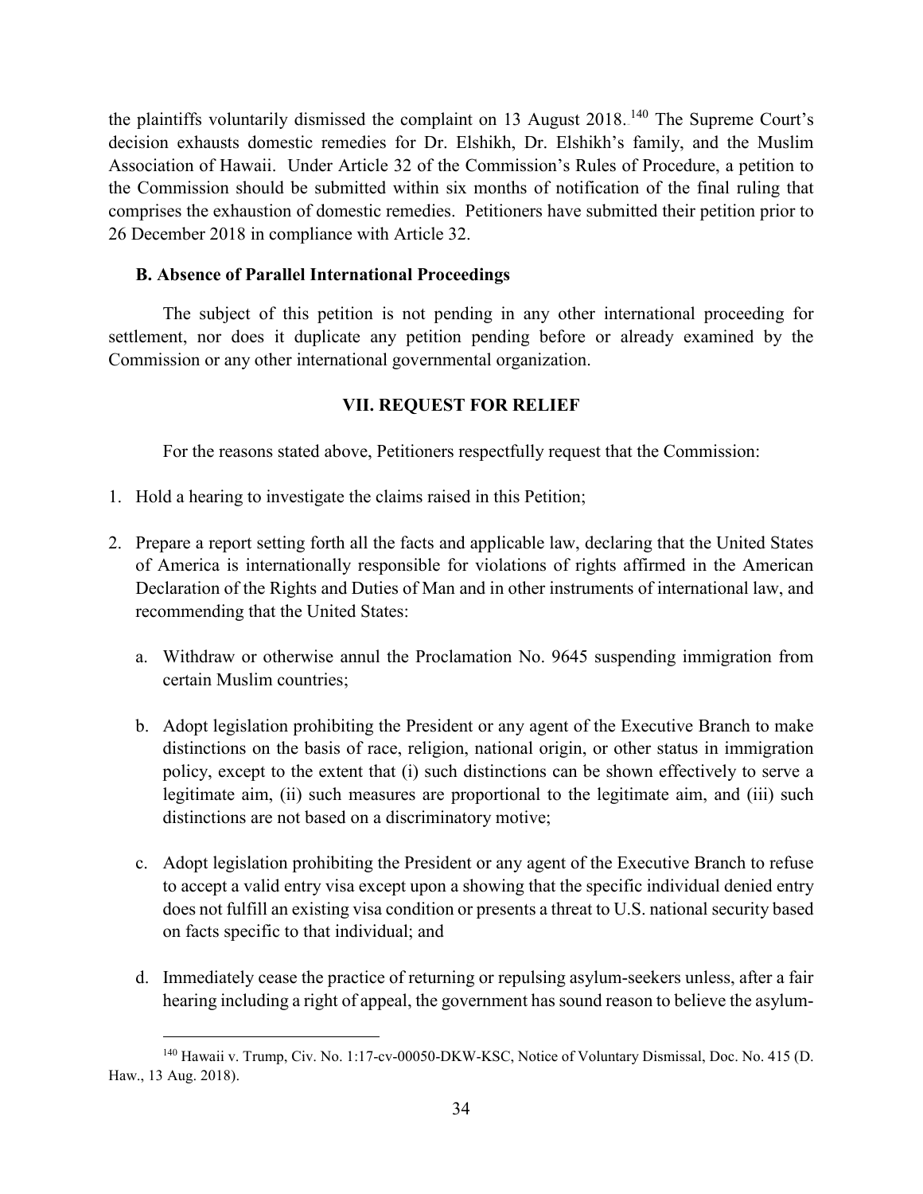the plaintiffs voluntarily dismissed the complaint on 13 August 2018.[140] The Supreme Court's decision exhausts domestic remedies for Dr. Elshikh, Dr. Elshikh's family, and the Muslim Association of Hawaii. Under Article 32 of the Commission's Rules of Procedure, a petition to the Commission should be submitted within six months of notification of the final ruling that comprises the exhaustion of domestic remedies. Petitioners have submitted their petition prior to 26 December 2018 in compliance with Article 32.

### B. Absence of Parallel International Proceedings

The subject of this petition is not pending in any other international proceeding for settlement, nor does it duplicate any petition pending before or already examined by the Commission or any other international governmental organization.

## VII. REQUEST FOR RELIEF

For the reasons stated above, Petitioners respectfully request that the Commission:

1. Hold a hearing to investigate the claims raised in this Petition;

2. Prepare a report setting forth all the facts and applicable law, declaring that the United States of America is internationally responsible for violations of rights affirmed in the American Declaration of the Rights and Duties of Man and in other instruments of international law, and recommending that the United States:

   a. Withdraw or otherwise annul the Proclamation No. 9645 suspending immigration from certain Muslim countries;

   b. Adopt legislation prohibiting the President or any agent of the Executive Branch to make distinctions on the basis of race, religion, national origin, or other status in immigration policy, except to the extent that (i) such distinctions can be shown effectively to serve a legitimate aim, (ii) such measures are proportional to the legitimate aim, and (iii) such distinctions are not based on a discriminatory motive;

   c. Adopt legislation prohibiting the President or any agent of the Executive Branch to refuse to accept a valid entry visa except upon a showing that the specific individual denied entry does not fulfill an existing visa condition or presents a threat to U.S. national security based on facts specific to that individual; and

   d. Immediately cease the practice of returning or repulsing asylum-seekers unless, after a fair hearing including a right of appeal, the government has sound reason to believe the asylum-

---

[140] Hawaii v. Trump, Civ. No. 1:17-cv-00050-DKW-KSC, Notice of Voluntary Dismissal, Doc. No. 415 (D. Haw., 13 Aug. 2018).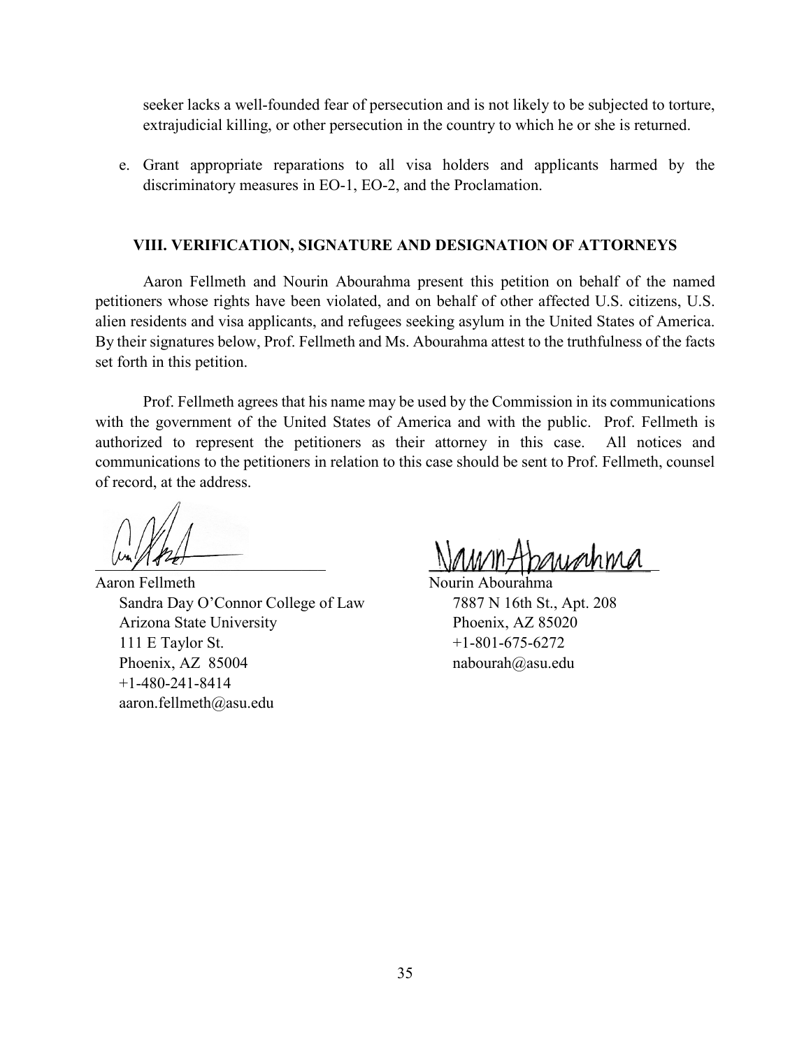seeker lacks a well-founded fear of persecution and is not likely to be subjected to torture, extrajudicial killing, or other persecution in the country to which he or she is returned.

e. Grant appropriate reparations to all visa holders and applicants harmed by the discriminatory measures in EO-1, EO-2, and the Proclamation.

## VIII. VERIFICATION, SIGNATURE AND DESIGNATION OF ATTORNEYS

Aaron Fellmeth and Nourin Abourahma present this petition on behalf of the named petitioners whose rights have been violated, and on behalf of other affected U.S. citizens, U.S. alien residents and visa applicants, and refugees seeking asylum in the United States of America. By their signatures below, Prof. Fellmeth and Ms. Abourahma attest to the truthfulness of the facts set forth in this petition.

Prof. Fellmeth agrees that his name may be used by the Commission in its communications with the government of the United States of America and with the public. Prof. Fellmeth is authorized to represent the petitioners as their attorney in this case. All notices and communications to the petitioners in relation to this case should be sent to Prof. Fellmeth, counsel of record, at the address.

Aaron Fellmeth
Sandra Day O'Connor College of Law
Arizona State University
111 E Taylor St.
Phoenix, AZ 85004
+1-480-241-8414
aaron.fellmeth@asu.edu

Nourin Abourahma
7887 N 16th St., Apt. 208
Phoenix, AZ 85020
+1-801-675-6272
nabourah@asu.edu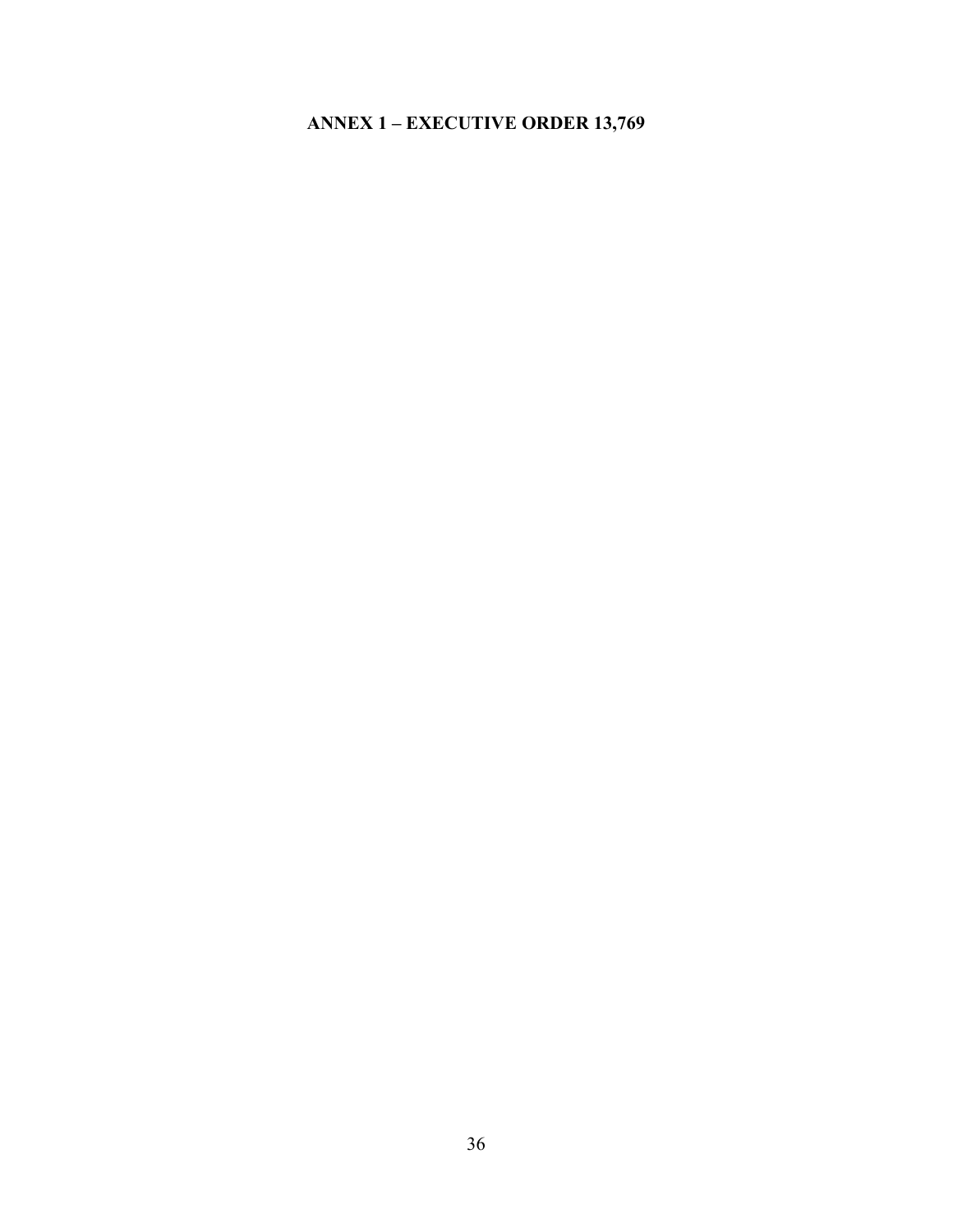# ANNEX 1 – EXECUTIVE ORDER 13,769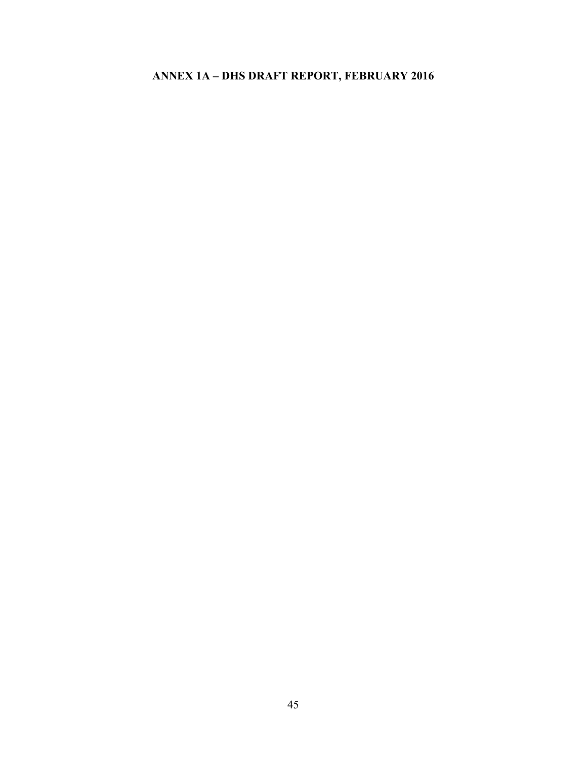# ANNEX 1A – DHS DRAFT REPORT, FEBRUARY 2016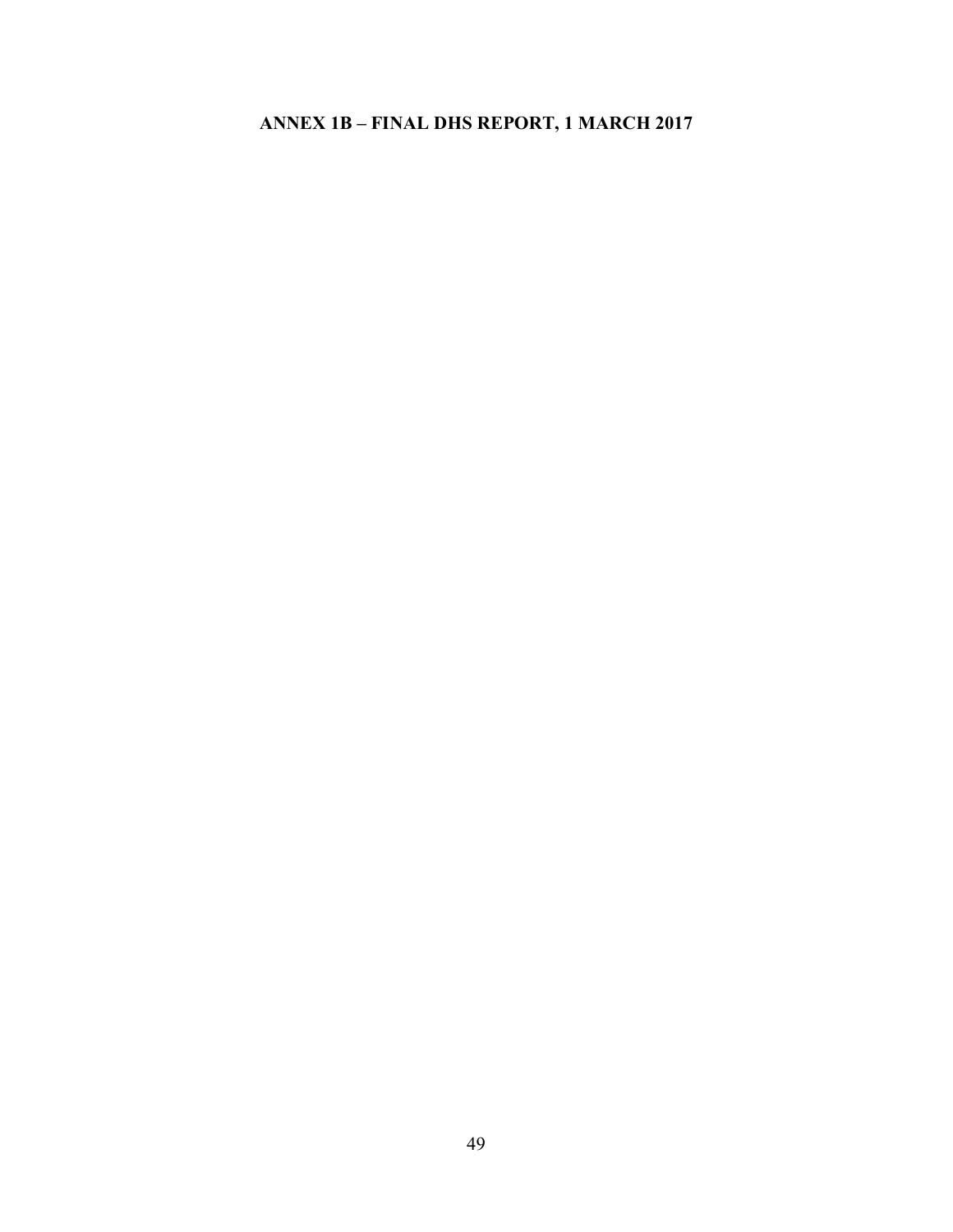# ANNEX 1B – FINAL DHS REPORT, 1 MARCH 2017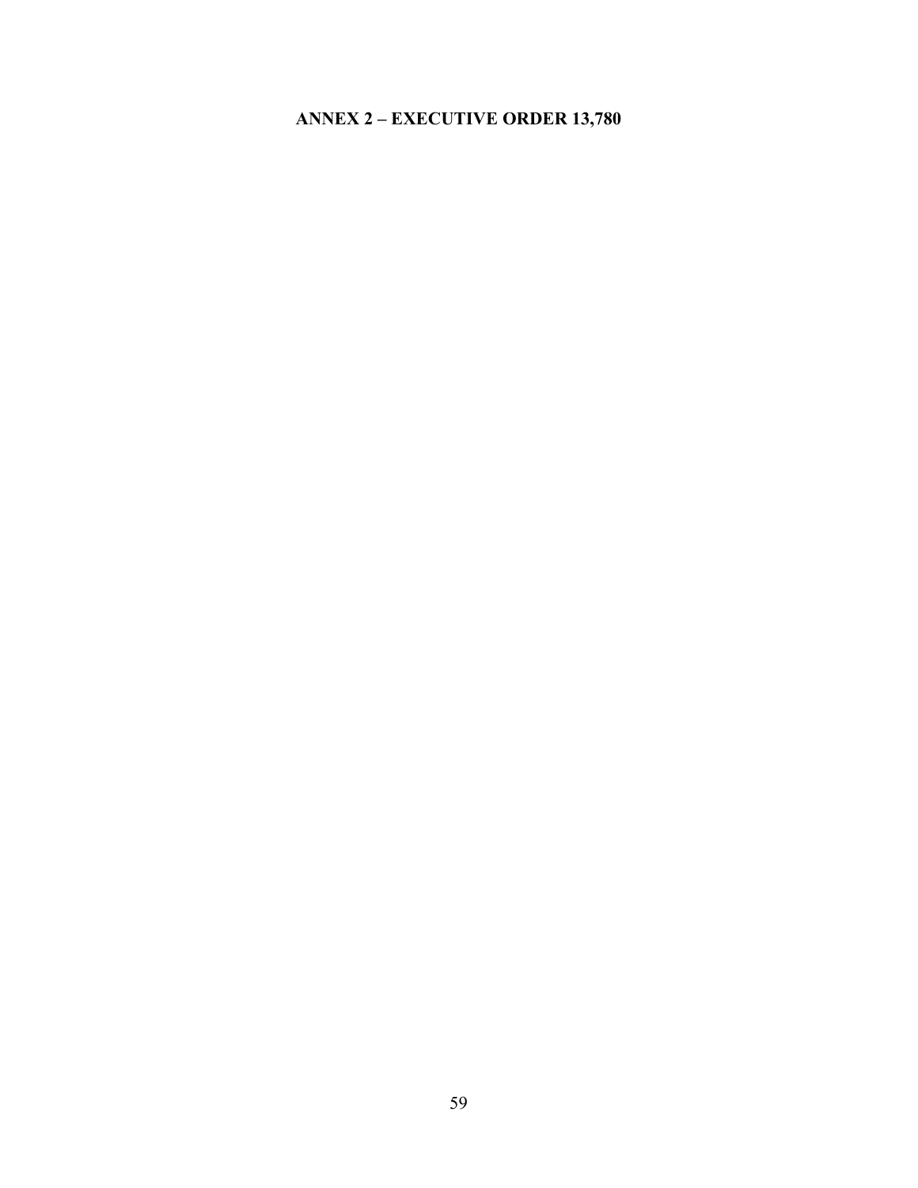# ANNEX 2 – EXECUTIVE ORDER 13,780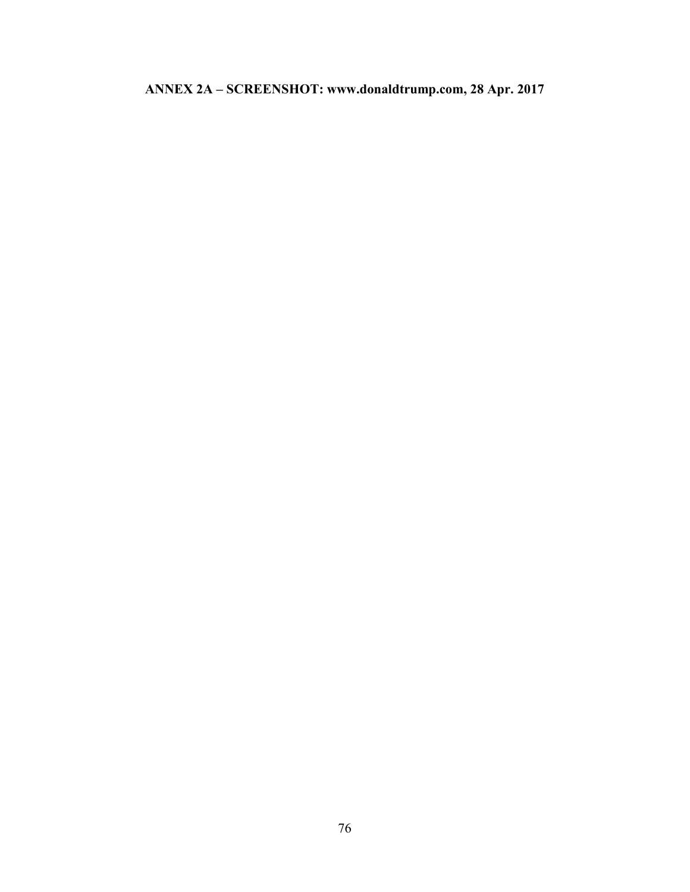**ANNEX 2A – SCREENSHOT: www.donaldtrump.com, 28 Apr. 2017**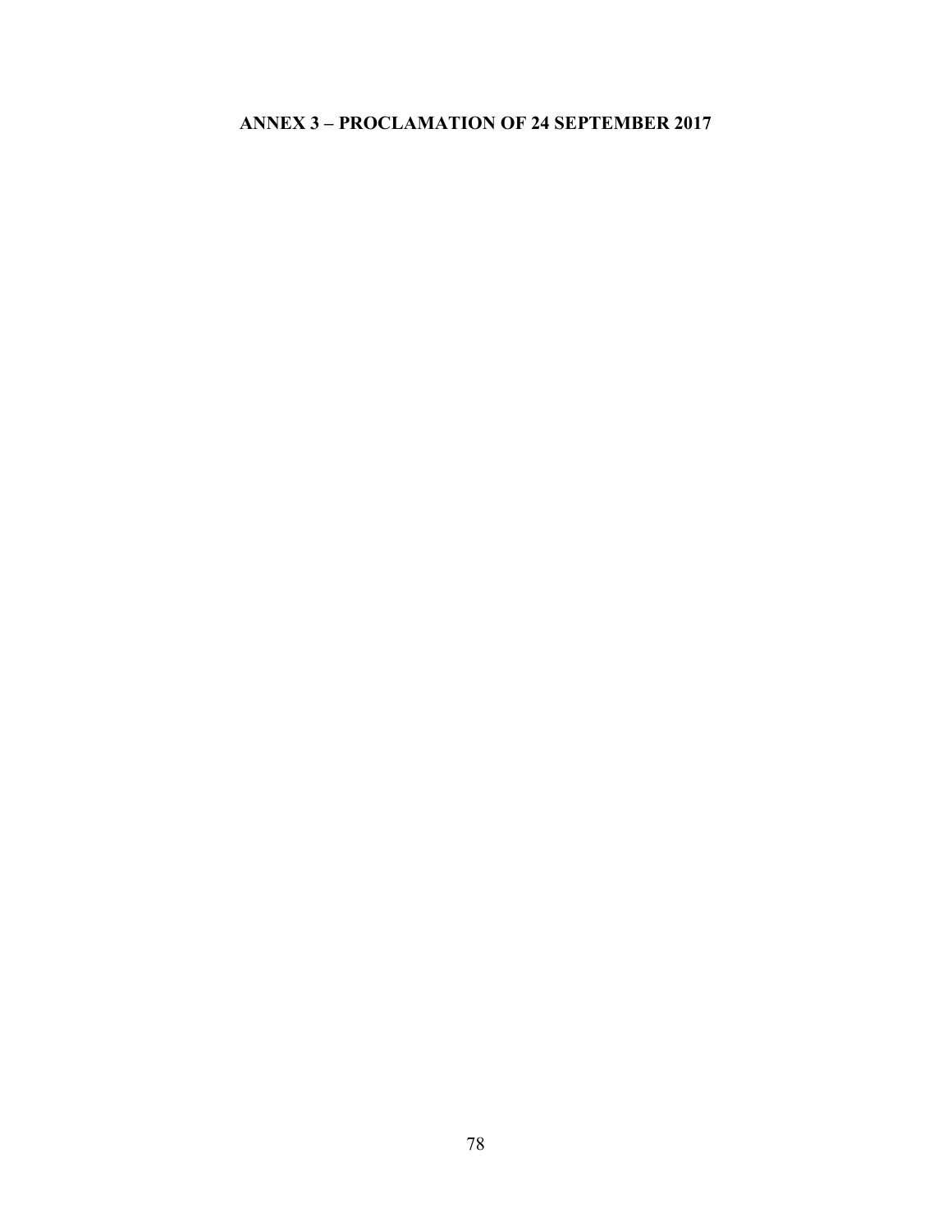# ANNEX 3 – PROCLAMATION OF 24 SEPTEMBER 2017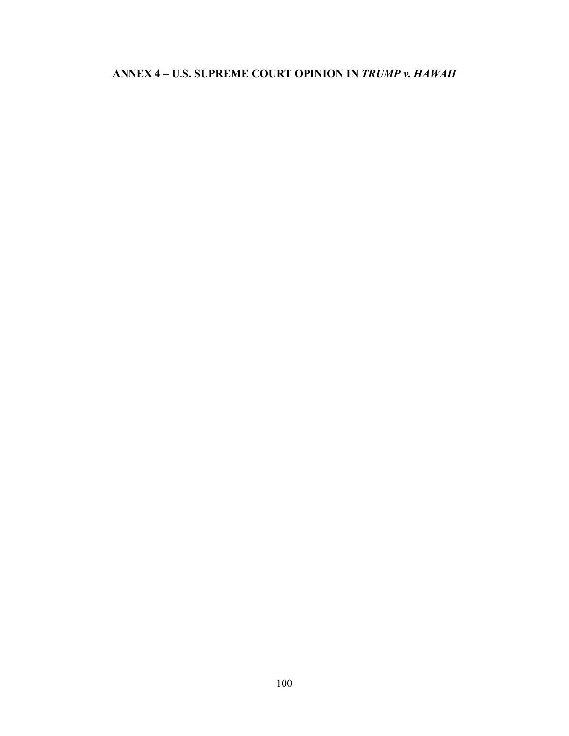**ANNEX 4 – U.S. SUPREME COURT OPINION IN *TRUMP v. HAWAII***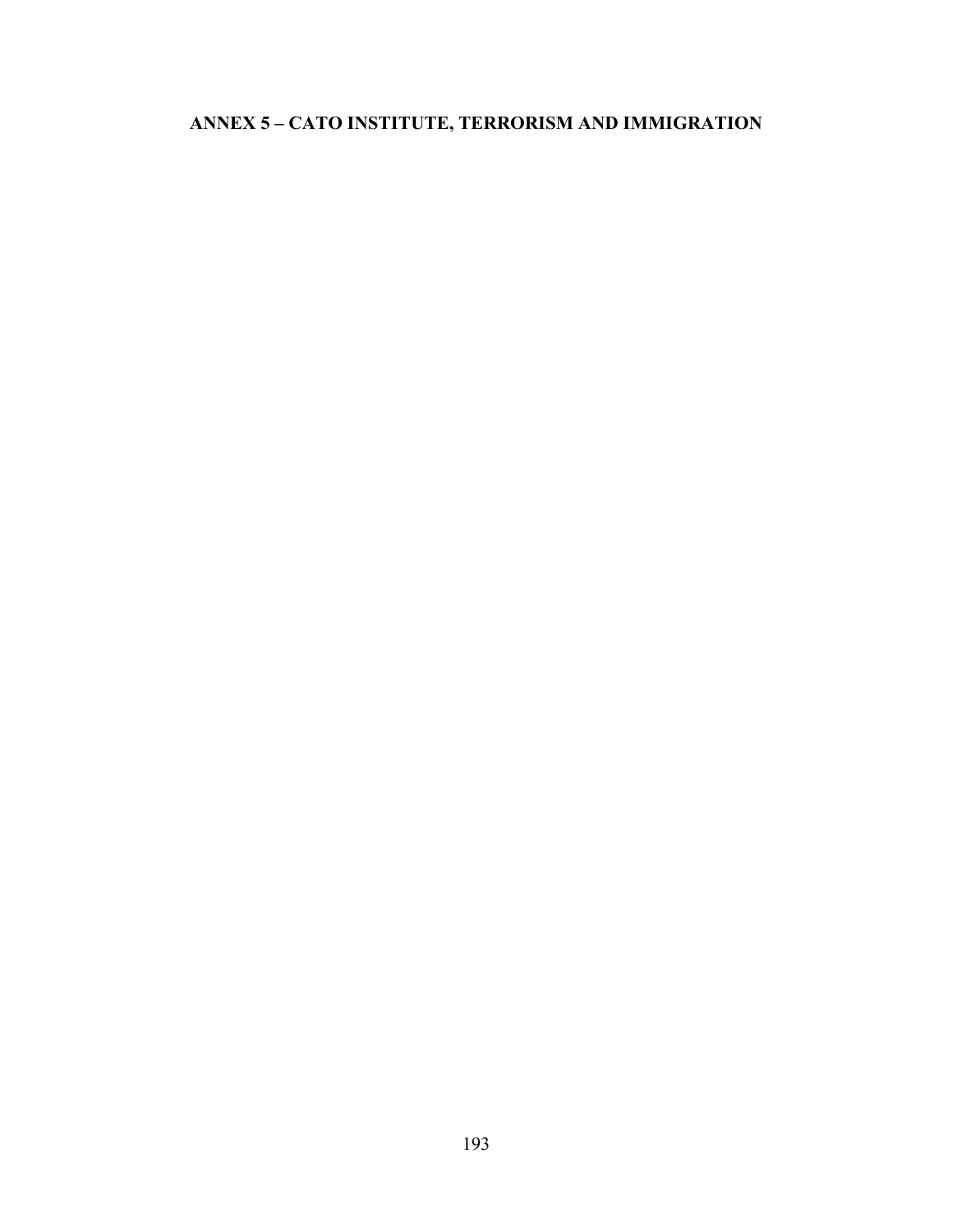# ANNEX 5 – CATO INSTITUTE, TERRORISM AND IMMIGRATION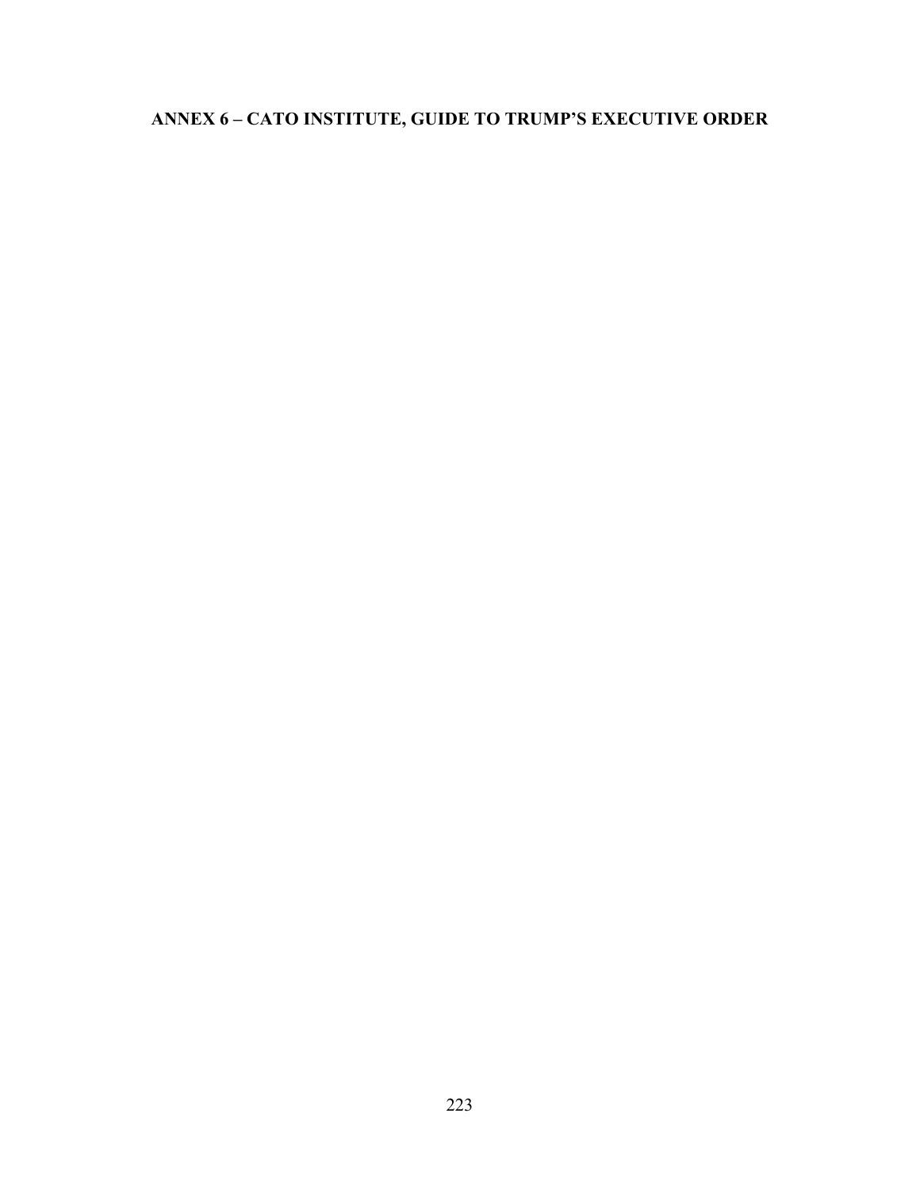# ANNEX 6 – CATO INSTITUTE, GUIDE TO TRUMP'S EXECUTIVE ORDER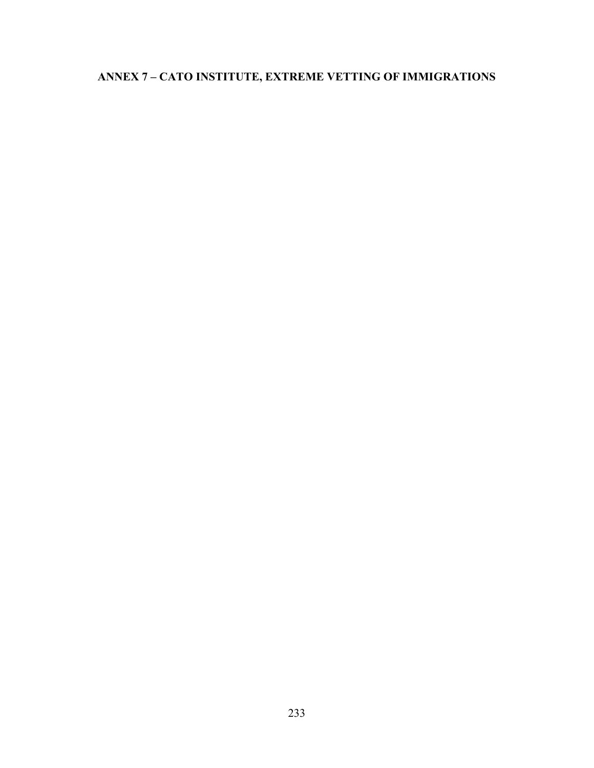# ANNEX 7 – CATO INSTITUTE, EXTREME VETTING OF IMMIGRATIONS